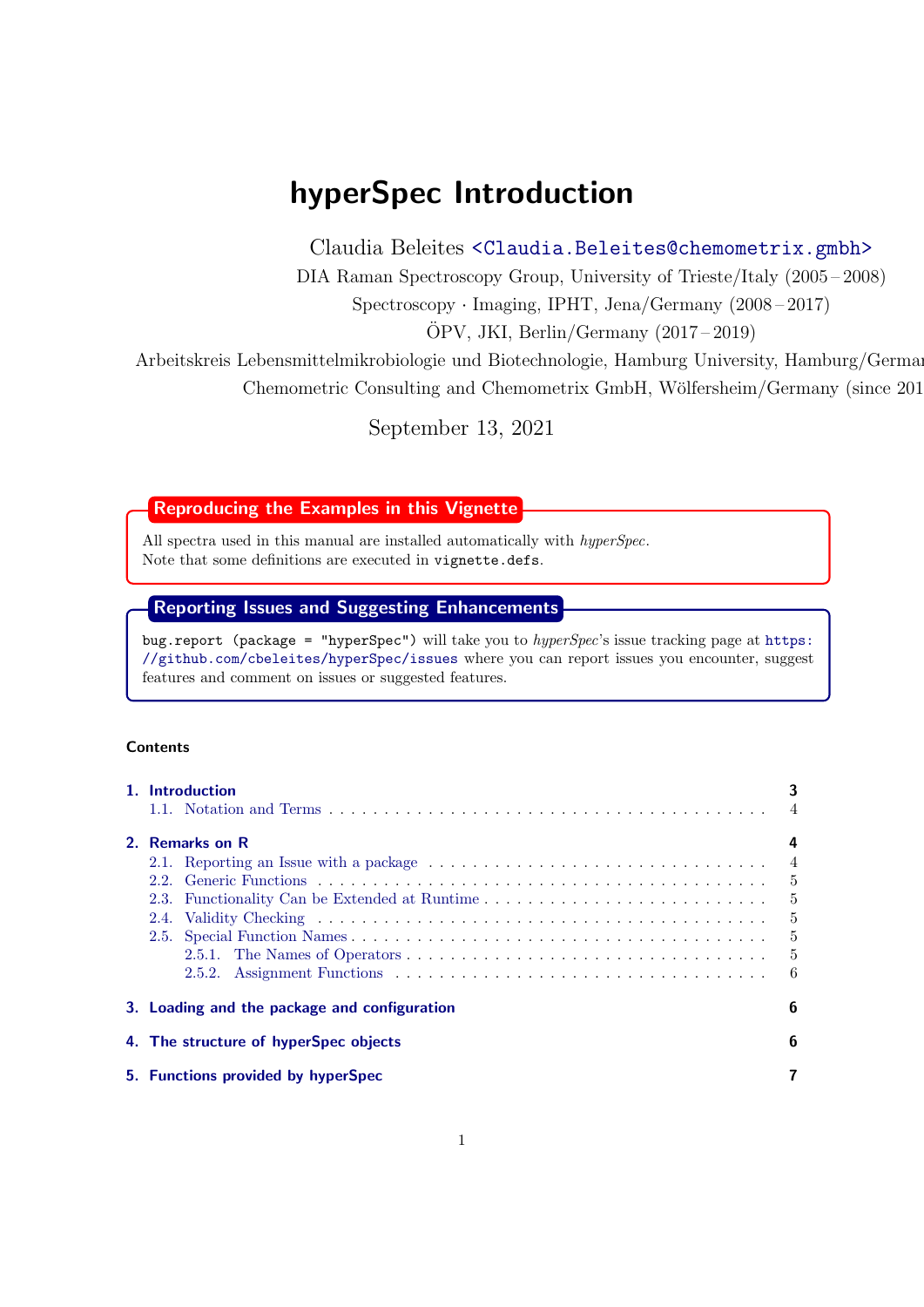# hyperSpec Introduction

Claudia Beleites <Claudia.Beleites@chemometrix.gmbh>

DIA Raman Spectroscopy Group, University of Trieste/Italy (2005 – 2008)

Spectroscopy · Imaging, IPHT, Jena/Germany (2008 – 2017)

ÖPV, JKI, Berlin/Germany (2017 – 2019)

Arbeitskreis Lebensmittelmikrobiologie und Biotechnologie, Hamburg University, Hamburg/Germar

Chemometric Consulting and Chemometrix GmbH, Wölfersheim/Germany (since 201

September 13, 2021

**Reproducing the Examples in this Vignette**

All spectra used in this manual are installed automatically with *hyperSpec*.
Note that some definitions are executed in `vignette.defs`.

**Reporting Issues and Suggesting Enhancements**

`bug.report (package = "hyperSpec")` will take you to *hyperSpec*'s issue tracking page at https://github.com/cbeleites/hyperSpec/issues where you can report issues you encounter, suggest features and comment on issues or suggested features.

**Contents**

1. Introduction — 3
   - 1.1. Notation and Terms — 4
2. Remarks on R — 4
   - 2.1. Reporting an Issue with a package — 4
   - 2.2. Generic Functions — 5
   - 2.3. Functionality Can be Extended at Runtime — 5
   - 2.4. Validity Checking — 5
   - 2.5. Special Function Names — 5
     - 2.5.1. The Names of Operators — 5
     - 2.5.2. Assignment Functions — 6
3. Loading and the package and configuration — 6
4. The structure of hyperSpec objects — 6
5. Functions provided by hyperSpec — 7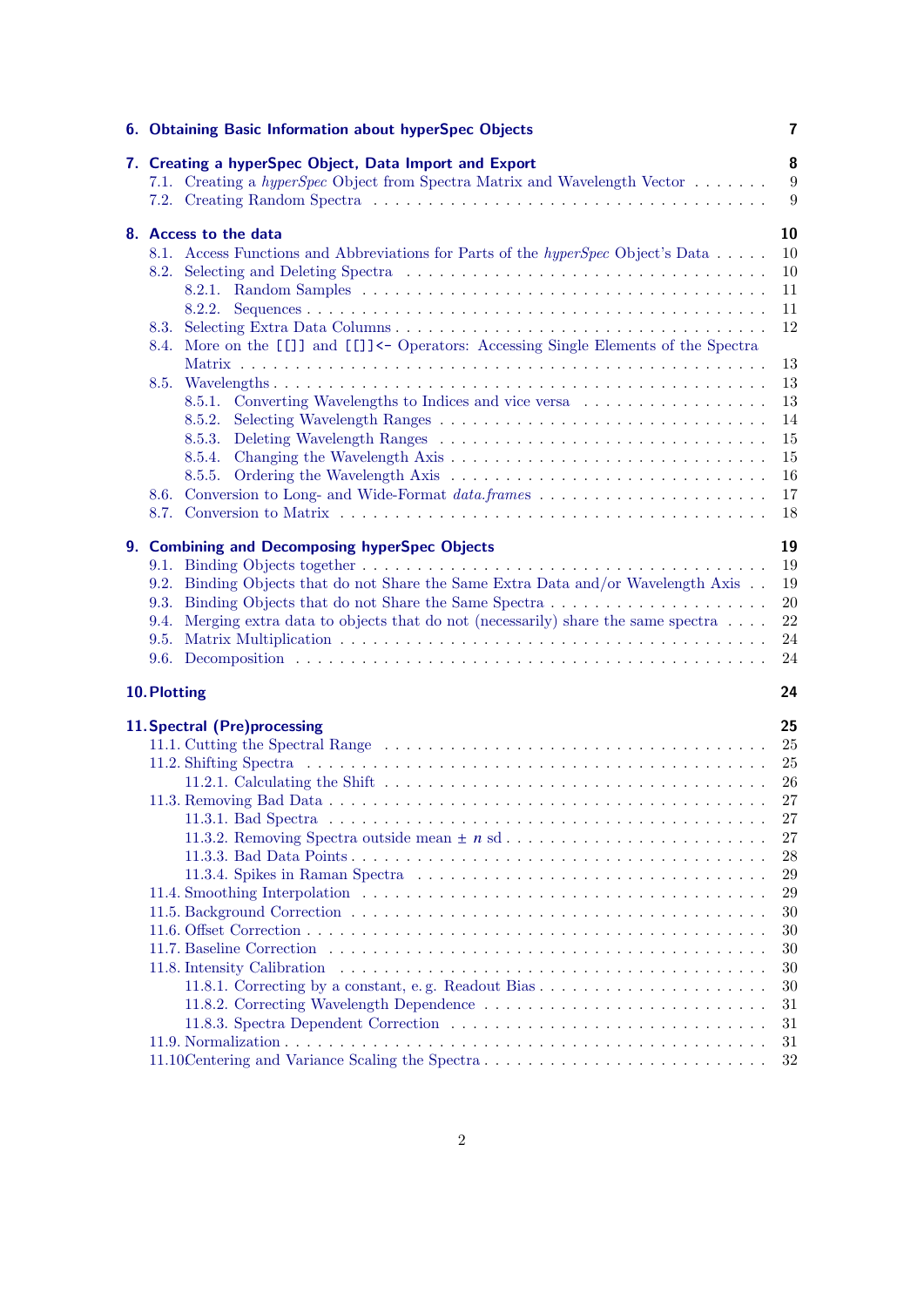6. Obtaining Basic Information about hyperSpec Objects 7

7. Creating a hyperSpec Object, Data Import and Export 8
 7.1. Creating a *hyperSpec* Object from Spectra Matrix and Wavelength Vector 9
 7.2. Creating Random Spectra 9

8. Access to the data 10
 8.1. Access Functions and Abbreviations for Parts of the *hyperSpec* Object's Data 10
 8.2. Selecting and Deleting Spectra 10
  8.2.1. Random Samples 11
  8.2.2. Sequences 11
 8.3. Selecting Extra Data Columns 12
 8.4. More on the `[[]]` and `[[]]<-` Operators: Accessing Single Elements of the Spectra Matrix 13
 8.5. Wavelengths 13
  8.5.1. Converting Wavelengths to Indices and vice versa 13
  8.5.2. Selecting Wavelength Ranges 14
  8.5.3. Deleting Wavelength Ranges 15
  8.5.4. Changing the Wavelength Axis 15
  8.5.5. Ordering the Wavelength Axis 16
 8.6. Conversion to Long- and Wide-Format *data.frames* 17
 8.7. Conversion to Matrix 18

9. Combining and Decomposing hyperSpec Objects 19
 9.1. Binding Objects together 19
 9.2. Binding Objects that do not Share the Same Extra Data and/or Wavelength Axis 19
 9.3. Binding Objects that do not Share the Same Spectra 20
 9.4. Merging extra data to objects that do not (necessarily) share the same spectra 22
 9.5. Matrix Multiplication 24
 9.6. Decomposition 24

10. Plotting 24

11. Spectral (Pre)processing 25
 11.1. Cutting the Spectral Range 25
 11.2. Shifting Spectra 25
  11.2.1. Calculating the Shift 26
 11.3. Removing Bad Data 27
  11.3.1. Bad Spectra 27
  11.3.2. Removing Spectra outside mean ± $n$ sd 27
  11.3.3. Bad Data Points 28
  11.3.4. Spikes in Raman Spectra 29
 11.4. Smoothing Interpolation 29
 11.5. Background Correction 30
 11.6. Offset Correction 30
 11.7. Baseline Correction 30
 11.8. Intensity Calibration 30
  11.8.1. Correcting by a constant, e. g. Readout Bias 30
  11.8.2. Correcting Wavelength Dependence 31
  11.8.3. Spectra Dependent Correction 31
 11.9. Normalization 31
 11.10. Centering and Variance Scaling the Spectra 32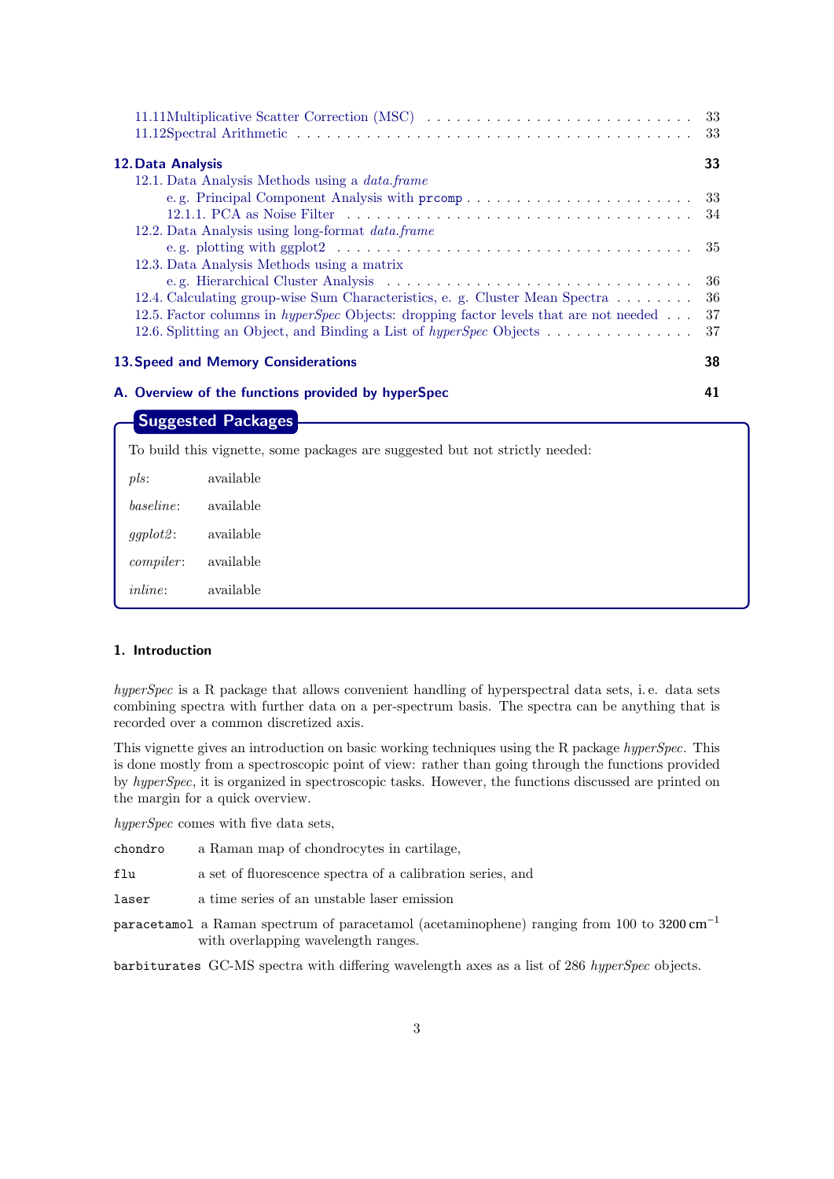11.11 Multiplicative Scatter Correction (MSC) . . . 33
11.12 Spectral Arithmetic . . . 33

**12. Data Analysis** **33**

12.1. Data Analysis Methods using a *data.frame*
e. g. Principal Component Analysis with `prcomp` . . . 33
12.1.1. PCA as Noise Filter . . . 34
12.2. Data Analysis using long-format *data.frame*
e. g. plotting with ggplot2 . . . 35
12.3. Data Analysis Methods using a matrix
e. g. Hierarchical Cluster Analysis . . . 36
12.4. Calculating group-wise Sum Characteristics, e. g. Cluster Mean Spectra . . . 36
12.5. Factor columns in *hyperSpec* Objects: dropping factor levels that are not needed . . . 37
12.6. Splitting an Object, and Binding a List of *hyperSpec* Objects . . . 37

**13. Speed and Memory Considerations** **38**

**A. Overview of the functions provided by hyperSpec** **41**

**Suggested Packages**

To build this vignette, some packages are suggested but not strictly needed:

*pls*: available

*baseline*: available

*ggplot2*: available

*compiler*: available

*inline*: available

## 1. Introduction

*hyperSpec* is a R package that allows convenient handling of hyperspectral data sets, i. e. data sets combining spectra with further data on a per-spectrum basis. The spectra can be anything that is recorded over a common discretized axis.

This vignette gives an introduction on basic working techniques using the R package *hyperSpec*. This is done mostly from a spectroscopic point of view: rather than going through the functions provided by *hyperSpec*, it is organized in spectroscopic tasks. However, the functions discussed are printed on the margin for a quick overview.

*hyperSpec* comes with five data sets,

`chondro` a Raman map of chondrocytes in cartilage,

`flu` a set of fluorescence spectra of a calibration series, and

`laser` a time series of an unstable laser emission

`paracetamol` a Raman spectrum of paracetamol (acetaminophene) ranging from 100 to 3200 $\mathrm{cm}^{-1}$ with overlapping wavelength ranges.

`barbiturates` GC-MS spectra with differing wavelength axes as a list of 286 *hyperSpec* objects.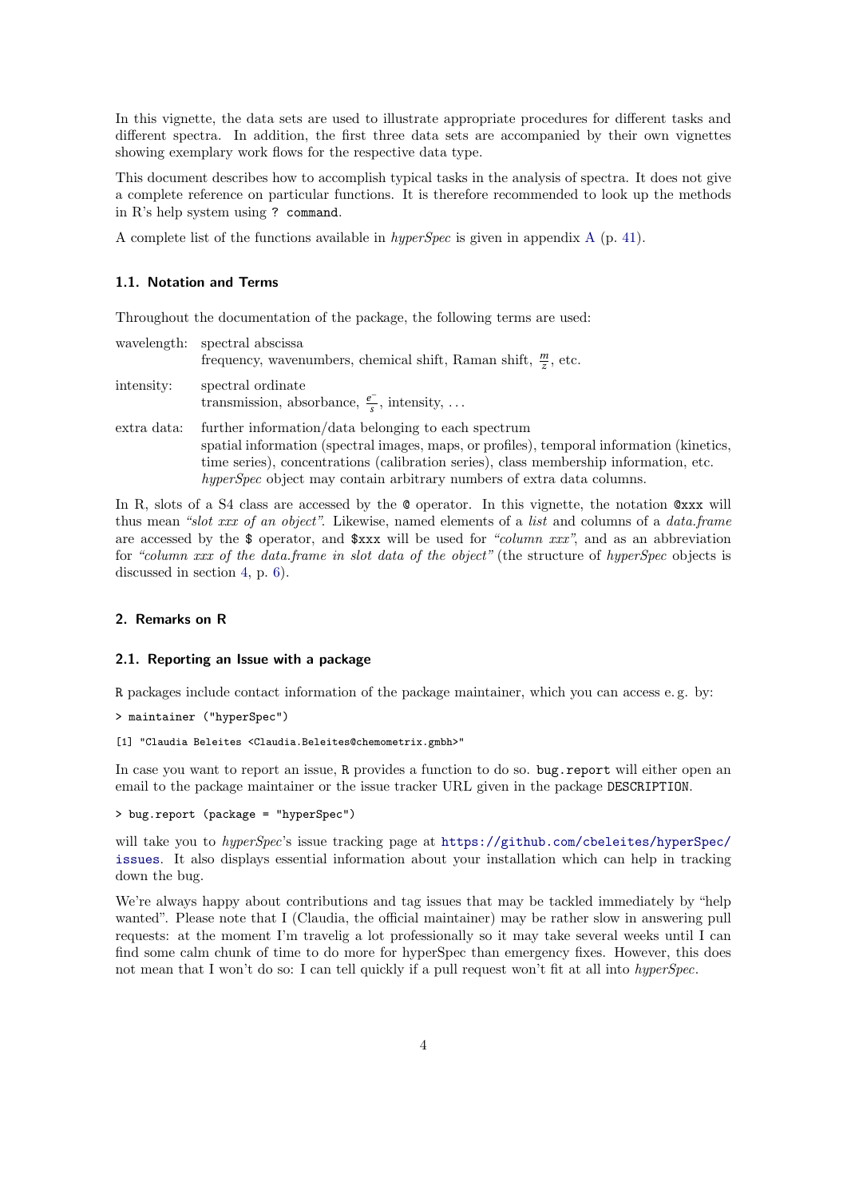In this vignette, the data sets are used to illustrate appropriate procedures for different tasks and different spectra. In addition, the first three data sets are accompanied by their own vignettes showing exemplary work flows for the respective data type.

This document describes how to accomplish typical tasks in the analysis of spectra. It does not give a complete reference on particular functions. It is therefore recommended to look up the methods in R's help system using `? command`.

A complete list of the functions available in *hyperSpec* is given in appendix A (p. 41).

### 1.1. Notation and Terms

Throughout the documentation of the package, the following terms are used:

wavelength: spectral abscissa
frequency, wavenumbers, chemical shift, Raman shift, $\frac{m}{z}$, etc.

intensity: spectral ordinate
transmission, absorbance, $\frac{e^-}{s}$, intensity, ...

extra data: further information/data belonging to each spectrum
spatial information (spectral images, maps, or profiles), temporal information (kinetics, time series), concentrations (calibration series), class membership information, etc. *hyperSpec* object may contain arbitrary numbers of extra data columns.

In R, slots of a S4 class are accessed by the `@` operator. In this vignette, the notation `@xxx` will thus mean *"slot xxx of an object"*. Likewise, named elements of a *list* and columns of a *data.frame* are accessed by the `$` operator, and `$xxx` will be used for *"column xxx"*, and as an abbreviation for *"column xxx of the data.frame in slot data of the object"* (the structure of *hyperSpec* objects is discussed in section 4, p. 6).

## 2. Remarks on R

### 2.1. Reporting an Issue with a package

R packages include contact information of the package maintainer, which you can access e. g. by:

```
> maintainer ("hyperSpec")

[1] "Claudia Beleites <Claudia.Beleites@chemometrix.gmbh>"
```

In case you want to report an issue, R provides a function to do so. `bug.report` will either open an email to the package maintainer or the issue tracker URL given in the package `DESCRIPTION`.

```
> bug.report (package = "hyperSpec")
```

will take you to *hyperSpec*'s issue tracking page at https://github.com/cbeleites/hyperSpec/issues. It also displays essential information about your installation which can help in tracking down the bug.

We're always happy about contributions and tag issues that may be tackled immediately by "help wanted". Please note that I (Claudia, the official maintainer) may be rather slow in answering pull requests: at the moment I'm travelig a lot professionally so it may take several weeks until I can find some calm chunk of time to do more for hyperSpec than emergency fixes. However, this does not mean that I won't do so: I can tell quickly if a pull request won't fit at all into *hyperSpec*.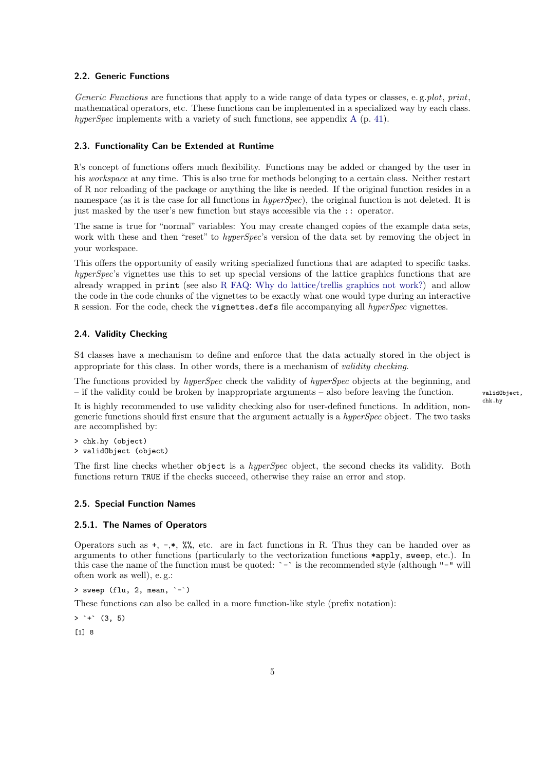### 2.2. Generic Functions

*Generic Functions* are functions that apply to a wide range of data types or classes, e. g.*plot*, *print*, mathematical operators, etc. These functions can be implemented in a specialized way by each class. *hyperSpec* implements with a variety of such functions, see appendix A (p. 41).

### 2.3. Functionality Can be Extended at Runtime

R's concept of functions offers much flexibility. Functions may be added or changed by the user in his *workspace* at any time. This is also true for methods belonging to a certain class. Neither restart of R nor reloading of the package or anything the like is needed. If the original function resides in a namespace (as it is the case for all functions in *hyperSpec*), the original function is not deleted. It is just masked by the user's new function but stays accessible via the `::` operator.

The same is true for "normal" variables: You may create changed copies of the example data sets, work with these and then "reset" to *hyperSpec*'s version of the data set by removing the object in your workspace.

This offers the opportunity of easily writing specialized functions that are adapted to specific tasks. *hyperSpec*'s vignettes use this to set up special versions of the lattice graphics functions that are already wrapped in `print` (see also R FAQ: Why do lattice/trellis graphics not work?) and allow the code in the code chunks of the vignettes to be exactly what one would type during an interactive R session. For the code, check the `vignettes.defs` file accompanying all *hyperSpec* vignettes.

### 2.4. Validity Checking

S4 classes have a mechanism to define and enforce that the data actually stored in the object is appropriate for this class. In other words, there is a mechanism of *validity checking*.

The functions provided by *hyperSpec* check the validity of *hyperSpec* objects at the beginning, and – if the validity could be broken by inappropriate arguments – also before leaving the function.

validObject, chk.hy

It is highly recommended to use validity checking also for user-defined functions. In addition, non-generic functions should first ensure that the argument actually is a *hyperSpec* object. The two tasks are accomplished by:

```
> chk.hy (object)
> validObject (object)
```

The first line checks whether `object` is a *hyperSpec* object, the second checks its validity. Both functions return `TRUE` if the checks succeed, otherwise they raise an error and stop.

### 2.5. Special Function Names

#### 2.5.1. The Names of Operators

Operators such as +, -,*, %%, etc. are in fact functions in R. Thus they can be handed over as arguments to other functions (particularly to the vectorization functions `*apply`, `sweep`, etc.). In this case the name of the function must be quoted: `` `-` `` is the recommended style (although `"-"` will often work as well), e. g.:

```
> sweep (flu, 2, mean, `-`)
```

These functions can also be called in a more function-like style (prefix notation):

```
> `+` (3, 5)
[1] 8
```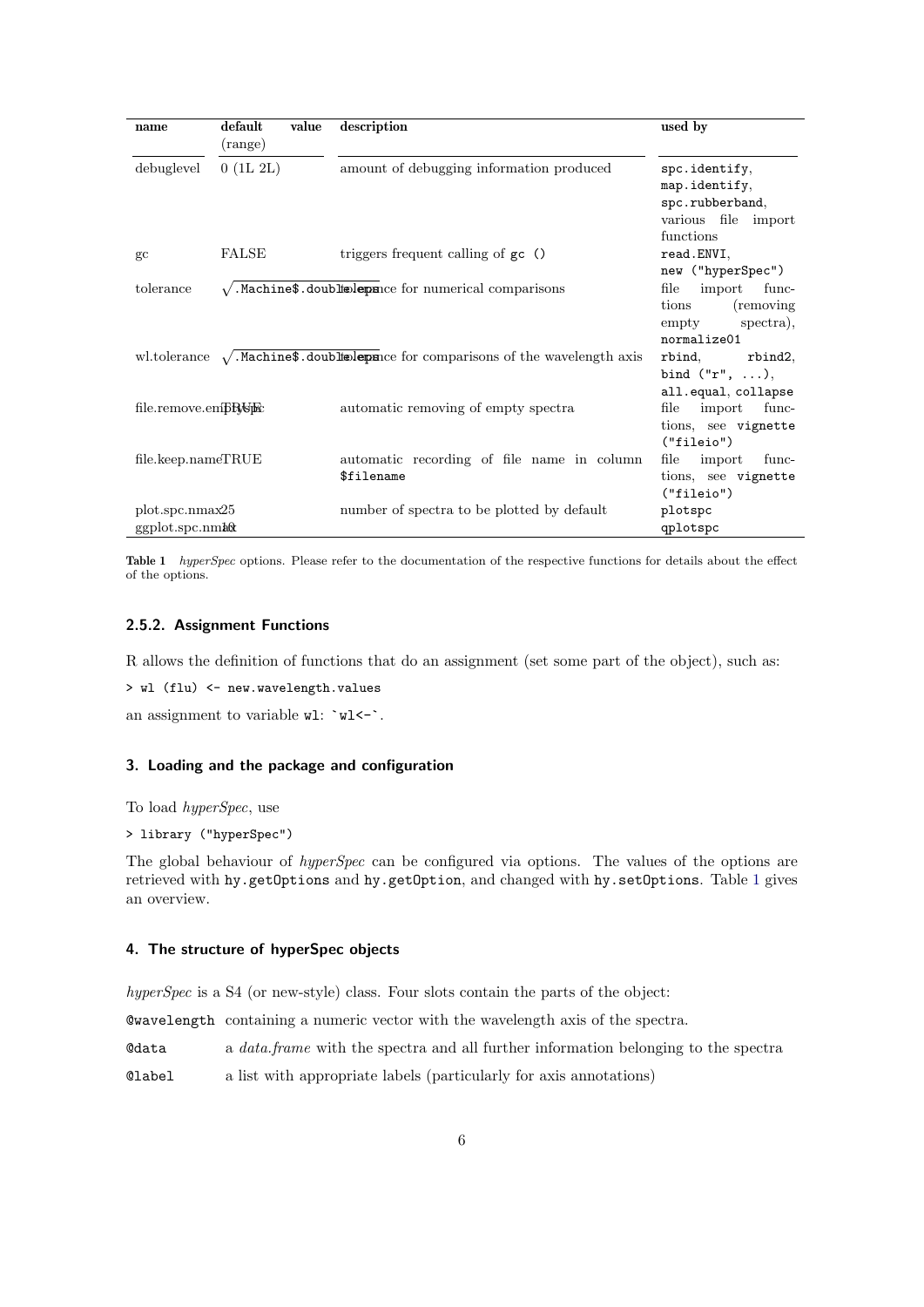| name | default value (range) | description | used by |
|---|---|---|---|
| debuglevel | 0 (1L 2L) | amount of debugging information produced | spc.identify, map.identify, spc.rubberband, various file import functions |
| gc | FALSE | triggers frequent calling of gc () | read.ENVI, new ("hyperSpec") |
| tolerance | $\sqrt{\texttt{.Machine\$.double.eps}}$ | tolerance for numerical comparisons | file import functions (removing empty spectra), normalize01 |
| wl.tolerance | $\sqrt{\texttt{.Machine\$.double.eps}}$ | tolerance for comparisons of the wavelength axis | rbind, rbind2, bind ("r", ...), all.equal, collapse |
| file.remove.emptyspc | TRUE | automatic removing of empty spectra | file import functions, see vignette ("fileio") |
| file.keep.name | TRUE | automatic recording of file name in column $filename | file import functions, see vignette ("fileio") |
| plot.spc.nmax | 25 | number of spectra to be plotted by default | plotspc |
| ggplot.spc.nmax | 10 | | qplotspc |

**Table 1** *hyperSpec* options. Please refer to the documentation of the respective functions for details about the effect of the options.

### 2.5.2. Assignment Functions

R allows the definition of functions that do an assignment (set some part of the object), such as:

```
> wl (flu) <- new.wavelength.values
```

an assignment to variable `wl`: `` `wl<-` ``.

## 3. Loading and the package and configuration

To load *hyperSpec*, use

```
> library ("hyperSpec")
```

The global behaviour of *hyperSpec* can be configured via options. The values of the options are retrieved with `hy.getOptions` and `hy.getOption`, and changed with `hy.setOptions`. Table 1 gives an overview.

## 4. The structure of hyperSpec objects

*hyperSpec* is a S4 (or new-style) class. Four slots contain the parts of the object:

`@wavelength` containing a numeric vector with the wavelength axis of the spectra.

`@data` a *data.frame* with the spectra and all further information belonging to the spectra

`@label` a list with appropriate labels (particularly for axis annotations)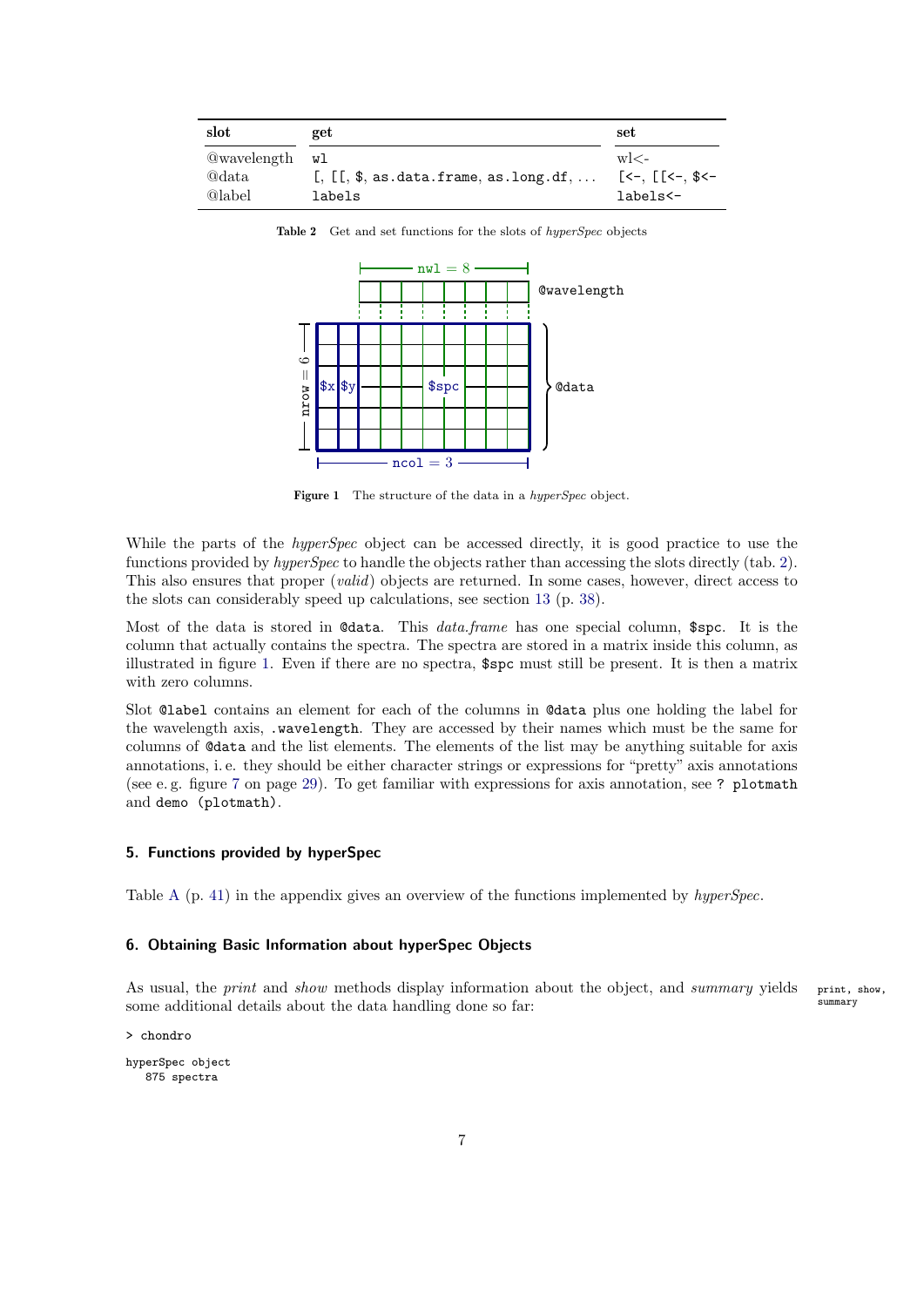| slot | get | set |
| --- | --- | --- |
| @wavelength | `wl` | wl<- |
| @data | `[`, `[[`, `$`, `as.data.frame`, `as.long.df`, ... | `[<-`, `[[<-`, `$<-` |
| @label | `labels` | `labels<-` |

**Table 2** Get and set functions for the slots of *hyperSpec* objects

**Figure 1** The structure of the data in a *hyperSpec* object.

While the parts of the *hyperSpec* object can be accessed directly, it is good practice to use the functions provided by *hyperSpec* to handle the objects rather than accessing the slots directly (tab. 2). This also ensures that proper (*valid*) objects are returned. In some cases, however, direct access to the slots can considerably speed up calculations, see section 13 (p. 38).

Most of the data is stored in `@data`. This *data.frame* has one special column, `$spc`. It is the column that actually contains the spectra. The spectra are stored in a matrix inside this column, as illustrated in figure 1. Even if there are no spectra, `$spc` must still be present. It is then a matrix with zero columns.

Slot `@label` contains an element for each of the columns in `@data` plus one holding the label for the wavelength axis, `.wavelength`. They are accessed by their names which must be the same for columns of `@data` and the list elements. The elements of the list may be anything suitable for axis annotations, i. e. they should be either character strings or expressions for "pretty" axis annotations (see e. g. figure 7 on page 29). To get familiar with expressions for axis annotation, see `? plotmath` and `demo (plotmath)`.

## 5. Functions provided by hyperSpec

Table A (p. 41) in the appendix gives an overview of the functions implemented by *hyperSpec*.

## 6. Obtaining Basic Information about hyperSpec Objects

As usual, the *print* and *show* methods display information about the object, and *summary* yields some additional details about the data handling done so far:

`print, show, summary`

```
> chondro

hyperSpec object
   875 spectra
```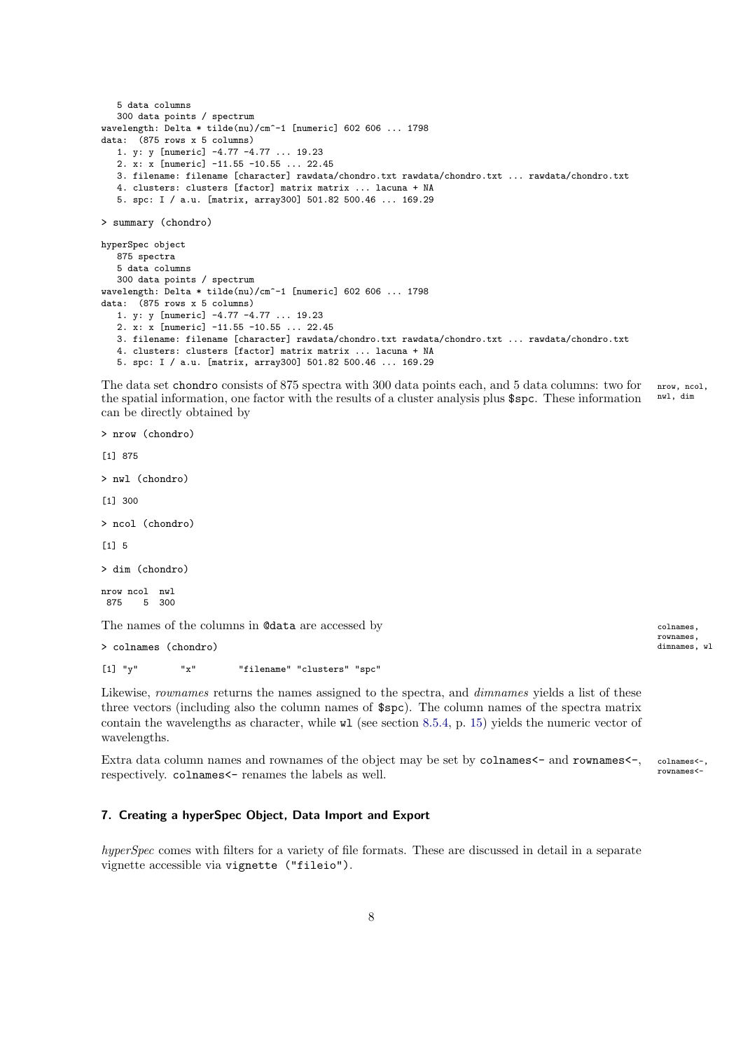```
   5 data columns
   300 data points / spectrum
wavelength: Delta * tilde(nu)/cm^-1 [numeric] 602 606 ... 1798
data:  (875 rows x 5 columns)
   1. y: y [numeric] -4.77 -4.77 ... 19.23
   2. x: x [numeric] -11.55 -10.55 ... 22.45
   3. filename: filename [character] rawdata/chondro.txt rawdata/chondro.txt ... rawdata/chondro.txt
   4. clusters: clusters [factor] matrix matrix ... lacuna + NA
   5. spc: I / a.u. [matrix, array300] 501.82 500.46 ... 169.29
```

```
> summary (chondro)
```

```
hyperSpec object
   875 spectra
   5 data columns
   300 data points / spectrum
wavelength: Delta * tilde(nu)/cm^-1 [numeric] 602 606 ... 1798
data:  (875 rows x 5 columns)
   1. y: y [numeric] -4.77 -4.77 ... 19.23
   2. x: x [numeric] -11.55 -10.55 ... 22.45
   3. filename: filename [character] rawdata/chondro.txt rawdata/chondro.txt ... rawdata/chondro.txt
   4. clusters: clusters [factor] matrix matrix ... lacuna + NA
   5. spc: I / a.u. [matrix, array300] 501.82 500.46 ... 169.29
```

The data set `chondro` consists of 875 spectra with 300 data points each, and 5 data columns: two for the spatial information, one factor with the results of a cluster analysis plus `$spc`. These information can be directly obtained by

nrow, ncol, nwl, dim

```
> nrow (chondro)
```

```
[1] 875
```

```
> nwl (chondro)
```

```
[1] 300
```

```
> ncol (chondro)
```

```
[1] 5
```

```
> dim (chondro)
```

```
nrow ncol  nwl
 875    5  300
```

The names of the columns in `@data` are accessed by

colnames, rownames, dimnames, wl

```
> colnames (chondro)
```

```
[1] "y"        "x"        "filename" "clusters" "spc"
```

Likewise, *rownames* returns the names assigned to the spectra, and *dimnames* yields a list of these three vectors (including also the column names of `$spc`). The column names of the spectra matrix contain the wavelengths as character, while `wl` (see section 8.5.4, p. 15) yields the numeric vector of wavelengths.

Extra data column names and rownames of the object may be set by `colnames<-` and `rownames<-`, respectively. `colnames<-` renames the labels as well.

colnames<-, rownames<-

## 7. Creating a hyperSpec Object, Data Import and Export

*hyperSpec* comes with filters for a variety of file formats. These are discussed in detail in a separate vignette accessible via `vignette ("fileio")`.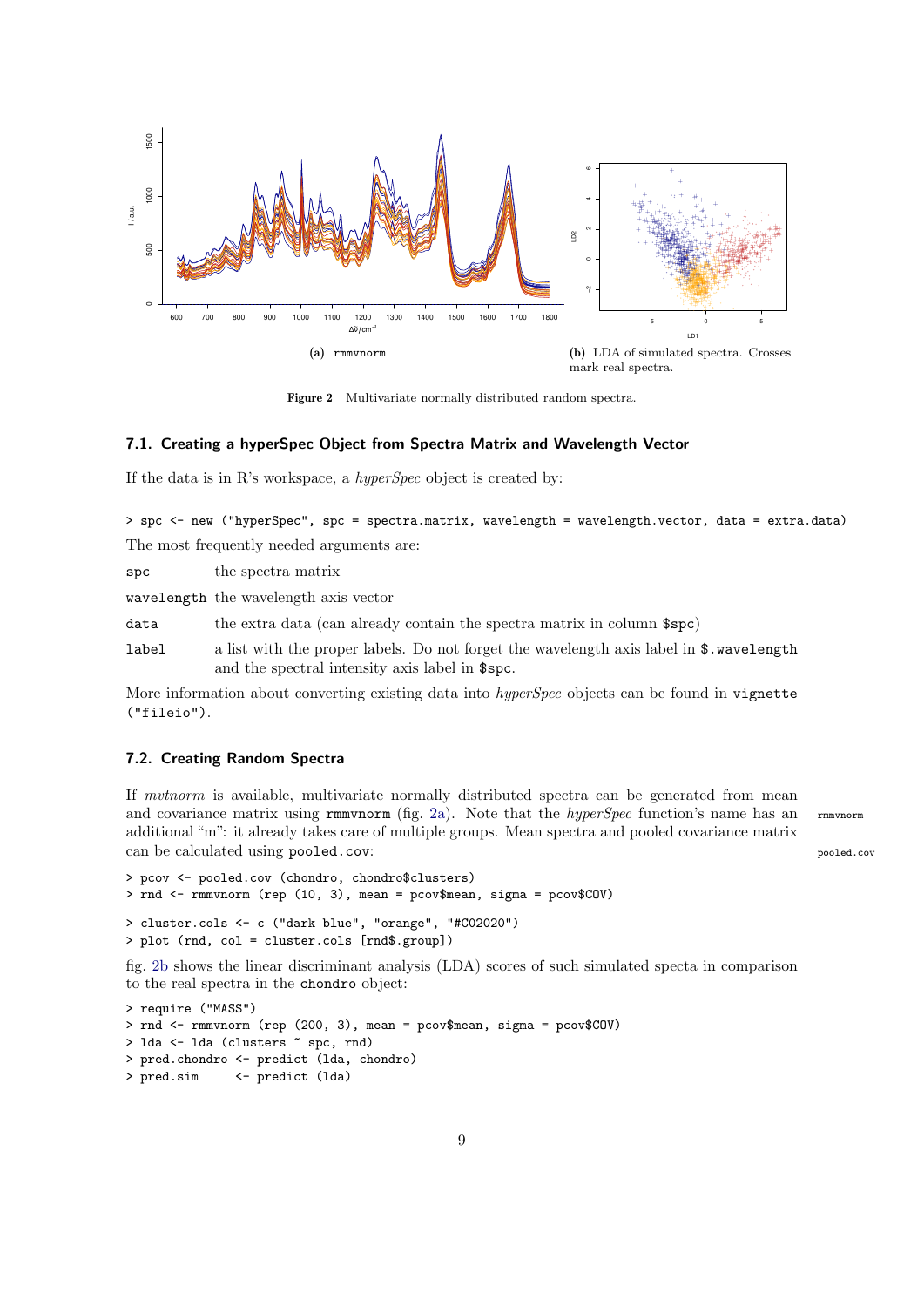(a) rmmvnorm

(b) LDA of simulated spectra. Crosses mark real spectra.

**Figure 2** Multivariate normally distributed random spectra.

### 7.1. Creating a hyperSpec Object from Spectra Matrix and Wavelength Vector

If the data is in R's workspace, a *hyperSpec* object is created by:

```
> spc <- new ("hyperSpec", spc = spectra.matrix, wavelength = wavelength.vector, data = extra.data)
```

The most frequently needed arguments are:

- `spc` the spectra matrix
- `wavelength` the wavelength axis vector
- `data` the extra data (can already contain the spectra matrix in column `$spc`)
- `label` a list with the proper labels. Do not forget the wavelength axis label in `$.wavelength` and the spectral intensity axis label in `$spc`.

More information about converting existing data into *hyperSpec* objects can be found in `vignette ("fileio")`.

### 7.2. Creating Random Spectra

If *mvtnorm* is available, multivariate normally distributed spectra can be generated from mean and covariance matrix using `rmmvnorm` (fig. 2a). Note that the *hyperSpec* function's name has an additional "m": it already takes care of multiple groups. Mean spectra and pooled covariance matrix can be calculated using `pooled.cov`:

```
> pcov <- pooled.cov (chondro, chondro$clusters)
> rnd <- rmmvnorm (rep (10, 3), mean = pcov$mean, sigma = pcov$COV)
```

```
> cluster.cols <- c ("dark blue", "orange", "#C02020")
> plot (rnd, col = cluster.cols [rnd$.group])
```

fig. 2b shows the linear discriminant analysis (LDA) scores of such simulated specta in comparison to the real spectra in the `chondro` object:

```
> require ("MASS")
> rnd <- rmmvnorm (rep (200, 3), mean = pcov$mean, sigma = pcov$COV)
> lda <- lda (clusters ~ spc, rnd)
> pred.chondro <- predict (lda, chondro)
> pred.sim     <- predict (lda)
```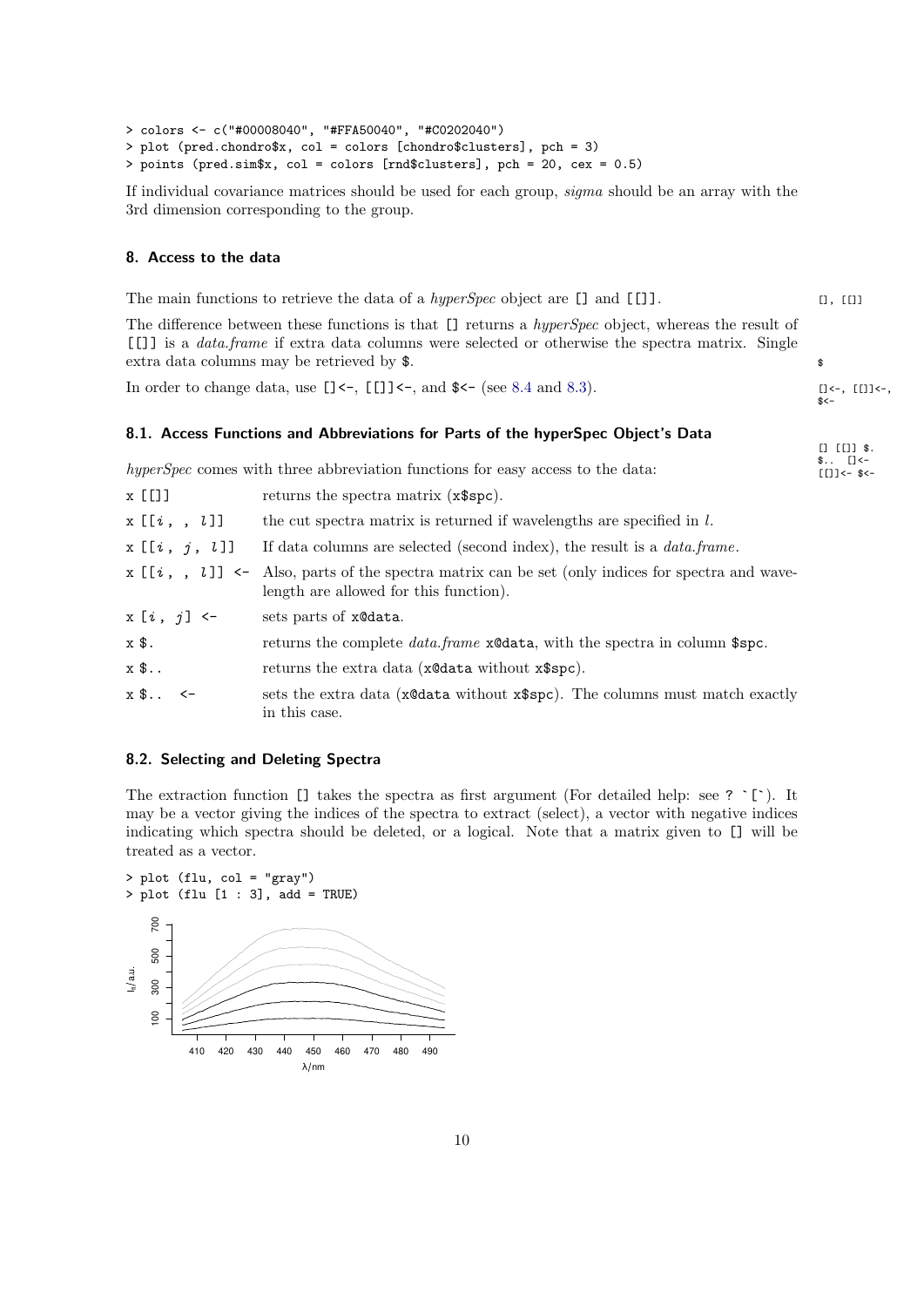```
> colors <- c("#00008040", "#FFA50040", "#C0202040")
> plot (pred.chondro$x, col = colors [chondro$clusters], pch = 3)
> points (pred.sim$x, col = colors [rnd$clusters], pch = 20, cex = 0.5)
```

If individual covariance matrices should be used for each group, *sigma* should be an array with the 3rd dimension corresponding to the group.

### 8. Access to the data

The main functions to retrieve the data of a *hyperSpec* object are [] and [[]].

[], [[]]

The difference between these functions is that [] returns a *hyperSpec* object, whereas the result of [[]] is a *data.frame* if extra data columns were selected or otherwise the spectra matrix. Single extra data columns may be retrieved by $.

$

In order to change data, use []<-, [[]]<-, and $<- (see 8.4 and 8.3).

[]<-, [[]]<-, $<-

#### 8.1. Access Functions and Abbreviations for Parts of the hyperSpec Object's Data

[] [[]] $. $.. []<- [[]]<- $<-

*hyperSpec* comes with three abbreviation functions for easy access to the data:

| | |
|---|---|
| x [[]] | returns the spectra matrix (x$spc). |
| x [[*i* , , *l*]] | the cut spectra matrix is returned if wavelengths are specified in *l*. |
| x [[*i* , *j* , *l*]] | If data columns are selected (second index), the result is a *data.frame*. |
| x [[*i* , , *l*]] <- | Also, parts of the spectra matrix can be set (only indices for spectra and wavelength are allowed for this function). |
| x [*i* , *j*] <- | sets parts of x@data. |
| x $. | returns the complete *data.frame* x@data, with the spectra in column $spc. |
| x $.. | returns the extra data (x@data without x$spc). |
| x $.. <- | sets the extra data (x@data without x$spc). The columns must match exactly in this case. |

#### 8.2. Selecting and Deleting Spectra

The extraction function [] takes the spectra as first argument (For detailed help: see ? `[`). It may be a vector giving the indices of the spectra to extract (select), a vector with negative indices indicating which spectra should be deleted, or a logical. Note that a matrix given to [] will be treated as a vector.

```
> plot (flu, col = "gray")
> plot (flu [1 : 3], add = TRUE)
```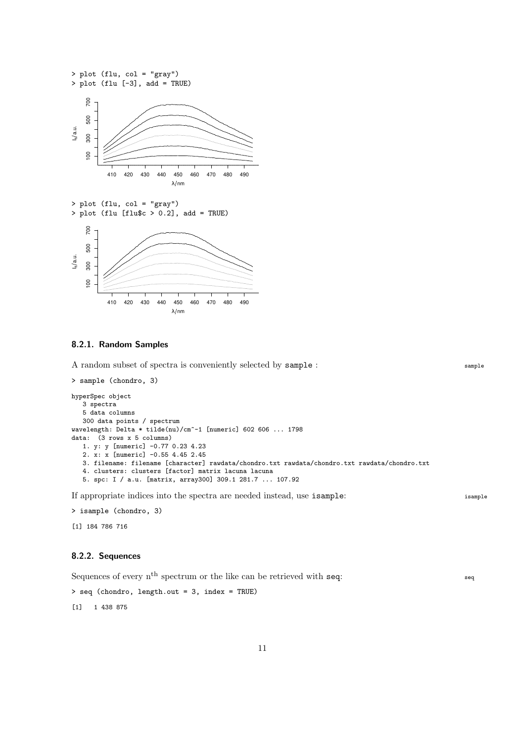```
> plot (flu, col = "gray")
> plot (flu [-3], add = TRUE)
```

```
> plot (flu, col = "gray")
> plot (flu [flu$c > 0.2], add = TRUE)
```

### 8.2.1. Random Samples

A random subset of spectra is conveniently selected by sample :

```
> sample (chondro, 3)

hyperSpec object
   3 spectra
   5 data columns
   300 data points / spectrum
wavelength: Delta * tilde(nu)/cm^-1 [numeric] 602 606 ... 1798
data:  (3 rows x 5 columns)
   1. y: y [numeric] -0.77 0.23 4.23
   2. x: x [numeric] -0.55 4.45 2.45
   3. filename: filename [character] rawdata/chondro.txt rawdata/chondro.txt rawdata/chondro.txt
   4. clusters: clusters [factor] matrix lacuna lacuna
   5. spc: I / a.u. [matrix, array300] 309.1 281.7 ... 107.92
```

If appropriate indices into the spectra are needed instead, use isample:

```
> isample (chondro, 3)

[1] 184 786 716
```

### 8.2.2. Sequences

Sequences of every $n^{th}$ spectrum or the like can be retrieved with seq:

```
> seq (chondro, length.out = 3, index = TRUE)

[1]   1 438 875
```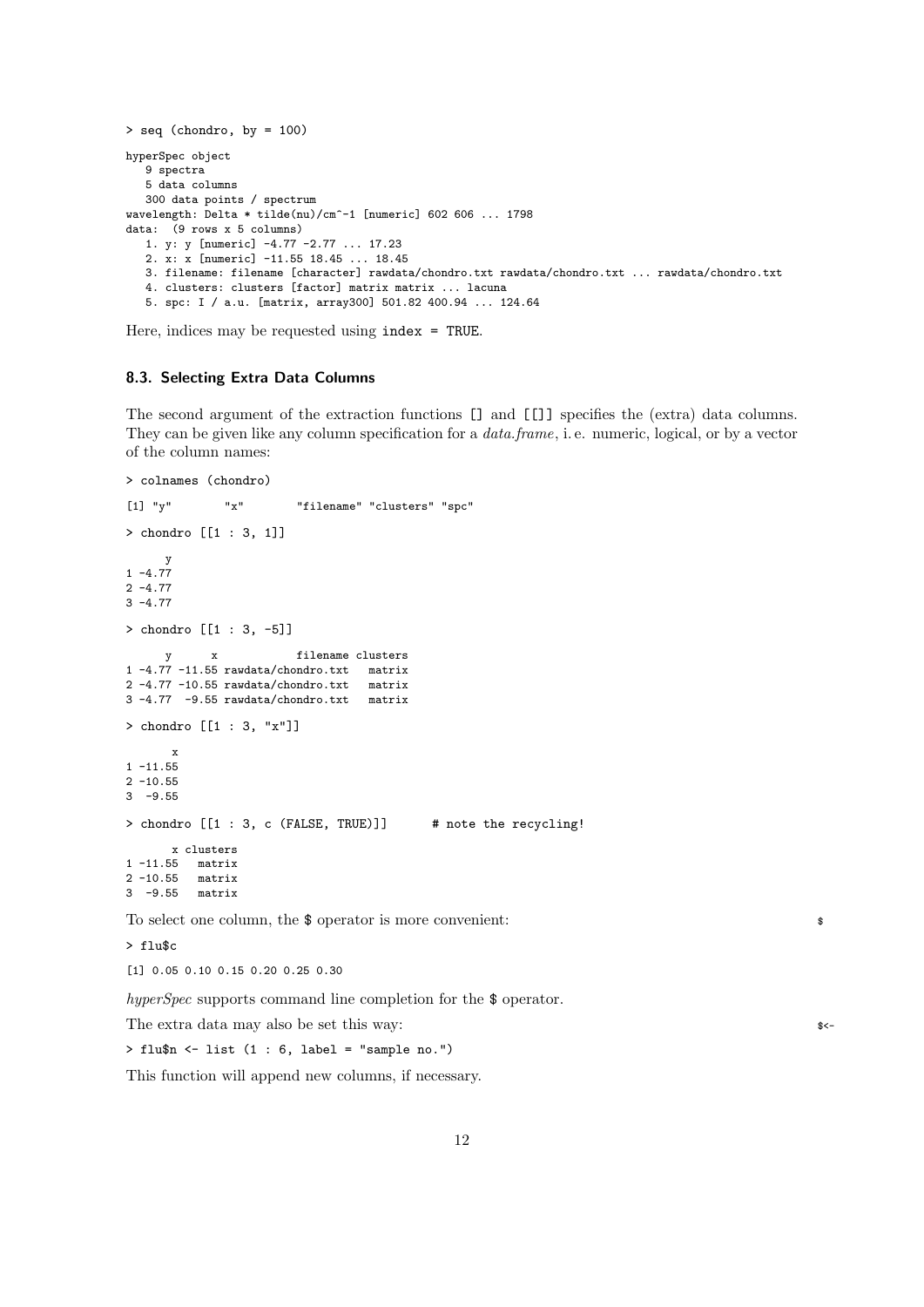```
> seq (chondro, by = 100)

hyperSpec object
   9 spectra
   5 data columns
   300 data points / spectrum
wavelength: Delta * tilde(nu)/cm^-1 [numeric] 602 606 ... 1798
data:  (9 rows x 5 columns)
   1. y: y [numeric] -4.77 -2.77 ... 17.23
   2. x: x [numeric] -11.55 18.45 ... 18.45
   3. filename: filename [character] rawdata/chondro.txt rawdata/chondro.txt ... rawdata/chondro.txt
   4. clusters: clusters [factor] matrix matrix ... lacuna
   5. spc: I / a.u. [matrix, array300] 501.82 400.94 ... 124.64
```

Here, indices may be requested using `index = TRUE`.

### 8.3. Selecting Extra Data Columns

The second argument of the extraction functions `[]` and `[[]]` specifies the (extra) data columns. They can be given like any column specification for a *data.frame*, i. e. numeric, logical, or by a vector of the column names:

```
> colnames (chondro)

[1] "y"        "x"        "filename" "clusters" "spc"

> chondro [[1 : 3, 1]]

      y
1 -4.77
2 -4.77
3 -4.77

> chondro [[1 : 3, -5]]

      y      x            filename clusters
1 -4.77 -11.55 rawdata/chondro.txt   matrix
2 -4.77 -10.55 rawdata/chondro.txt   matrix
3 -4.77  -9.55 rawdata/chondro.txt   matrix

> chondro [[1 : 3, "x"]]

       x
1 -11.55
2 -10.55
3  -9.55

> chondro [[1 : 3, c (FALSE, TRUE)]]      # note the recycling!

       x clusters
1 -11.55   matrix
2 -10.55   matrix
3  -9.55   matrix
```

To select one column, the `$` operator is more convenient: `$`

```
> flu$c

[1] 0.05 0.10 0.15 0.20 0.25 0.30
```

*hyperSpec* supports command line completion for the `$` operator.

The extra data may also be set this way: `$<-`

```
> flu$n <- list (1 : 6, label = "sample no.")
```

This function will append new columns, if necessary.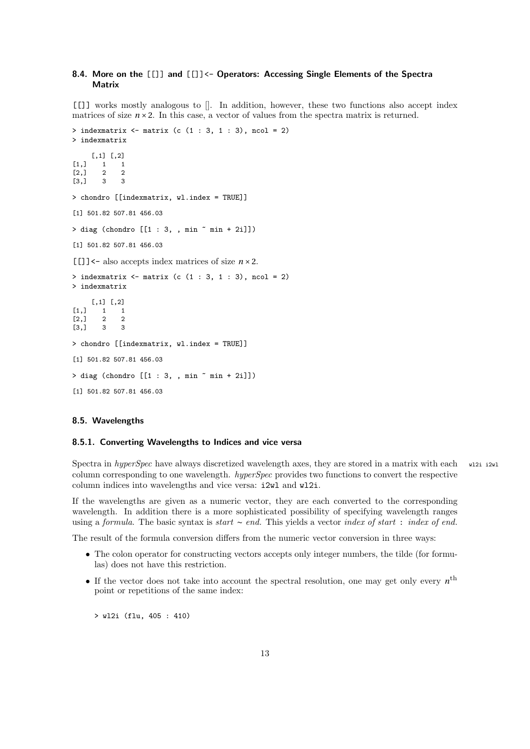### 8.4. More on the [[]] and [[]]<- Operators: Accessing Single Elements of the Spectra Matrix

[[]] works mostly analogous to []. In addition, however, these two functions also accept index matrices of size $n \times 2$. In this case, a vector of values from the spectra matrix is returned.

```
> indexmatrix <- matrix (c (1 : 3, 1 : 3), ncol = 2)
> indexmatrix

     [,1] [,2]
[1,]    1    1
[2,]    2    2
[3,]    3    3

> chondro [[indexmatrix, wl.index = TRUE]]

[1] 501.82 507.81 456.03

> diag (chondro [[1 : 3, , min ~ min + 2i]])

[1] 501.82 507.81 456.03
```

[[]]<- also accepts index matrices of size $n \times 2$.

```
> indexmatrix <- matrix (c (1 : 3, 1 : 3), ncol = 2)
> indexmatrix

     [,1] [,2]
[1,]    1    1
[2,]    2    2
[3,]    3    3

> chondro [[indexmatrix, wl.index = TRUE]]

[1] 501.82 507.81 456.03

> diag (chondro [[1 : 3, , min ~ min + 2i]])

[1] 501.82 507.81 456.03
```

### 8.5. Wavelengths

#### 8.5.1. Converting Wavelengths to Indices and vice versa

wl2i i2wl

Spectra in *hyperSpec* have always discretized wavelength axes, they are stored in a matrix with each column corresponding to one wavelength. *hyperSpec* provides two functions to convert the respective column indices into wavelengths and vice versa: i2wl and wl2i.

If the wavelengths are given as a numeric vector, they are each converted to the corresponding wavelength. In addition there is a more sophisticated possibility of specifying wavelength ranges using a *formula*. The basic syntax is *start* ~ *end*. This yields a vector *index of start* : *index of end*.

The result of the formula conversion differs from the numeric vector conversion in three ways:

- The colon operator for constructing vectors accepts only integer numbers, the tilde (for formulas) does not have this restriction.
- If the vector does not take into account the spectral resolution, one may get only every $n^{\text{th}}$ point or repetitions of the same index:

```
> wl2i (flu, 405 : 410)
```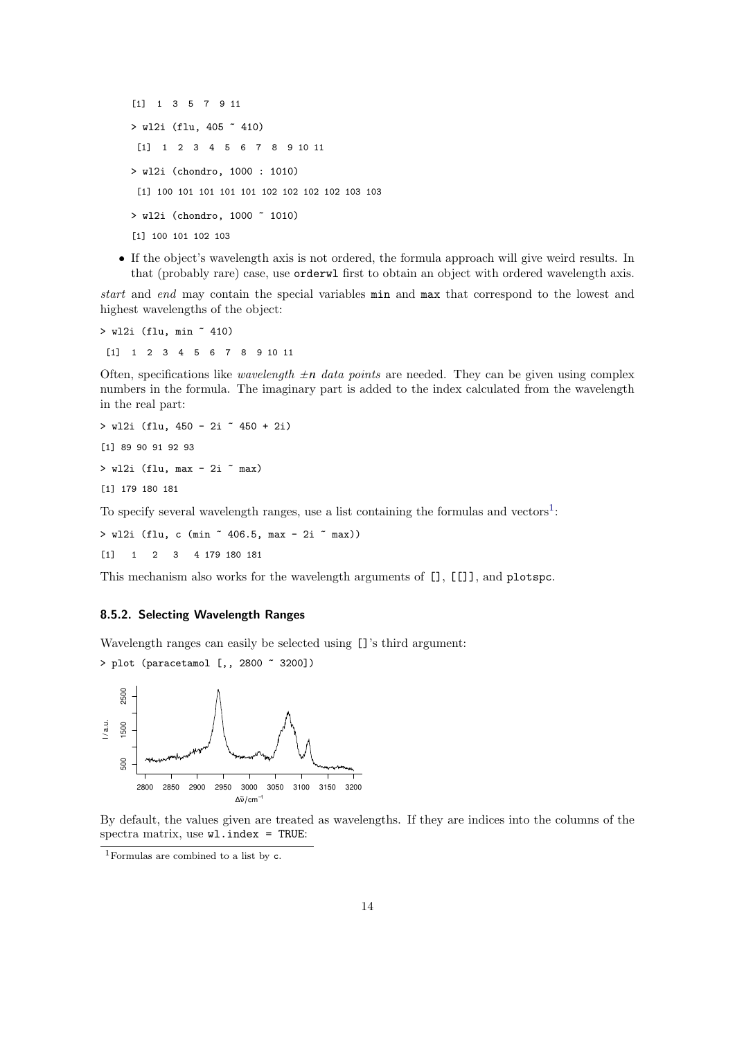```
[1]  1  3  5  7  9 11

> wl2i (flu, 405 ~ 410)

 [1]  1  2  3  4  5  6  7  8  9 10 11

> wl2i (chondro, 1000 : 1010)

 [1] 100 101 101 101 101 102 102 102 102 103 103

> wl2i (chondro, 1000 ~ 1010)

[1] 100 101 102 103
```

- If the object's wavelength axis is not ordered, the formula approach will give weird results. In that (probably rare) case, use `orderwl` first to obtain an object with ordered wavelength axis.

*start* and *end* may contain the special variables `min` and `max` that correspond to the lowest and highest wavelengths of the object:

```
> wl2i (flu, min ~ 410)

 [1]  1  2  3  4  5  6  7  8  9 10 11
```

Often, specifications like *wavelength* $\pm n$ *data points* are needed. They can be given using complex numbers in the formula. The imaginary part is added to the index calculated from the wavelength in the real part:

```
> wl2i (flu, 450 - 2i ~ 450 + 2i)

[1] 89 90 91 92 93

> wl2i (flu, max - 2i ~ max)

[1] 179 180 181
```

To specify several wavelength ranges, use a list containing the formulas and vectors[1]:

```
> wl2i (flu, c (min ~ 406.5, max - 2i ~ max))

[1]   1   2   3   4 179 180 181
```

This mechanism also works for the wavelength arguments of `[]`, `[[]]`, and `plotspc`.

### 8.5.2. Selecting Wavelength Ranges

Wavelength ranges can easily be selected using `[]`'s third argument:

```
> plot (paracetamol [,, 2800 ~ 3200])
```

By default, the values given are treated as wavelengths. If they are indices into the columns of the spectra matrix, use `wl.index = TRUE`:

[1] Formulas are combined to a list by `c`.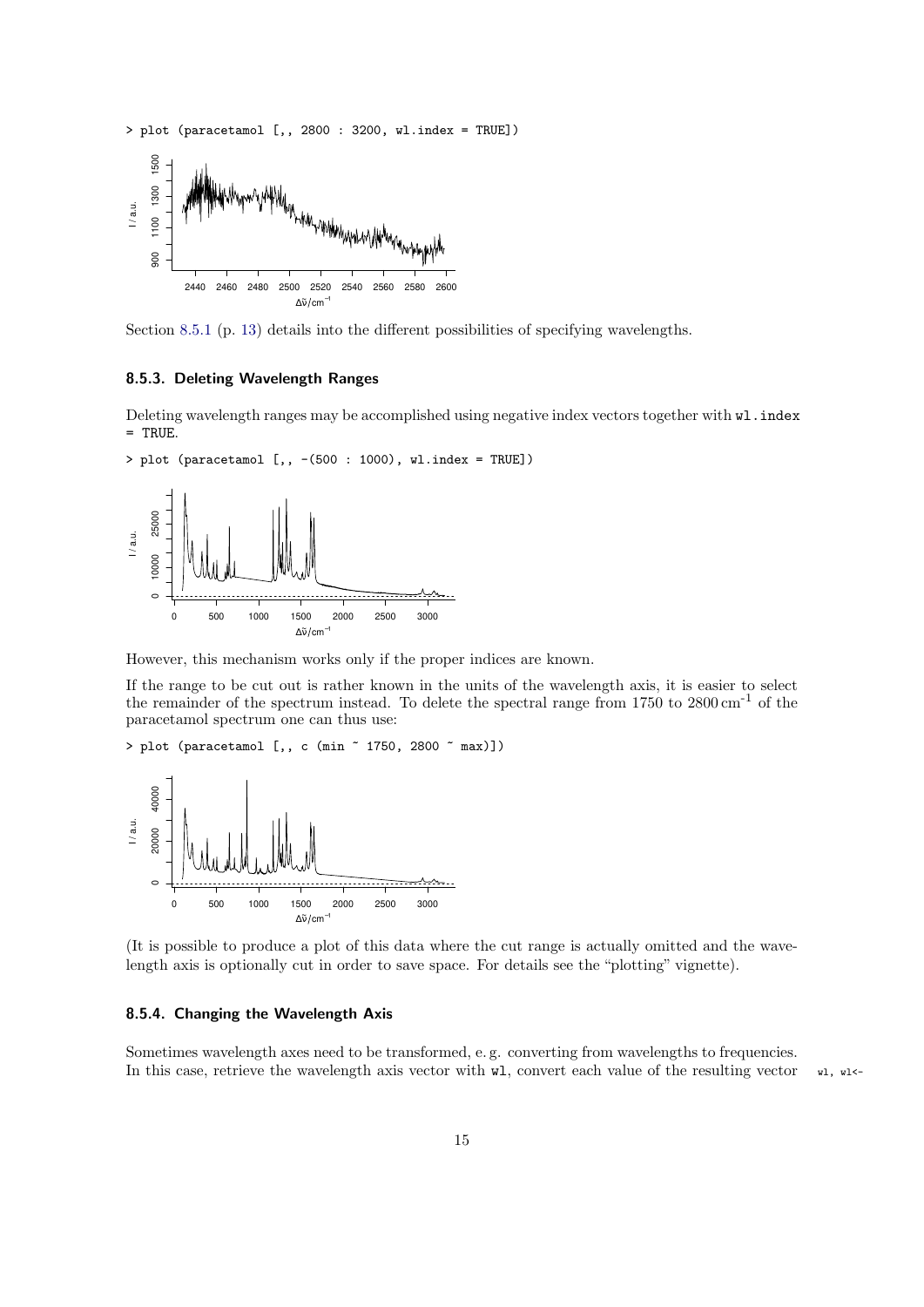```
> plot (paracetamol [,, 2800 : 3200, wl.index = TRUE])
```

Section 8.5.1 (p. 13) details into the different possibilities of specifying wavelengths.

### 8.5.3. Deleting Wavelength Ranges

Deleting wavelength ranges may be accomplished using negative index vectors together with `wl.index = TRUE`.

```
> plot (paracetamol [,, -(500 : 1000), wl.index = TRUE])
```

However, this mechanism works only if the proper indices are known.

If the range to be cut out is rather known in the units of the wavelength axis, it is easier to select the remainder of the spectrum instead. To delete the spectral range from 1750 to 2800 cm$^{-1}$ of the paracetamol spectrum one can thus use:

```
> plot (paracetamol [,, c (min ~ 1750, 2800 ~ max)])
```

(It is possible to produce a plot of this data where the cut range is actually omitted and the wavelength axis is optionally cut in order to save space. For details see the "plotting" vignette).

### 8.5.4. Changing the Wavelength Axis

Sometimes wavelength axes need to be transformed, e. g. converting from wavelengths to frequencies. In this case, retrieve the wavelength axis vector with `wl`, convert each value of the resulting vector

`wl, wl<-`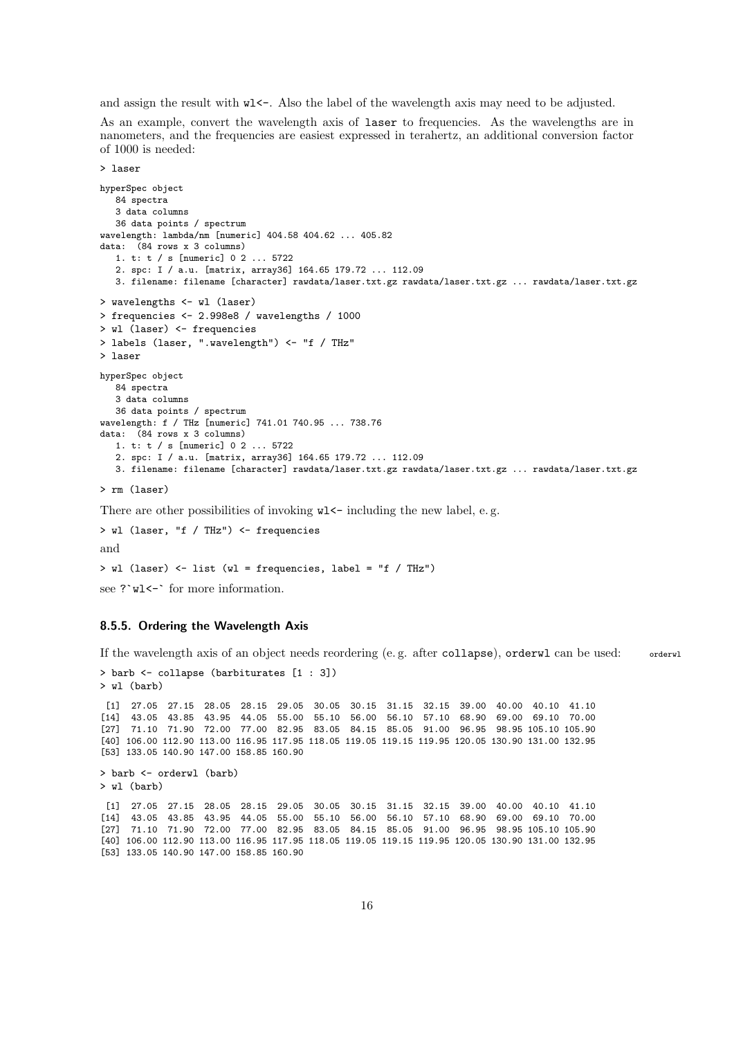and assign the result with `wl<-`. Also the label of the wavelength axis may need to be adjusted.

As an example, convert the wavelength axis of `laser` to frequencies. As the wavelengths are in nanometers, and the frequencies are easiest expressed in terahertz, an additional conversion factor of 1000 is needed:

```
> laser
hyperSpec object
   84 spectra
   3 data columns
   36 data points / spectrum
wavelength: lambda/nm [numeric] 404.58 404.62 ... 405.82
data:  (84 rows x 3 columns)
   1. t: t / s [numeric] 0 2 ... 5722
   2. spc: I / a.u. [matrix, array36] 164.65 179.72 ... 112.09
   3. filename: filename [character] rawdata/laser.txt.gz rawdata/laser.txt.gz ... rawdata/laser.txt.gz
> wavelengths <- wl (laser)
> frequencies <- 2.998e8 / wavelengths / 1000
> wl (laser) <- frequencies
> labels (laser, ".wavelength") <- "f / THz"
> laser
hyperSpec object
   84 spectra
   3 data columns
   36 data points / spectrum
wavelength: f / THz [numeric] 741.01 740.95 ... 738.76
data:  (84 rows x 3 columns)
   1. t: t / s [numeric] 0 2 ... 5722
   2. spc: I / a.u. [matrix, array36] 164.65 179.72 ... 112.09
   3. filename: filename [character] rawdata/laser.txt.gz rawdata/laser.txt.gz ... rawdata/laser.txt.gz
> rm (laser)
```

There are other possibilities of invoking `wl<-` including the new label, e. g.

```
> wl (laser, "f / THz") <- frequencies
```

and

```
> wl (laser) <- list (wl = frequencies, label = "f / THz")
```

see ?`wl<-` for more information.

### 8.5.5. Ordering the Wavelength Axis

If the wavelength axis of an object needs reordering (e. g. after `collapse`), `orderwl` can be used: orderwl

```
> barb <- collapse (barbiturates [1 : 3])
> wl (barb)
 [1]  27.05  27.15  28.05  28.15  29.05  30.05  30.15  31.15  32.15  39.00  40.00  40.10  41.10
[14]  43.05  43.85  43.95  44.05  55.00  55.10  56.00  56.10  57.10  68.90  69.00  69.10  70.00
[27]  71.10  71.90  72.00  77.00  82.95  83.05  84.15  85.05  91.00  96.95  98.95 105.10 105.90
[40] 106.00 112.90 113.00 116.95 117.95 118.05 119.05 119.15 119.95 120.05 130.90 131.00 132.95
[53] 133.05 140.90 147.00 158.85 160.90
> barb <- orderwl (barb)
> wl (barb)
 [1]  27.05  27.15  28.05  28.15  29.05  30.05  30.15  31.15  32.15  39.00  40.00  40.10  41.10
[14]  43.05  43.85  43.95  44.05  55.00  55.10  56.00  56.10  57.10  68.90  69.00  69.10  70.00
[27]  71.10  71.90  72.00  77.00  82.95  83.05  84.15  85.05  91.00  96.95  98.95 105.10 105.90
[40] 106.00 112.90 113.00 116.95 117.95 118.05 119.05 119.15 119.95 120.05 130.90 131.00 132.95
[53] 133.05 140.90 147.00 158.85 160.90
```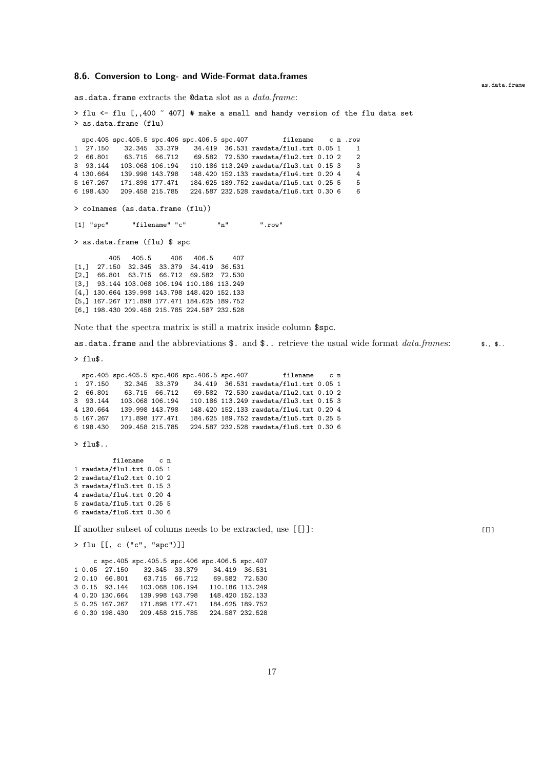### 8.6. Conversion to Long- and Wide-Format data.frames

as.data.frame

`as.data.frame` extracts the `@data` slot as a *data.frame*:

```
> flu <- flu [,,400 ~ 407] # make a small and handy version of the flu data set
> as.data.frame (flu)

  spc.405 spc.405.5 spc.406 spc.406.5 spc.407          filename    c n .row
1  27.150    32.345  33.379    34.419  36.531 rawdata/flu1.txt 0.05 1    1
2  66.801    63.715  66.712    69.582  72.530 rawdata/flu2.txt 0.10 2    2
3  93.144   103.068 106.194   110.186 113.249 rawdata/flu3.txt 0.15 3    3
4 130.664   139.998 143.798   148.420 152.133 rawdata/flu4.txt 0.20 4    4
5 167.267   171.898 177.471   184.625 189.752 rawdata/flu5.txt 0.25 5    5
6 198.430   209.458 215.785   224.587 232.528 rawdata/flu6.txt 0.30 6    6

> colnames (as.data.frame (flu))

[1] "spc"      "filename" "c"        "n"        ".row"

> as.data.frame (flu) $ spc

         405   405.5     406   406.5     407
[1,]  27.150  32.345  33.379  34.419  36.531
[2,]  66.801  63.715  66.712  69.582  72.530
[3,]  93.144 103.068 106.194 110.186 113.249
[4,] 130.664 139.998 143.798 148.420 152.133
[5,] 167.267 171.898 177.471 184.625 189.752
[6,] 198.430 209.458 215.785 224.587 232.528
```

Note that the spectra matrix is still a matrix inside column `$spc`.

`as.data.frame` and the abbreviations `$.` and `$..` retrieve the usual wide format *data.frame*s:

$., $..

```
> flu$.

  spc.405 spc.405.5 spc.406 spc.406.5 spc.407          filename    c n
1  27.150    32.345  33.379    34.419  36.531 rawdata/flu1.txt 0.05 1
2  66.801    63.715  66.712    69.582  72.530 rawdata/flu2.txt 0.10 2
3  93.144   103.068 106.194   110.186 113.249 rawdata/flu3.txt 0.15 3
4 130.664   139.998 143.798   148.420 152.133 rawdata/flu4.txt 0.20 4
5 167.267   171.898 177.471   184.625 189.752 rawdata/flu5.txt 0.25 5
6 198.430   209.458 215.785   224.587 232.528 rawdata/flu6.txt 0.30 6

> flu$..

          filename    c n
1 rawdata/flu1.txt 0.05 1
2 rawdata/flu2.txt 0.10 2
3 rawdata/flu3.txt 0.15 3
4 rawdata/flu4.txt 0.20 4
5 rawdata/flu5.txt 0.25 5
6 rawdata/flu6.txt 0.30 6
```

If another subset of colums needs to be extracted, use `[[]]`:

[[]]

```
> flu [[, c ("c", "spc")]]

     c spc.405 spc.405.5 spc.406 spc.406.5 spc.407
1 0.05  27.150    32.345  33.379    34.419  36.531
2 0.10  66.801    63.715  66.712    69.582  72.530
3 0.15  93.144   103.068 106.194   110.186 113.249
4 0.20 130.664   139.998 143.798   148.420 152.133
5 0.25 167.267   171.898 177.471   184.625 189.752
6 0.30 198.430   209.458 215.785   224.587 232.528
```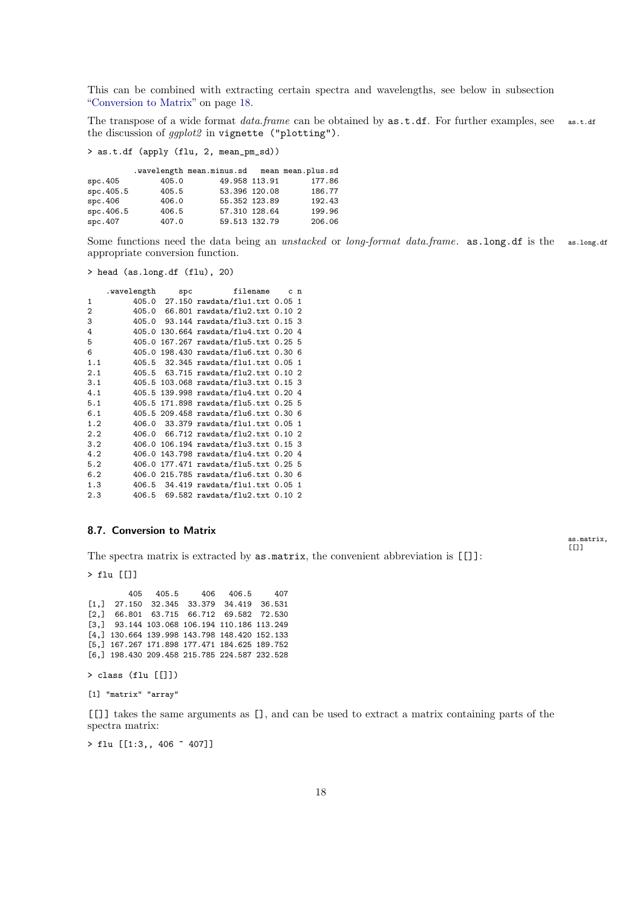This can be combined with extracting certain spectra and wavelengths, see below in subsection "Conversion to Matrix" on page 18.

The transpose of a wide format *data.frame* can be obtained by `as.t.df`. For further examples, see the discussion of *ggplot2* in `vignette ("plotting")`.

as.t.df

```
> as.t.df (apply (flu, 2, mean_pm_sd))
```

```
          .wavelength mean.minus.sd   mean mean.plus.sd
spc.405         405.0        49.958 113.91       177.86
spc.405.5       405.5        53.396 120.08       186.77
spc.406         406.0        55.352 123.89       192.43
spc.406.5       406.5        57.310 128.64       199.96
spc.407         407.0        59.513 132.79       206.06
```

Some functions need the data being an *unstacked* or *long-format data.frame*. `as.long.df` is the appropriate conversion function.

as.long.df

```
> head (as.long.df (flu), 20)
```

```
    .wavelength     spc         filename    c n
1         405.0  27.150 rawdata/flu1.txt 0.05 1
2         405.0  66.801 rawdata/flu2.txt 0.10 2
3         405.0  93.144 rawdata/flu3.txt 0.15 3
4         405.0 130.664 rawdata/flu4.txt 0.20 4
5         405.0 167.267 rawdata/flu5.txt 0.25 5
6         405.0 198.430 rawdata/flu6.txt 0.30 6
1.1       405.5  32.345 rawdata/flu1.txt 0.05 1
2.1       405.5  63.715 rawdata/flu2.txt 0.10 2
3.1       405.5 103.068 rawdata/flu3.txt 0.15 3
4.1       405.5 139.998 rawdata/flu4.txt 0.20 4
5.1       405.5 171.898 rawdata/flu5.txt 0.25 5
6.1       405.5 209.458 rawdata/flu6.txt 0.30 6
1.2       406.0  33.379 rawdata/flu1.txt 0.05 1
2.2       406.0  66.712 rawdata/flu2.txt 0.10 2
3.2       406.0 106.194 rawdata/flu3.txt 0.15 3
4.2       406.0 143.798 rawdata/flu4.txt 0.20 4
5.2       406.0 177.471 rawdata/flu5.txt 0.25 5
6.2       406.0 215.785 rawdata/flu6.txt 0.30 6
1.3       406.5  34.419 rawdata/flu1.txt 0.05 1
2.3       406.5  69.582 rawdata/flu2.txt 0.10 2
```

## 8.7. Conversion to Matrix

as.matrix, [[]]

The spectra matrix is extracted by `as.matrix`, the convenient abbreviation is `[[]]`:

```
> flu [[]]
```

```
         405   405.5     406   406.5     407
[1,]  27.150  32.345  33.379  34.419  36.531
[2,]  66.801  63.715  66.712  69.582  72.530
[3,]  93.144 103.068 106.194 110.186 113.249
[4,] 130.664 139.998 143.798 148.420 152.133
[5,] 167.267 171.898 177.471 184.625 189.752
[6,] 198.430 209.458 215.785 224.587 232.528
```

```
> class (flu [[]])
```

```
[1] "matrix" "array"
```

`[[]]` takes the same arguments as `[]`, and can be used to extract a matrix containing parts of the spectra matrix:

```
> flu [[1:3,, 406 ~ 407]]
```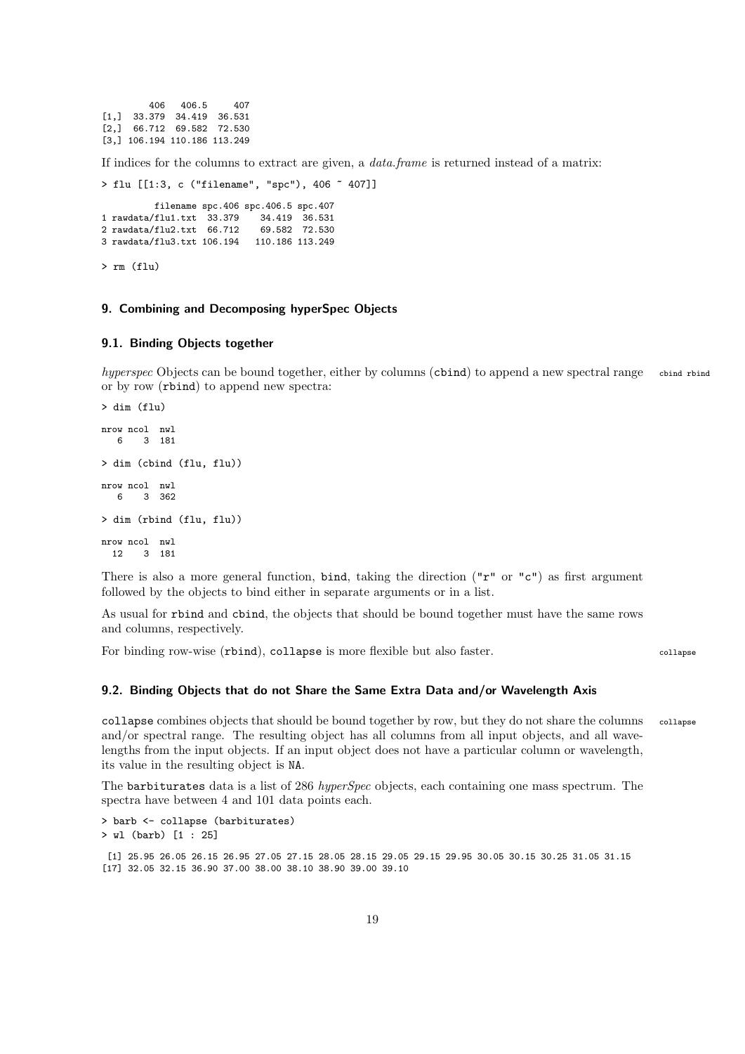```
        406   406.5     407
[1,]  33.379  34.419  36.531
[2,]  66.712  69.582  72.530
[3,] 106.194 110.186 113.249
```

If indices for the columns to extract are given, a *data.frame* is returned instead of a matrix:

```
> flu [[1:3, c ("filename", "spc"), 406 ~ 407]]

         filename spc.406 spc.406.5 spc.407
1 rawdata/flu1.txt  33.379    34.419  36.531
2 rawdata/flu2.txt  66.712    69.582  72.530
3 rawdata/flu3.txt 106.194   110.186 113.249

> rm (flu)
```

## 9. Combining and Decomposing hyperSpec Objects

### 9.1. Binding Objects together

*hyperspec* Objects can be bound together, either by columns (`cbind`) to append a new spectral range or by row (`rbind`) to append new spectra:

cbind rbind

```
> dim (flu)

nrow ncol  nwl
   6    3  181

> dim (cbind (flu, flu))

nrow ncol  nwl
   6    3  362

> dim (rbind (flu, flu))

nrow ncol  nwl
  12    3  181
```

There is also a more general function, `bind`, taking the direction ("r" or "c") as first argument followed by the objects to bind either in separate arguments or in a list.

As usual for `rbind` and `cbind`, the objects that should be bound together must have the same rows and columns, respectively.

For binding row-wise (`rbind`), `collapse` is more flexible but also faster.

collapse

### 9.2. Binding Objects that do not Share the Same Extra Data and/or Wavelength Axis

`collapse` combines objects that should be bound together by row, but they do not share the columns and/or spectral range. The resulting object has all columns from all input objects, and all wavelengths from the input objects. If an input object does not have a particular column or wavelength, its value in the resulting object is `NA`.

collapse

The `barbiturates` data is a list of 286 *hyperSpec* objects, each containing one mass spectrum. The spectra have between 4 and 101 data points each.

```
> barb <- collapse (barbiturates)
> wl (barb) [1 : 25]

 [1] 25.95 26.05 26.15 26.95 27.05 27.15 28.05 28.15 29.05 29.15 29.95 30.05 30.15 30.25 31.05 31.15
[17] 32.05 32.15 36.90 37.00 38.00 38.10 38.90 39.00 39.10
```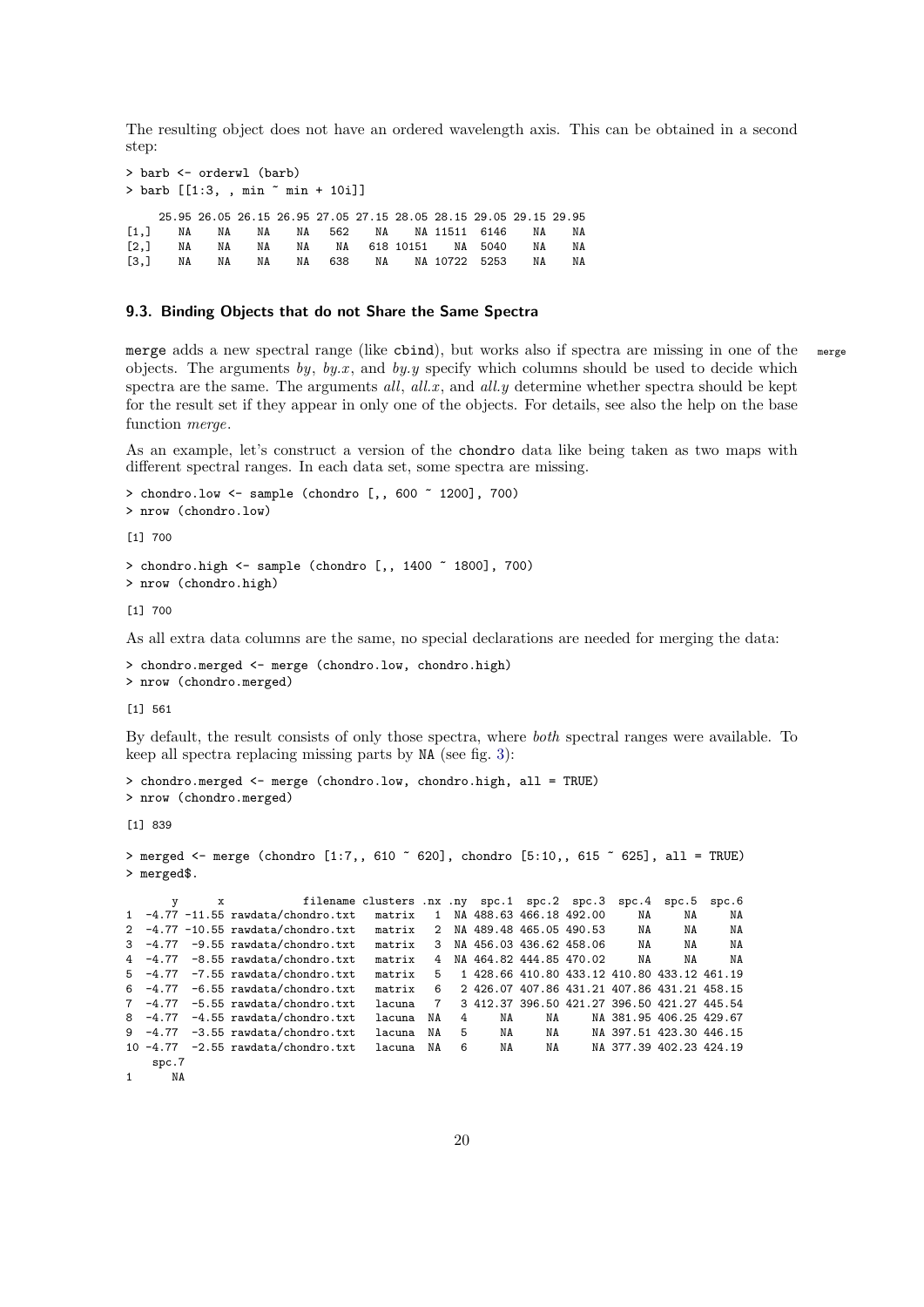The resulting object does not have an ordered wavelength axis. This can be obtained in a second step:

```
> barb <- orderwl (barb)
> barb [[1:3, , min ~ min + 10i]]

     25.95 26.05 26.15 26.95 27.05 27.15 28.05 28.15 29.05 29.15 29.95
[1,]    NA    NA    NA    NA   562    NA    NA 11511  6146    NA    NA
[2,]    NA    NA    NA    NA    NA   618 10151    NA  5040    NA    NA
[3,]    NA    NA    NA    NA   638    NA    NA 10722  5253    NA    NA
```

### 9.3. Binding Objects that do not Share the Same Spectra

merge adds a new spectral range (like cbind), but works also if spectra are missing in one of the objects. The arguments *by*, *by.x*, and *by.y* specify which columns should be used to decide which spectra are the same. The arguments *all*, *all.x*, and *all.y* determine whether spectra should be kept for the result set if they appear in only one of the objects. For details, see also the help on the base function *merge*.

As an example, let's construct a version of the chondro data like being taken as two maps with different spectral ranges. In each data set, some spectra are missing.

```
> chondro.low <- sample (chondro [,, 600 ~ 1200], 700)
> nrow (chondro.low)

[1] 700

> chondro.high <- sample (chondro [,, 1400 ~ 1800], 700)
> nrow (chondro.high)

[1] 700
```

As all extra data columns are the same, no special declarations are needed for merging the data:

```
> chondro.merged <- merge (chondro.low, chondro.high)
> nrow (chondro.merged)

[1] 561
```

By default, the result consists of only those spectra, where *both* spectral ranges were available. To keep all spectra replacing missing parts by NA (see fig. 3):

```
> chondro.merged <- merge (chondro.low, chondro.high, all = TRUE)
> nrow (chondro.merged)

[1] 839

> merged <- merge (chondro [1:7,, 610 ~ 620], chondro [5:10,, 615 ~ 625], all = TRUE)
> merged$.

       y      x            filename clusters .nx .ny  spc.1  spc.2  spc.3  spc.4  spc.5  spc.6
1  -4.77 -11.55 rawdata/chondro.txt   matrix   1  NA 488.63 466.18 492.00     NA     NA     NA
2  -4.77 -10.55 rawdata/chondro.txt   matrix   2  NA 489.48 465.05 490.53     NA     NA     NA
3  -4.77  -9.55 rawdata/chondro.txt   matrix   3  NA 456.03 436.62 458.06     NA     NA     NA
4  -4.77  -8.55 rawdata/chondro.txt   matrix   4  NA 464.82 444.85 470.02     NA     NA     NA
5  -4.77  -7.55 rawdata/chondro.txt   matrix   5   1 428.66 410.80 433.12 410.80 433.12 461.19
6  -4.77  -6.55 rawdata/chondro.txt   matrix   6   2 426.07 407.86 431.21 407.86 431.21 458.15
7  -4.77  -5.55 rawdata/chondro.txt   lacuna   7   3 412.37 396.50 421.27 396.50 421.27 445.54
8  -4.77  -4.55 rawdata/chondro.txt   lacuna  NA   4     NA     NA     NA 381.95 406.25 429.67
9  -4.77  -3.55 rawdata/chondro.txt   lacuna  NA   5     NA     NA     NA 397.51 423.30 446.15
10 -4.77  -2.55 rawdata/chondro.txt   lacuna  NA   6     NA     NA     NA 377.39 402.23 424.19
    spc.7
1      NA
```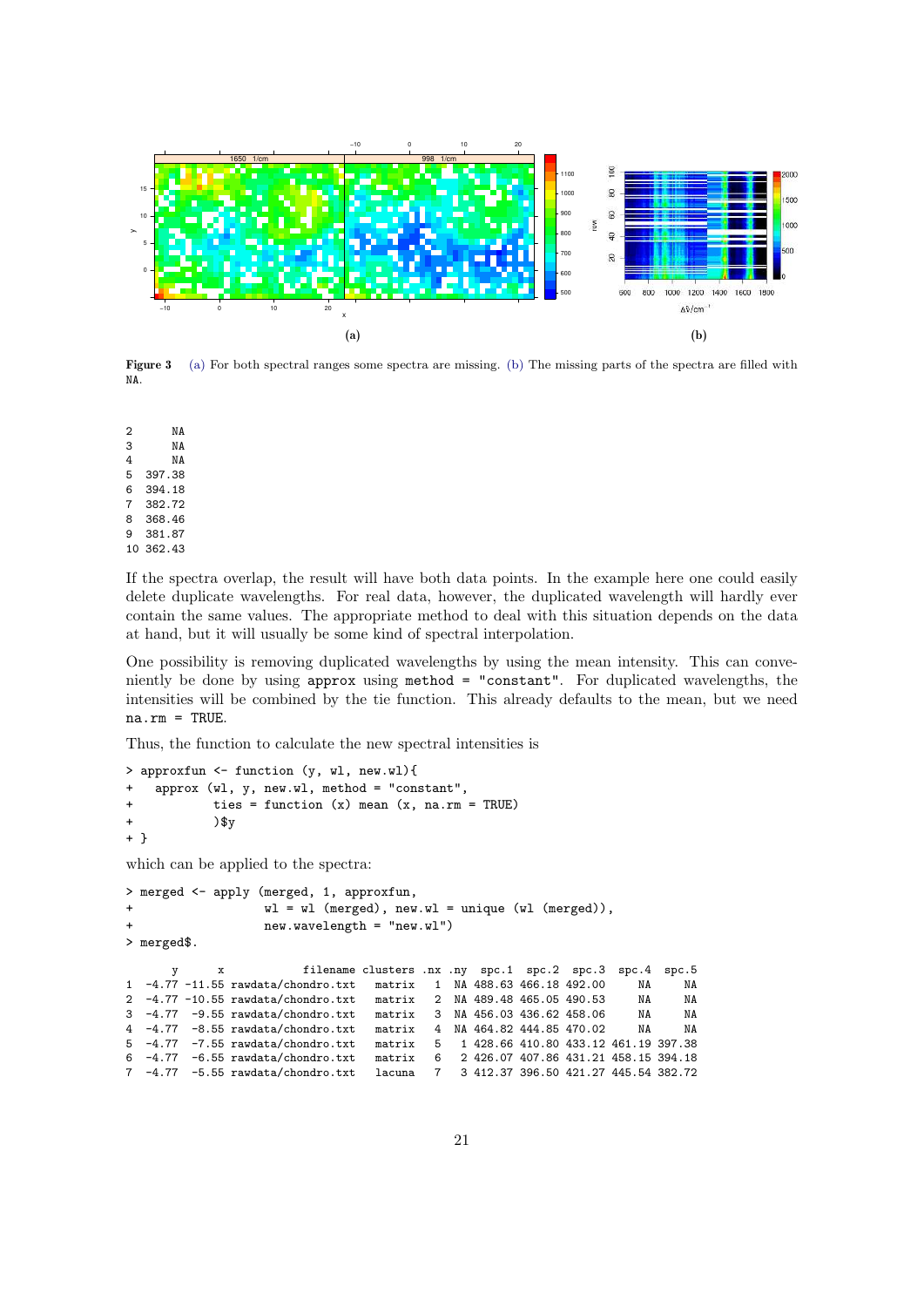**Figure 3** (a) For both spectral ranges some spectra are missing. (b) The missing parts of the spectra are filled with NA.

```
2      NA
3      NA
4      NA
5  397.38
6  394.18
7  382.72
8  368.46
9  381.87
10 362.43
```

If the spectra overlap, the result will have both data points. In the example here one could easily delete duplicate wavelengths. For real data, however, the duplicated wavelength will hardly ever contain the same values. The appropriate method to deal with this situation depends on the data at hand, but it will usually be some kind of spectral interpolation.

One possibility is removing duplicated wavelengths by using the mean intensity. This can conveniently be done by using `approx` using `method = "constant"`. For duplicated wavelengths, the intensities will be combined by the tie function. This already defaults to the mean, but we need `na.rm = TRUE`.

Thus, the function to calculate the new spectral intensities is

```
> approxfun <- function (y, wl, new.wl){
+   approx (wl, y, new.wl, method = "constant",
+           ties = function (x) mean (x, na.rm = TRUE)
+           )$y
+ }
```

which can be applied to the spectra:

```
> merged <- apply (merged, 1, approxfun,
+                  wl = wl (merged), new.wl = unique (wl (merged)),
+                  new.wavelength = "new.wl")
> merged$.
```

```
      y      x            filename clusters .nx .ny  spc.1  spc.2  spc.3  spc.4  spc.5
1 -4.77 -11.55 rawdata/chondro.txt   matrix   1  NA 488.63 466.18 492.00     NA     NA
2 -4.77 -10.55 rawdata/chondro.txt   matrix   2  NA 489.48 465.05 490.53     NA     NA
3 -4.77  -9.55 rawdata/chondro.txt   matrix   3  NA 456.03 436.62 458.06     NA     NA
4 -4.77  -8.55 rawdata/chondro.txt   matrix   4  NA 464.82 444.85 470.02     NA     NA
5 -4.77  -7.55 rawdata/chondro.txt   matrix   5   1 428.66 410.80 433.12 461.19 397.38
6 -4.77  -6.55 rawdata/chondro.txt   matrix   6   2 426.07 407.86 431.21 458.15 394.18
7 -4.77  -5.55 rawdata/chondro.txt   lacuna   7   3 412.37 396.50 421.27 445.54 382.72
```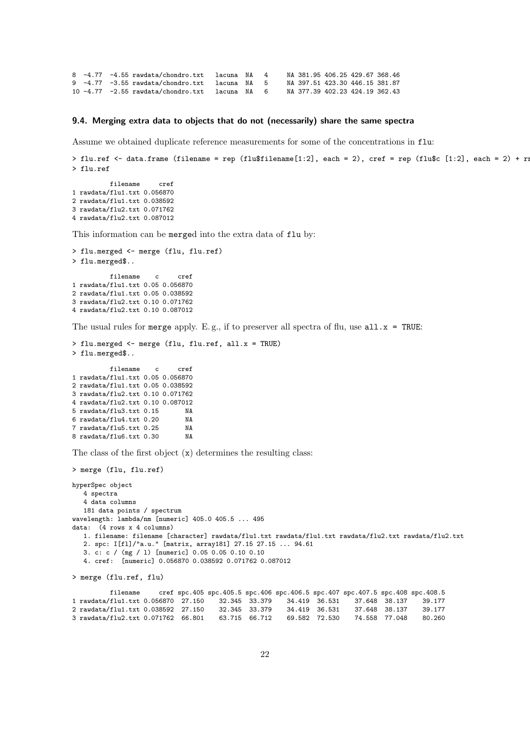```
8  -4.77  -4.55 rawdata/chondro.txt   lacuna  NA   4     NA 381.95 406.25 429.67 368.46
9  -4.77  -3.55 rawdata/chondro.txt   lacuna  NA   5     NA 397.51 423.30 446.15 381.87
10 -4.77  -2.55 rawdata/chondro.txt   lacuna  NA   6     NA 377.39 402.23 424.19 362.43
```

### 9.4. Merging extra data to objects that do not (necessarily) share the same spectra

Assume we obtained duplicate reference measurements for some of the concentrations in `flu`:

```
> flu.ref <- data.frame (filename = rep (flu$filename[1:2], each = 2), cref = rep (flu$c [1:2], each = 2) + rn
> flu.ref

          filename     cref
1 rawdata/flu1.txt 0.056870
2 rawdata/flu1.txt 0.038592
3 rawdata/flu2.txt 0.071762
4 rawdata/flu2.txt 0.087012
```

This information can be `merge`d into the extra data of `flu` by:

```
> flu.merged <- merge (flu, flu.ref)
> flu.merged$..

          filename    c     cref
1 rawdata/flu1.txt 0.05 0.056870
2 rawdata/flu1.txt 0.05 0.038592
3 rawdata/flu2.txt 0.10 0.071762
4 rawdata/flu2.txt 0.10 0.087012
```

The usual rules for `merge` apply. E. g., if to preserver all spectra of flu, use `all.x = TRUE`:

```
> flu.merged <- merge (flu, flu.ref, all.x = TRUE)
> flu.merged$..

          filename    c     cref
1 rawdata/flu1.txt 0.05 0.056870
2 rawdata/flu1.txt 0.05 0.038592
3 rawdata/flu2.txt 0.10 0.071762
4 rawdata/flu2.txt 0.10 0.087012
5 rawdata/flu3.txt 0.15       NA
6 rawdata/flu4.txt 0.20       NA
7 rawdata/flu5.txt 0.25       NA
8 rawdata/flu6.txt 0.30       NA
```

The class of the first object (`x`) determines the resulting class:

```
> merge (flu, flu.ref)

hyperSpec object
   4 spectra
   4 data columns
   181 data points / spectrum
wavelength: lambda/nm [numeric] 405.0 405.5 ... 495
data:  (4 rows x 4 columns)
   1. filename: filename [character] rawdata/flu1.txt rawdata/flu1.txt rawdata/flu2.txt rawdata/flu2.txt
   2. spc: I[fl]/"a.u." [matrix, array181] 27.15 27.15 ... 94.61
   3. c: c / (mg / l) [numeric] 0.05 0.05 0.10 0.10
   4. cref:  [numeric] 0.056870 0.038592 0.071762 0.087012

> merge (flu.ref, flu)

          filename     cref spc.405 spc.405.5 spc.406 spc.406.5 spc.407 spc.407.5 spc.408 spc.408.5
1 rawdata/flu1.txt 0.056870  27.150    32.345  33.379    34.419  36.531    37.648  38.137    39.177
2 rawdata/flu1.txt 0.038592  27.150    32.345  33.379    34.419  36.531    37.648  38.137    39.177
3 rawdata/flu2.txt 0.071762  66.801    63.715  66.712    69.582  72.530    74.558  77.048    80.260
```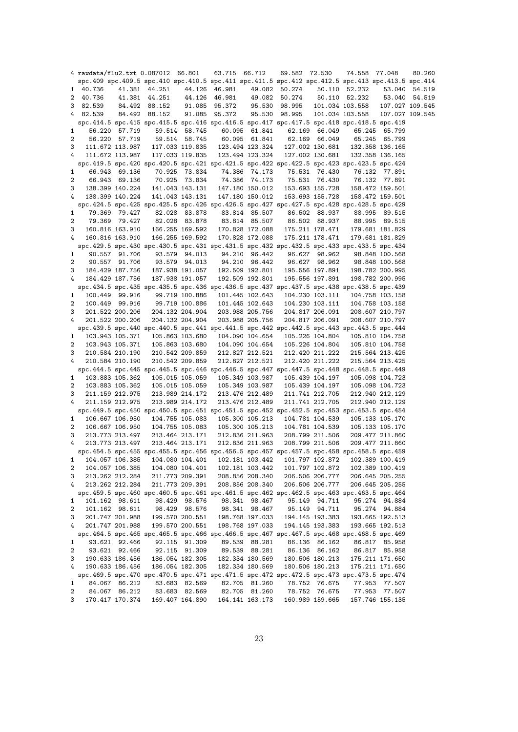```
4 rawdata/flu2.txt 0.087012  66.801    63.715  66.712    69.582  72.530    74.558  77.048    80.260
  spc.409 spc.409.5 spc.410 spc.410.5 spc.411 spc.411.5 spc.412 spc.412.5 spc.413 spc.413.5 spc.414
1  40.736    41.381  44.251    44.126  46.981    49.082  50.274    50.110  52.232    53.040  54.519
2  40.736    41.381  44.251    44.126  46.981    49.082  50.274    50.110  52.232    53.040  54.519
3  82.539    84.492  88.152    91.085  95.372    95.530  98.995   101.034 103.558   107.027 109.545
4  82.539    84.492  88.152    91.085  95.372    95.530  98.995   101.034 103.558   107.027 109.545
  spc.414.5 spc.415 spc.415.5 spc.416 spc.416.5 spc.417 spc.417.5 spc.418 spc.418.5 spc.419
1    56.220  57.719    59.514  58.745    60.095  61.841    62.169  66.049    65.245  65.799
2    56.220  57.719    59.514  58.745    60.095  61.841    62.169  66.049    65.245  65.799
3   111.672 113.987   117.033 119.835   123.494 123.324   127.002 130.681   132.358 136.165
4   111.672 113.987   117.033 119.835   123.494 123.324   127.002 130.681   132.358 136.165
  spc.419.5 spc.420 spc.420.5 spc.421 spc.421.5 spc.422 spc.422.5 spc.423 spc.423.5 spc.424
1    66.943  69.136    70.925  73.834    74.386  74.173    75.531  76.430    76.132  77.891
2    66.943  69.136    70.925  73.834    74.386  74.173    75.531  76.430    76.132  77.891
3   138.399 140.224   141.043 143.131   147.180 150.012   153.693 155.728   158.472 159.501
4   138.399 140.224   141.043 143.131   147.180 150.012   153.693 155.728   158.472 159.501
  spc.424.5 spc.425 spc.425.5 spc.426 spc.426.5 spc.427 spc.427.5 spc.428 spc.428.5 spc.429
1    79.369  79.427    82.028  83.878    83.814  85.507    86.502  88.937    88.995  89.515
2    79.369  79.427    82.028  83.878    83.814  85.507    86.502  88.937    88.995  89.515
3   160.816 163.910   166.255 169.592   170.828 172.088   175.211 178.471   179.681 181.829
4   160.816 163.910   166.255 169.592   170.828 172.088   175.211 178.471   179.681 181.829
  spc.429.5 spc.430 spc.430.5 spc.431 spc.431.5 spc.432 spc.432.5 spc.433 spc.433.5 spc.434
1    90.557  91.706    93.579  94.013    94.210  96.442    96.627  98.962    98.848 100.568
2    90.557  91.706    93.579  94.013    94.210  96.442    96.627  98.962    98.848 100.568
3   184.429 187.756   187.938 191.057   192.509 192.801   195.556 197.891   198.782 200.995
4   184.429 187.756   187.938 191.057   192.509 192.801   195.556 197.891   198.782 200.995
  spc.434.5 spc.435 spc.435.5 spc.436 spc.436.5 spc.437 spc.437.5 spc.438 spc.438.5 spc.439
1   100.449  99.916    99.719 100.886   101.445 102.643   104.230 103.111   104.758 103.158
2   100.449  99.916    99.719 100.886   101.445 102.643   104.230 103.111   104.758 103.158
3   201.522 200.206   204.132 204.904   203.988 205.756   204.817 206.091   208.607 210.797
4   201.522 200.206   204.132 204.904   203.988 205.756   204.817 206.091   208.607 210.797
  spc.439.5 spc.440 spc.440.5 spc.441 spc.441.5 spc.442 spc.442.5 spc.443 spc.443.5 spc.444
1   103.943 105.371   105.863 103.680   104.090 104.654   105.226 104.804   105.810 104.758
2   103.943 105.371   105.863 103.680   104.090 104.654   105.226 104.804   105.810 104.758
3   210.584 210.190   210.542 209.859   212.827 212.521   212.420 211.222   215.564 213.425
4   210.584 210.190   210.542 209.859   212.827 212.521   212.420 211.222   215.564 213.425
  spc.444.5 spc.445 spc.445.5 spc.446 spc.446.5 spc.447 spc.447.5 spc.448 spc.448.5 spc.449
1   103.883 105.362   105.015 105.059   105.349 103.987   105.439 104.197   105.098 104.723
2   103.883 105.362   105.015 105.059   105.349 103.987   105.439 104.197   105.098 104.723
3   211.159 212.975   213.989 214.172   213.476 212.489   211.741 212.705   212.940 212.129
4   211.159 212.975   213.989 214.172   213.476 212.489   211.741 212.705   212.940 212.129
  spc.449.5 spc.450 spc.450.5 spc.451 spc.451.5 spc.452 spc.452.5 spc.453 spc.453.5 spc.454
1   106.667 106.950   104.755 105.083   105.300 105.213   104.781 104.539   105.133 105.170
2   106.667 106.950   104.755 105.083   105.300 105.213   104.781 104.539   105.133 105.170
3   213.773 213.497   213.464 213.171   212.836 211.963   208.799 211.506   209.477 211.860
4   213.773 213.497   213.464 213.171   212.836 211.963   208.799 211.506   209.477 211.860
  spc.454.5 spc.455 spc.455.5 spc.456 spc.456.5 spc.457 spc.457.5 spc.458 spc.458.5 spc.459
1   104.057 106.385   104.080 104.401   102.181 103.442   101.797 102.872   102.389 100.419
2   104.057 106.385   104.080 104.401   102.181 103.442   101.797 102.872   102.389 100.419
3   213.262 212.284   211.773 209.391   208.856 208.340   206.506 206.777   206.645 205.255
4   213.262 212.284   211.773 209.391   208.856 208.340   206.506 206.777   206.645 205.255
  spc.459.5 spc.460 spc.460.5 spc.461 spc.461.5 spc.462 spc.462.5 spc.463 spc.463.5 spc.464
1   101.162  98.611    98.429  98.576    98.341  98.467    95.149  94.711    95.274  94.884
2   101.162  98.611    98.429  98.576    98.341  98.467    95.149  94.711    95.274  94.884
3   201.747 201.988   199.570 200.551   198.768 197.033   194.145 193.383   193.665 192.513
4   201.747 201.988   199.570 200.551   198.768 197.033   194.145 193.383   193.665 192.513
  spc.464.5 spc.465 spc.465.5 spc.466 spc.466.5 spc.467 spc.467.5 spc.468 spc.468.5 spc.469
1    93.621  92.466    92.115  91.309    89.539  88.281    86.136  86.162    86.817  85.958
2    93.621  92.466    92.115  91.309    89.539  88.281    86.136  86.162    86.817  85.958
3   190.633 186.456   186.054 182.305   182.334 180.569   180.506 180.213   175.211 171.650
4   190.633 186.456   186.054 182.305   182.334 180.569   180.506 180.213   175.211 171.650
  spc.469.5 spc.470 spc.470.5 spc.471 spc.471.5 spc.472 spc.472.5 spc.473 spc.473.5 spc.474
1    84.067  86.212    83.683  82.569    82.705  81.260    78.752  76.675    77.953  77.507
2    84.067  86.212    83.683  82.569    82.705  81.260    78.752  76.675    77.953  77.507
3   170.417 170.374   169.407 164.890   164.141 163.173   160.989 159.665   157.746 155.135
```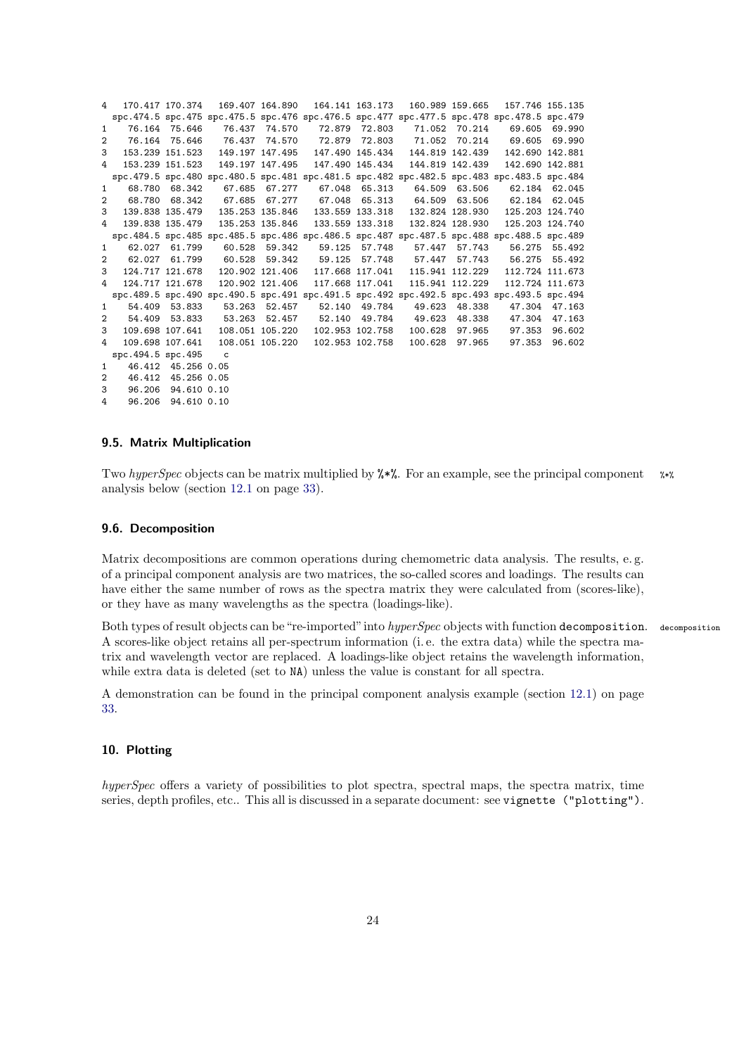```
4   170.417 170.374   169.407 164.890   164.141 163.173   160.989 159.665   157.746 155.135
  spc.474.5 spc.475 spc.475.5 spc.476 spc.476.5 spc.477 spc.477.5 spc.478 spc.478.5 spc.479
1    76.164  75.646    76.437  74.570    72.879  72.803    71.052  70.214    69.605  69.990
2    76.164  75.646    76.437  74.570    72.879  72.803    71.052  70.214    69.605  69.990
3   153.239 151.523   149.197 147.495   147.490 145.434   144.819 142.439   142.690 142.881
4   153.239 151.523   149.197 147.495   147.490 145.434   144.819 142.439   142.690 142.881
  spc.479.5 spc.480 spc.480.5 spc.481 spc.481.5 spc.482 spc.482.5 spc.483 spc.483.5 spc.484
1    68.780  68.342    67.685  67.277    67.048  65.313    64.509  63.506    62.184  62.045
2    68.780  68.342    67.685  67.277    67.048  65.313    64.509  63.506    62.184  62.045
3   139.838 135.479   135.253 135.846   133.559 133.318   132.824 128.930   125.203 124.740
4   139.838 135.479   135.253 135.846   133.559 133.318   132.824 128.930   125.203 124.740
  spc.484.5 spc.485 spc.485.5 spc.486 spc.486.5 spc.487 spc.487.5 spc.488 spc.488.5 spc.489
1    62.027  61.799    60.528  59.342    59.125  57.748    57.447  57.743    56.275  55.492
2    62.027  61.799    60.528  59.342    59.125  57.748    57.447  57.743    56.275  55.492
3   124.717 121.678   120.902 121.406   117.668 117.041   115.941 112.229   112.724 111.673
4   124.717 121.678   120.902 121.406   117.668 117.041   115.941 112.229   112.724 111.673
  spc.489.5 spc.490 spc.490.5 spc.491 spc.491.5 spc.492 spc.492.5 spc.493 spc.493.5 spc.494
1    54.409  53.833    53.263  52.457    52.140  49.784    49.623  48.338    47.304  47.163
2    54.409  53.833    53.263  52.457    52.140  49.784    49.623  48.338    47.304  47.163
3   109.698 107.641   108.051 105.220   102.953 102.758   100.628  97.965    97.353  96.602
4   109.698 107.641   108.051 105.220   102.953 102.758   100.628  97.965    97.353  96.602
  spc.494.5 spc.495    c
1    46.412  45.256 0.05
2    46.412  45.256 0.05
3    96.206  94.610 0.10
4    96.206  94.610 0.10
```

### 9.5. Matrix Multiplication

Two *hyperSpec* objects can be matrix multiplied by `%*%`. For an example, see the principal component analysis below (section 12.1 on page 33).

### 9.6. Decomposition

Matrix decompositions are common operations during chemometric data analysis. The results, e. g. of a principal component analysis are two matrices, the so-called scores and loadings. The results can have either the same number of rows as the spectra matrix they were calculated from (scores-like), or they have as many wavelengths as the spectra (loadings-like).

Both types of result objects can be "re-imported" into *hyperSpec* objects with function `decomposition`. A scores-like object retains all per-spectrum information (i. e. the extra data) while the spectra matrix and wavelength vector are replaced. A loadings-like object retains the wavelength information, while extra data is deleted (set to `NA`) unless the value is constant for all spectra.

A demonstration can be found in the principal component analysis example (section 12.1) on page 33.

## 10. Plotting

*hyperSpec* offers a variety of possibilities to plot spectra, spectral maps, the spectra matrix, time series, depth profiles, etc.. This all is discussed in a separate document: see `vignette ("plotting")`.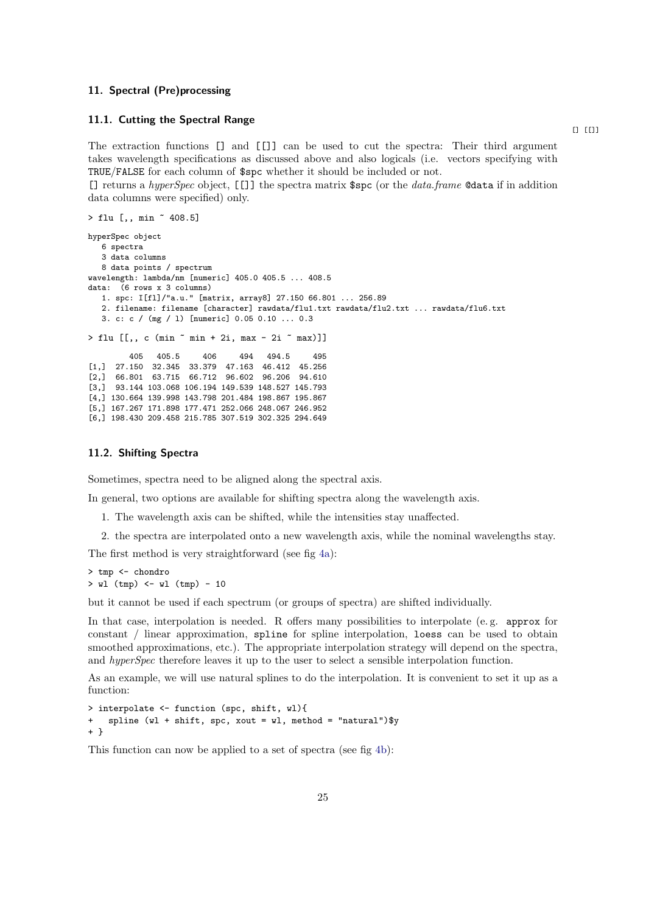## 11. Spectral (Pre)processing

### 11.1. Cutting the Spectral Range

[] [[]]

The extraction functions [] and [[]] can be used to cut the spectra: Their third argument takes wavelength specifications as discussed above and also logicals (i.e. vectors specifying with TRUE/FALSE for each column of $spc whether it should be included or not.
[] returns a *hyperSpec* object, [[]] the spectra matrix $spc (or the *data.frame* @data if in addition data columns were specified) only.

```
> flu [,, min ~ 408.5]

hyperSpec object
   6 spectra
   3 data columns
   8 data points / spectrum
wavelength: lambda/nm [numeric] 405.0 405.5 ... 408.5
data:  (6 rows x 3 columns)
   1. spc: I[fl]/"a.u." [matrix, array8] 27.150 66.801 ... 256.89
   2. filename: filename [character] rawdata/flu1.txt rawdata/flu2.txt ... rawdata/flu6.txt
   3. c: c / (mg / l) [numeric] 0.05 0.10 ... 0.3

> flu [[,, c (min ~ min + 2i, max - 2i ~ max)]]

         405   405.5     406     494   494.5     495
[1,]  27.150  32.345  33.379  47.163  46.412  45.256
[2,]  66.801  63.715  66.712  96.602  96.206  94.610
[3,]  93.144 103.068 106.194 149.539 148.527 145.793
[4,] 130.664 139.998 143.798 201.484 198.867 195.867
[5,] 167.267 171.898 177.471 252.066 248.067 246.952
[6,] 198.430 209.458 215.785 307.519 302.325 294.649
```

### 11.2. Shifting Spectra

Sometimes, spectra need to be aligned along the spectral axis.

In general, two options are available for shifting spectra along the wavelength axis.

1. The wavelength axis can be shifted, while the intensities stay unaffected.
2. the spectra are interpolated onto a new wavelength axis, while the nominal wavelengths stay.

The first method is very straightforward (see fig 4a):

```
> tmp <- chondro
> wl (tmp) <- wl (tmp) - 10
```

but it cannot be used if each spectrum (or groups of spectra) are shifted individually.

In that case, interpolation is needed. R offers many possibilities to interpolate (e. g. approx for constant / linear approximation, spline for spline interpolation, loess can be used to obtain smoothed approximations, etc.). The appropriate interpolation strategy will depend on the spectra, and *hyperSpec* therefore leaves it up to the user to select a sensible interpolation function.

As an example, we will use natural splines to do the interpolation. It is convenient to set it up as a function:

```
> interpolate <- function (spc, shift, wl){
+   spline (wl + shift, spc, xout = wl, method = "natural")$y
+ }
```

This function can now be applied to a set of spectra (see fig 4b):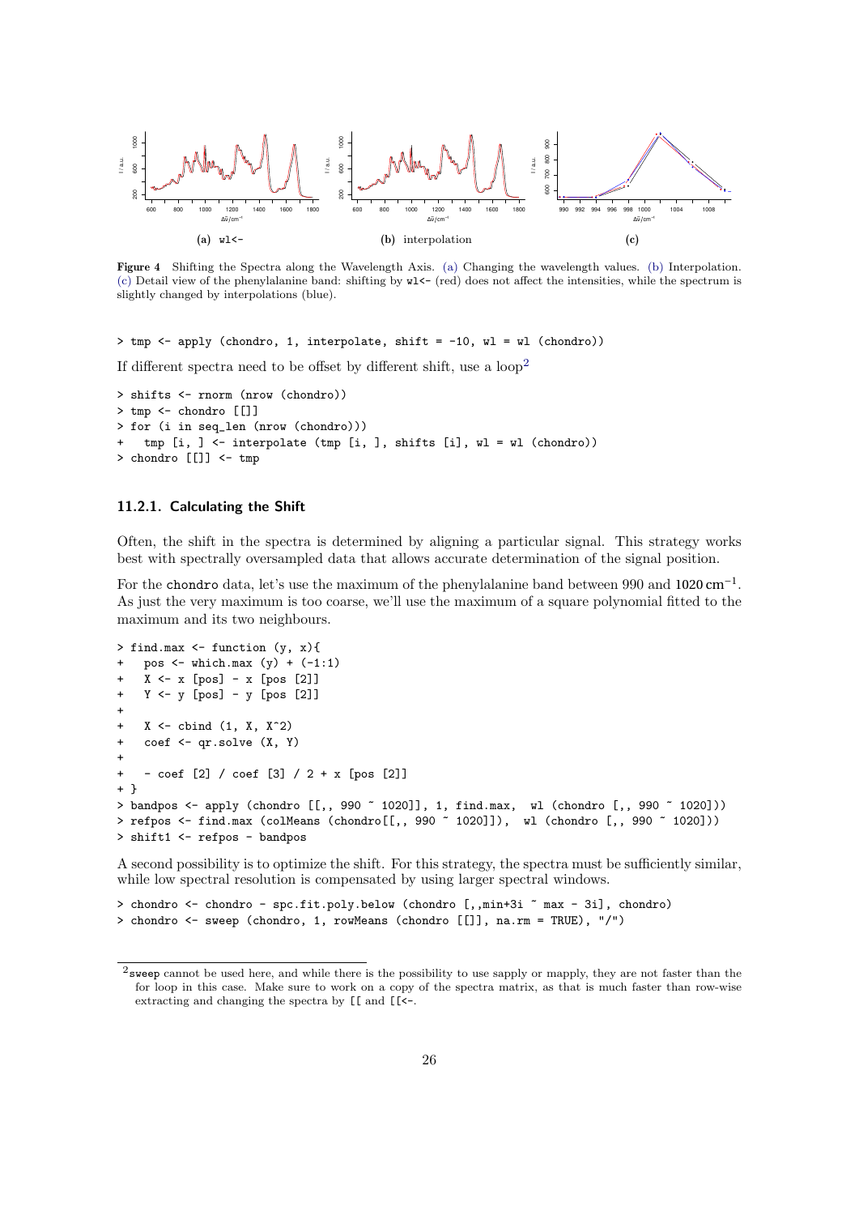(a) wl<-     (b) interpolation     (c)

**Figure 4** Shifting the Spectra along the Wavelength Axis. (a) Changing the wavelength values. (b) Interpolation. (c) Detail view of the phenylalanine band: shifting by wl<- (red) does not affect the intensities, while the spectrum is slightly changed by interpolations (blue).

```
> tmp <- apply (chondro, 1, interpolate, shift = -10, wl = wl (chondro))
```

If different spectra need to be offset by different shift, use a loop[2]

```
> shifts <- rnorm (nrow (chondro))
> tmp <- chondro [[]]
> for (i in seq_len (nrow (chondro)))
+   tmp [i, ] <- interpolate (tmp [i, ], shifts [i], wl = wl (chondro))
> chondro [[]] <- tmp
```

### 11.2.1. Calculating the Shift

Often, the shift in the spectra is determined by aligning a particular signal. This strategy works best with spectrally oversampled data that allows accurate determination of the signal position.

For the chondro data, let's use the maximum of the phenylalanine band between 990 and 1020 cm$^{-1}$. As just the very maximum is too coarse, we'll use the maximum of a square polynomial fitted to the maximum and its two neighbours.

```
> find.max <- function (y, x){
+   pos <- which.max (y) + (-1:1)
+   X <- x [pos] - x [pos [2]]
+   Y <- y [pos] - y [pos [2]]
+
+   X <- cbind (1, X, X^2)
+   coef <- qr.solve (X, Y)
+
+   - coef [2] / coef [3] / 2 + x [pos [2]]
+ }
> bandpos <- apply (chondro [[,, 990 ~ 1020]], 1, find.max,  wl (chondro [,, 990 ~ 1020]))
> refpos <- find.max (colMeans (chondro[[,, 990 ~ 1020]]),  wl (chondro [,, 990 ~ 1020]))
> shift1 <- refpos - bandpos
```

A second possibility is to optimize the shift. For this strategy, the spectra must be sufficiently similar, while low spectral resolution is compensated by using larger spectral windows.

```
> chondro <- chondro - spc.fit.poly.below (chondro [,,min+3i ~ max - 3i], chondro)
> chondro <- sweep (chondro, 1, rowMeans (chondro [[]], na.rm = TRUE), "/")
```

[2] sweep cannot be used here, and while there is the possibility to use sapply or mapply, they are not faster than the for loop in this case. Make sure to work on a copy of the spectra matrix, as that is much faster than row-wise extracting and changing the spectra by [[ and [[<-.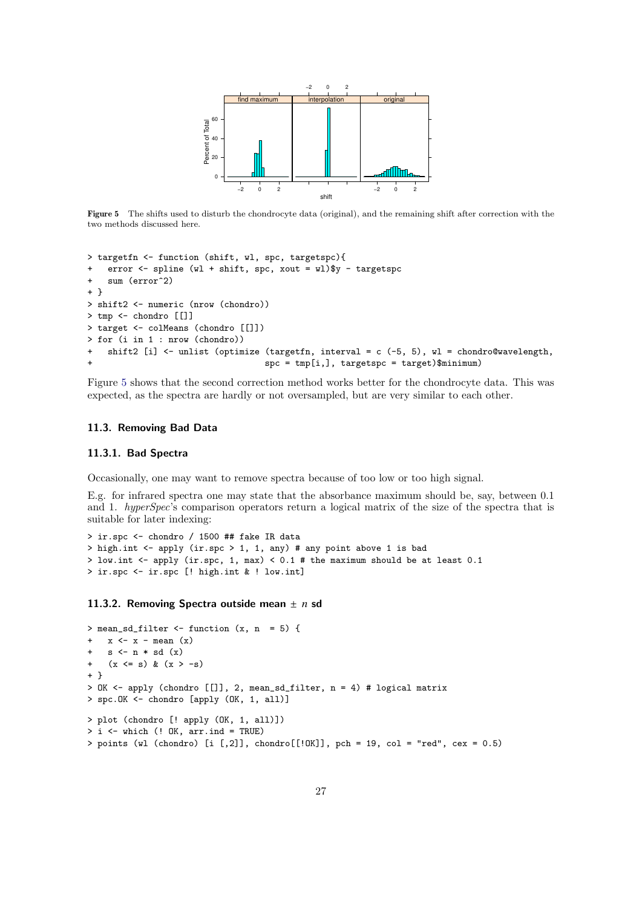**Figure 5** The shifts used to disturb the chondrocyte data (original), and the remaining shift after correction with the two methods discussed here.

```
> targetfn <- function (shift, wl, spc, targetspc){
+   error <- spline (wl + shift, spc, xout = wl)$y - targetspc
+   sum (error^2)
+ }
> shift2 <- numeric (nrow (chondro))
> tmp <- chondro [[]]
> target <- colMeans (chondro [[]])
> for (i in 1 : nrow (chondro))
+   shift2 [i] <- unlist (optimize (targetfn, interval = c (-5, 5), wl = chondro@wavelength,
+                                   spc = tmp[i,], targetspc = target)$minimum)
```

Figure 5 shows that the second correction method works better for the chondrocyte data. This was expected, as the spectra are hardly or not oversampled, but are very similar to each other.

### 11.3. Removing Bad Data

#### 11.3.1. Bad Spectra

Occasionally, one may want to remove spectra because of too low or too high signal.

E.g. for infrared spectra one may state that the absorbance maximum should be, say, between 0.1 and 1. *hyperSpec*'s comparison operators return a logical matrix of the size of the spectra that is suitable for later indexing:

```
> ir.spc <- chondro / 1500 ## fake IR data
> high.int <- apply (ir.spc > 1, 1, any) # any point above 1 is bad
> low.int <- apply (ir.spc, 1, max) < 0.1 # the maximum should be at least 0.1
> ir.spc <- ir.spc [! high.int & ! low.int]
```

#### 11.3.2. Removing Spectra outside mean $\pm$ $n$ sd

```
> mean_sd_filter <- function (x, n  = 5) {
+   x <- x - mean (x)
+   s <- n * sd (x)
+   (x <= s) & (x > -s)
+ }
> OK <- apply (chondro [[]], 2, mean_sd_filter, n = 4) # logical matrix
> spc.OK <- chondro [apply (OK, 1, all)]
> plot (chondro [! apply (OK, 1, all)])
> i <- which (! OK, arr.ind = TRUE)
> points (wl (chondro) [i [,2]], chondro[[!OK]], pch = 19, col = "red", cex = 0.5)
```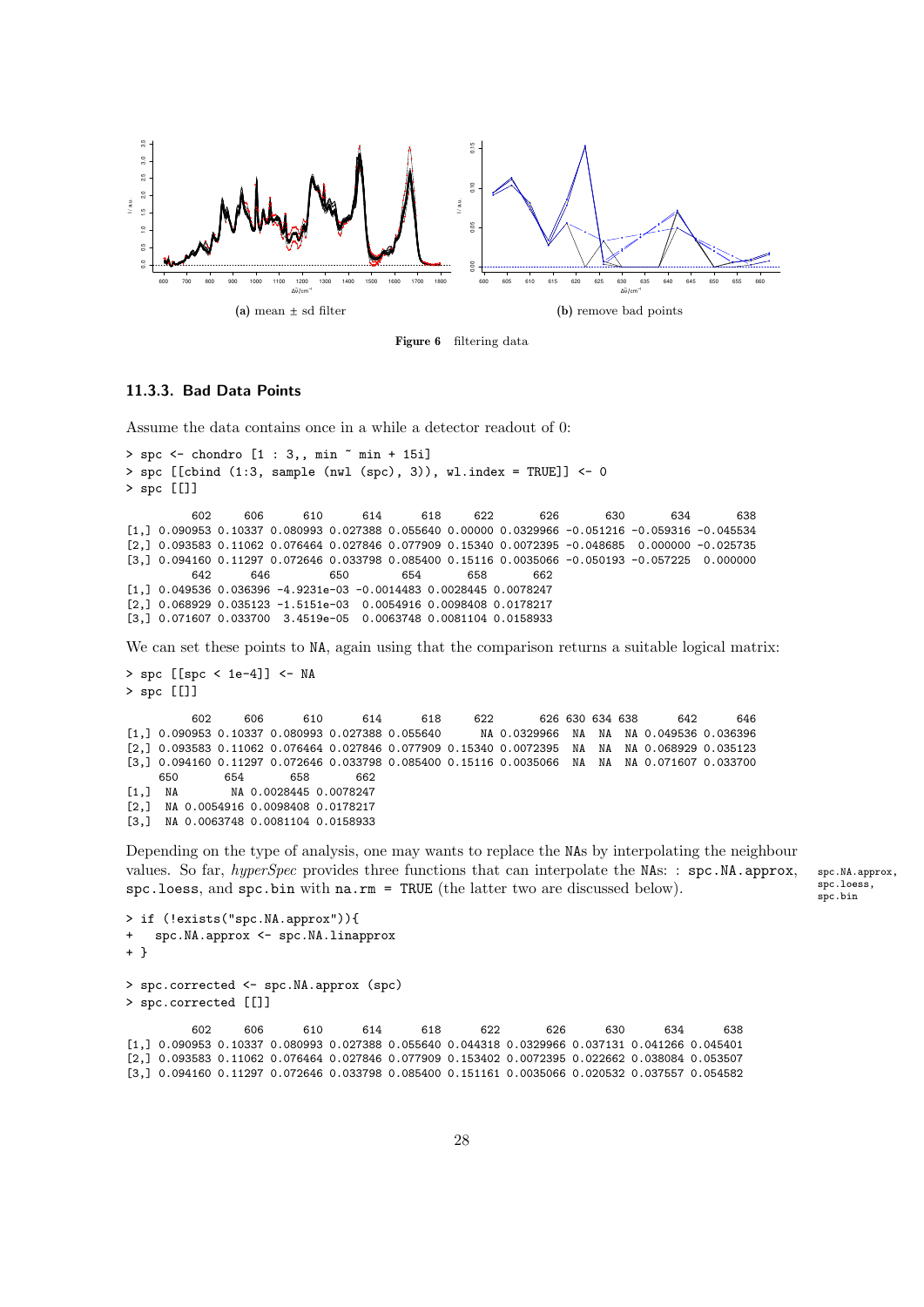(a) mean ± sd filter

(b) remove bad points

**Figure 6** filtering data

### 11.3.3. Bad Data Points

Assume the data contains once in a while a detector readout of 0:

```
> spc <- chondro [1 : 3,, min ~ min + 15i]
> spc [[cbind (1:3, sample (nwl (spc), 3)), wl.index = TRUE]] <- 0
> spc [[]]

          602     606      610      614      618     622       626       630       634       638
[1,] 0.090953 0.10337 0.080993 0.027388 0.055640 0.00000 0.0329966 -0.051216 -0.059316 -0.045534
[2,] 0.093583 0.11062 0.076464 0.027846 0.077909 0.15340 0.0072395 -0.048685  0.000000 -0.025735
[3,] 0.094160 0.11297 0.072646 0.033798 0.085400 0.15116 0.0035066 -0.050193 -0.057225  0.000000
          642      646         650        654       658       662
[1,] 0.049536 0.036396 -4.9231e-03 -0.0014483 0.0028445 0.0078247
[2,] 0.068929 0.035123 -1.5151e-03  0.0054916 0.0098408 0.0178217
[3,] 0.071607 0.033700  3.4519e-05  0.0063748 0.0081104 0.0158933
```

We can set these points to NA, again using that the comparison returns a suitable logical matrix:

```
> spc [[spc < 1e-4]] <- NA
> spc [[]]

          602     606      610      614      618     622       626 630 634 638      642      646
[1,] 0.090953 0.10337 0.080993 0.027388 0.055640      NA 0.0329966  NA  NA  NA 0.049536 0.036396
[2,] 0.093583 0.11062 0.076464 0.027846 0.077909 0.15340 0.0072395  NA  NA  NA 0.068929 0.035123
[3,] 0.094160 0.11297 0.072646 0.033798 0.085400 0.15116 0.0035066  NA  NA  NA 0.071607 0.033700
     650       654       658       662
[1,]  NA        NA 0.0028445 0.0078247
[2,]  NA 0.0054916 0.0098408 0.0178217
[3,]  NA 0.0063748 0.0081104 0.0158933
```

Depending on the type of analysis, one may wants to replace the NAs by interpolating the neighbour values. So far, *hyperSpec* provides three functions that can interpolate the NAs: : spc.NA.approx, spc.loess, and spc.bin with na.rm = TRUE (the latter two are discussed below).

spc.NA.approx, spc.loess, spc.bin

```
> if (!exists("spc.NA.approx")){
+   spc.NA.approx <- spc.NA.linapprox
+ }

> spc.corrected <- spc.NA.approx (spc)
> spc.corrected [[]]

          602     606      610      614      618      622       626      630      634      638
[1,] 0.090953 0.10337 0.080993 0.027388 0.055640 0.044318 0.0329966 0.037131 0.041266 0.045401
[2,] 0.093583 0.11062 0.076464 0.027846 0.077909 0.153402 0.0072395 0.022662 0.038084 0.053507
[3,] 0.094160 0.11297 0.072646 0.033798 0.085400 0.151161 0.0035066 0.020532 0.037557 0.054582
```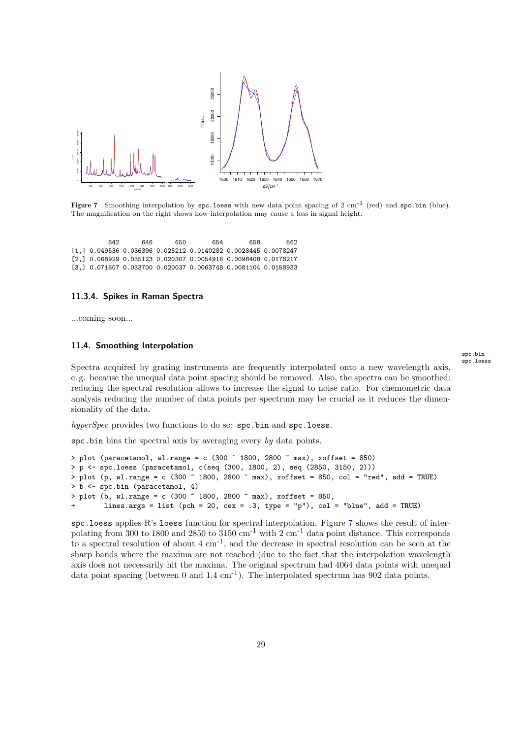Figure 7 Smoothing interpolation by spc.loess with new data point spacing of 2 cm$^{-1}$ (red) and spc.bin (blue). The magnification on the right shows how interpolation may cause a loss in signal height.

```
          642      646      650       654       658       662
[1,] 0.049536 0.036396 0.025212 0.0140282 0.0028445 0.0078247
[2,] 0.068929 0.035123 0.020307 0.0054916 0.0098408 0.0178217
[3,] 0.071607 0.033700 0.020037 0.0063748 0.0081104 0.0158933
```

### 11.3.4. Spikes in Raman Spectra

...coming soon...

### 11.4. Smoothing Interpolation

spc.bin
spc.loess

Spectra acquired by grating instruments are frequently interpolated onto a new wavelength axis, e. g. because the unequal data point spacing should be removed. Also, the spectra can be smoothed: reducing the spectral resolution allows to increase the signal to noise ratio. For chemometric data analysis reducing the number of data points per spectrum may be crucial as it reduces the dimensionality of the data.

*hyperSpec* provides two functions to do so: spc.bin and spc.loess.

spc.bin bins the spectral axis by averaging every *by* data points.

```
> plot (paracetamol, wl.range = c (300 ~ 1800, 2800 ~ max), xoffset = 850)
> p <- spc.loess (paracetamol, c(seq (300, 1800, 2), seq (2850, 3150, 2)))
> plot (p, wl.range = c (300 ~ 1800, 2800 ~ max), xoffset = 850, col = "red", add = TRUE)
> b <- spc.bin (paracetamol, 4)
> plot (b, wl.range = c (300 ~ 1800, 2800 ~ max), xoffset = 850,
+       lines.args = list (pch = 20, cex = .3, type = "p"), col = "blue", add = TRUE)
```

spc.loess applies R's loess function for spectral interpolation. Figure 7 shows the result of interpolating from 300 to 1800 and 2850 to 3150 cm$^{-1}$ with 2 cm$^{-1}$ data point distance. This corresponds to a spectral resolution of about 4 cm$^{-1}$, and the decrease in spectral resolution can be seen at the sharp bands where the maxima are not reached (due to the fact that the interpolation wavelength axis does not necessarily hit the maxima. The original spectrum had 4064 data points with unequal data point spacing (between 0 and 1.4 cm$^{-1}$). The interpolated spectrum has 902 data points.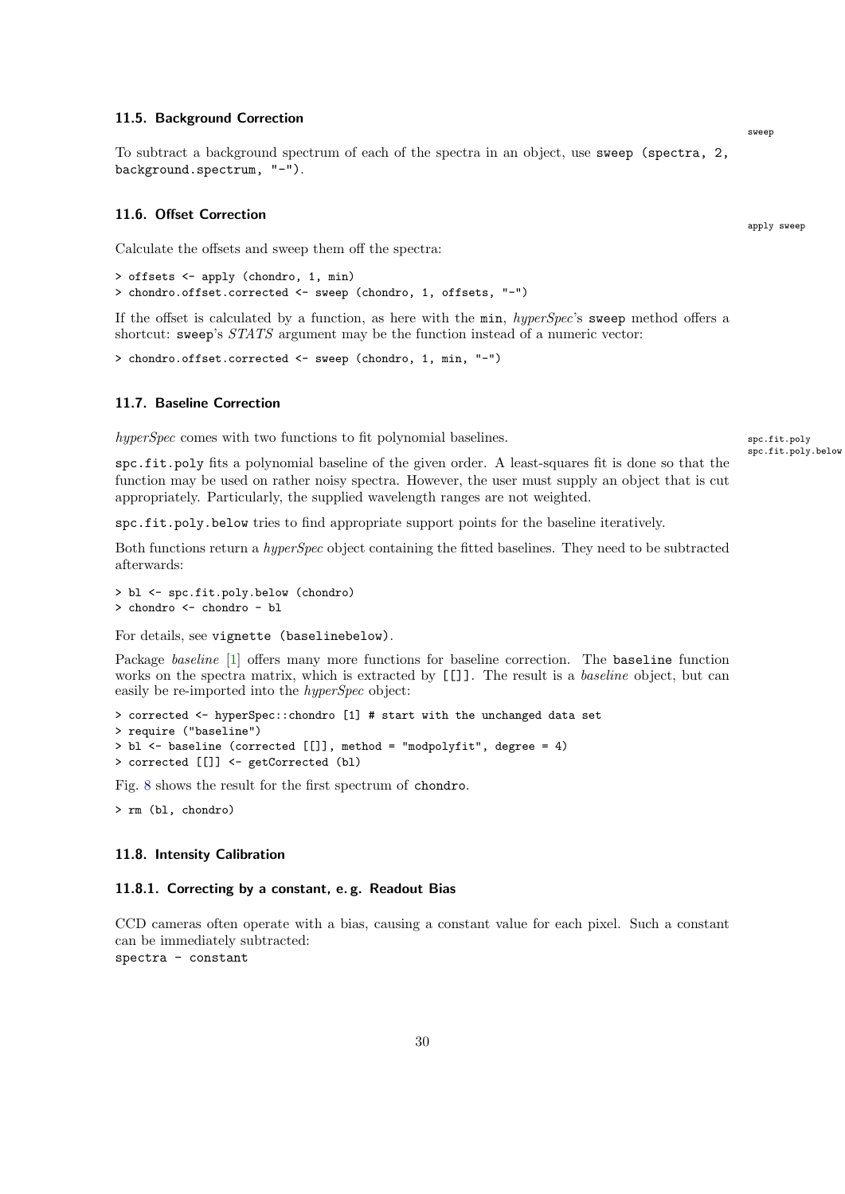### 11.5. Background Correction

To subtract a background spectrum of each of the spectra in an object, use `sweep (spectra, 2, background.spectrum, "-")`.

### 11.6. Offset Correction

Calculate the offsets and sweep them off the spectra:

```
> offsets <- apply (chondro, 1, min)
> chondro.offset.corrected <- sweep (chondro, 1, offsets, "-")
```

If the offset is calculated by a function, as here with the `min`, *hyperSpec*'s `sweep` method offers a shortcut: `sweep`'s *STATS* argument may be the function instead of a numeric vector:

```
> chondro.offset.corrected <- sweep (chondro, 1, min, "-")
```

### 11.7. Baseline Correction

*hyperSpec* comes with two functions to fit polynomial baselines.

`spc.fit.poly` fits a polynomial baseline of the given order. A least-squares fit is done so that the function may be used on rather noisy spectra. However, the user must supply an object that is cut appropriately. Particularly, the supplied wavelength ranges are not weighted.

`spc.fit.poly.below` tries to find appropriate support points for the baseline iteratively.

Both functions return a *hyperSpec* object containing the fitted baselines. They need to be subtracted afterwards:

```
> bl <- spc.fit.poly.below (chondro)
> chondro <- chondro - bl
```

For details, see `vignette (baselinebelow)`.

Package *baseline* [1] offers many more functions for baseline correction. The `baseline` function works on the spectra matrix, which is extracted by `[[]]`. The result is a *baseline* object, but can easily be re-imported into the *hyperSpec* object:

```
> corrected <- hyperSpec::chondro [1] # start with the unchanged data set
> require ("baseline")
> bl <- baseline (corrected [[]], method = "modpolyfit", degree = 4)
> corrected [[]] <- getCorrected (bl)
```

Fig. 8 shows the result for the first spectrum of `chondro`.

```
> rm (bl, chondro)
```

### 11.8. Intensity Calibration

#### 11.8.1. Correcting by a constant, e. g. Readout Bias

CCD cameras often operate with a bias, causing a constant value for each pixel. Such a constant can be immediately subtracted:
`spectra - constant`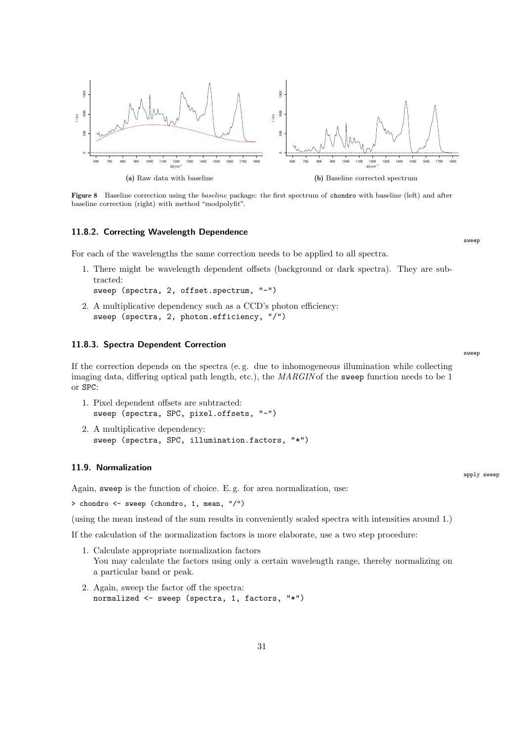(a) Raw data with baseline

(b) Baseline corrected spectrum

**Figure 8** Baseline correction using the *baseline* package: the first spectrum of `chondro` with baseline (left) and after baseline correction (right) with method "modpolyfit".

### 11.8.2. Correcting Wavelength Dependence

`sweep`

For each of the wavelengths the same correction needs to be applied to all spectra.

1. There might be wavelength dependent offsets (background or dark spectra). They are subtracted:
   `sweep (spectra, 2, offset.spectrum, "-")`
2. A multiplicative dependency such as a CCD's photon efficiency:
   `sweep (spectra, 2, photon.efficiency, "/")`

### 11.8.3. Spectra Dependent Correction

`sweep`

If the correction depends on the spectra (e. g. due to inhomogeneous illumination while collecting imaging data, differing optical path length, etc.), the *MARGIN* of the `sweep` function needs to be 1 or `SPC`:

1. Pixel dependent offsets are subtracted:
   `sweep (spectra, SPC, pixel.offsets, "-")`
2. A multiplicative dependency:
   `sweep (spectra, SPC, illumination.factors, "*")`

## 11.9. Normalization

`apply` `sweep`

Again, `sweep` is the function of choice. E. g. for area normalization, use:

```
> chondro <- sweep (chondro, 1, mean, "/")
```

(using the mean instead of the sum results in conveniently scaled spectra with intensities around 1.)

If the calculation of the normalization factors is more elaborate, use a two step procedure:

1. Calculate appropriate normalization factors
   You may calculate the factors using only a certain wavelength range, thereby normalizing on a particular band or peak.
2. Again, sweep the factor off the spectra:
   `normalized <- sweep (spectra, 1, factors, "*")`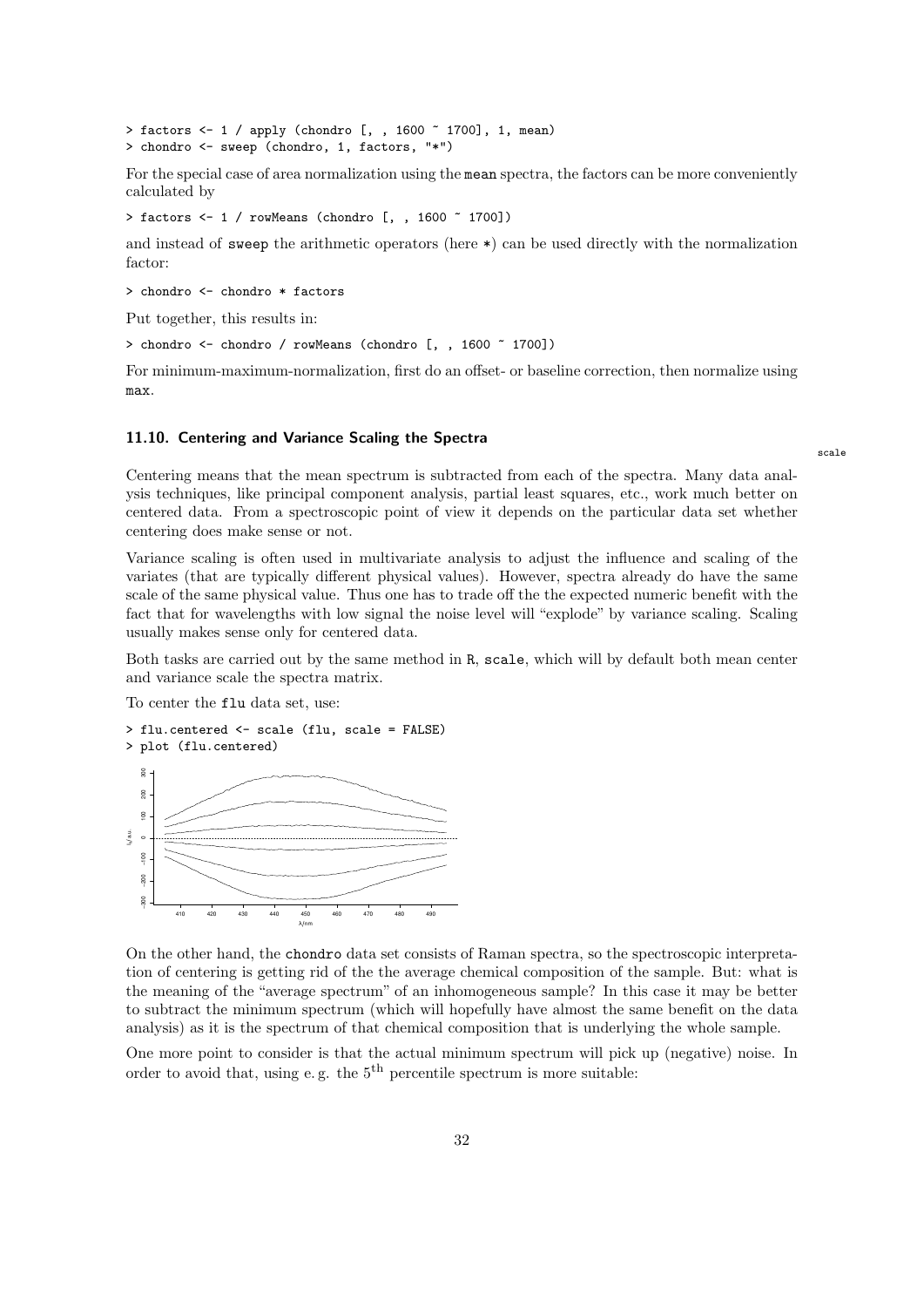```
> factors <- 1 / apply (chondro [, , 1600 ~ 1700], 1, mean)
> chondro <- sweep (chondro, 1, factors, "*")
```

For the special case of area normalization using the `mean` spectra, the factors can be more conveniently calculated by

```
> factors <- 1 / rowMeans (chondro [, , 1600 ~ 1700])
```

and instead of `sweep` the arithmetic operators (here `*`) can be used directly with the normalization factor:

```
> chondro <- chondro * factors
```

Put together, this results in:

```
> chondro <- chondro / rowMeans (chondro [, , 1600 ~ 1700])
```

For minimum-maximum-normalization, first do an offset- or baseline correction, then normalize using `max`.

### 11.10. Centering and Variance Scaling the Spectra

scale

Centering means that the mean spectrum is subtracted from each of the spectra. Many data analysis techniques, like principal component analysis, partial least squares, etc., work much better on centered data. From a spectroscopic point of view it depends on the particular data set whether centering does make sense or not.

Variance scaling is often used in multivariate analysis to adjust the influence and scaling of the variates (that are typically different physical values). However, spectra already do have the same scale of the same physical value. Thus one has to trade off the the expected numeric benefit with the fact that for wavelengths with low signal the noise level will "explode" by variance scaling. Scaling usually makes sense only for centered data.

Both tasks are carried out by the same method in R, `scale`, which will by default both mean center and variance scale the spectra matrix.

To center the `flu` data set, use:

```
> flu.centered <- scale (flu, scale = FALSE)
> plot (flu.centered)
```

On the other hand, the `chondro` data set consists of Raman spectra, so the spectroscopic interpretation of centering is getting rid of the the average chemical composition of the sample. But: what is the meaning of the "average spectrum" of an inhomogeneous sample? In this case it may be better to subtract the minimum spectrum (which will hopefully have almost the same benefit on the data analysis) as it is the spectrum of that chemical composition that is underlying the whole sample.

One more point to consider is that the actual minimum spectrum will pick up (negative) noise. In order to avoid that, using e. g. the $5^{\text{th}}$ percentile spectrum is more suitable: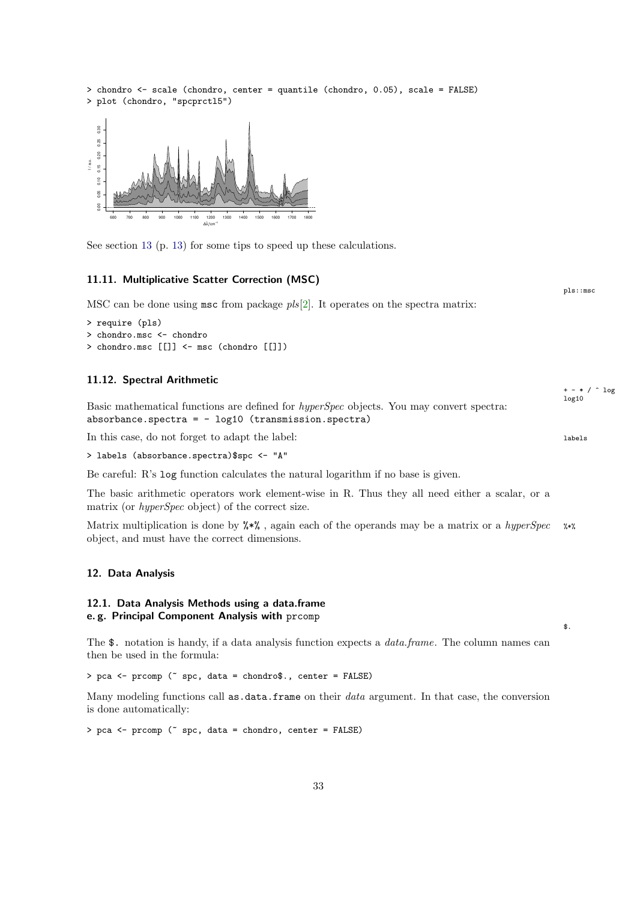```
> chondro <- scale (chondro, center = quantile (chondro, 0.05), scale = FALSE)
> plot (chondro, "spcprctl5")
```

See section 13 (p. 13) for some tips to speed up these calculations.

### 11.11. Multiplicative Scatter Correction (MSC)

pls::msc

MSC can be done using msc from package *pls*[2]. It operates on the spectra matrix:

```
> require (pls)
> chondro.msc <- chondro
> chondro.msc [[]] <- msc (chondro [[]])
```

### 11.12. Spectral Arithmetic

+ - * / ^ log log10

Basic mathematical functions are defined for *hyperSpec* objects. You may convert spectra:
`absorbance.spectra = - log10 (transmission.spectra)`

In this case, do not forget to adapt the label:

labels

```
> labels (absorbance.spectra)$spc <- "A"
```

Be careful: R's `log` function calculates the natural logarithm if no base is given.

The basic arithmetic operators work element-wise in R. Thus they all need either a scalar, or a matrix (or *hyperSpec* object) of the correct size.

Matrix multiplication is done by `%*%` , again each of the operands may be a matrix or a *hyperSpec* object, and must have the correct dimensions.

%*%

## 12. Data Analysis

### 12.1. Data Analysis Methods using a data.frame e. g. Principal Component Analysis with prcomp

$.

The `$.` notation is handy, if a data analysis function expects a *data.frame*. The column names can then be used in the formula:

```
> pca <- prcomp (~ spc, data = chondro$., center = FALSE)
```

Many modeling functions call `as.data.frame` on their *data* argument. In that case, the conversion is done automatically:

```
> pca <- prcomp (~ spc, data = chondro, center = FALSE)
```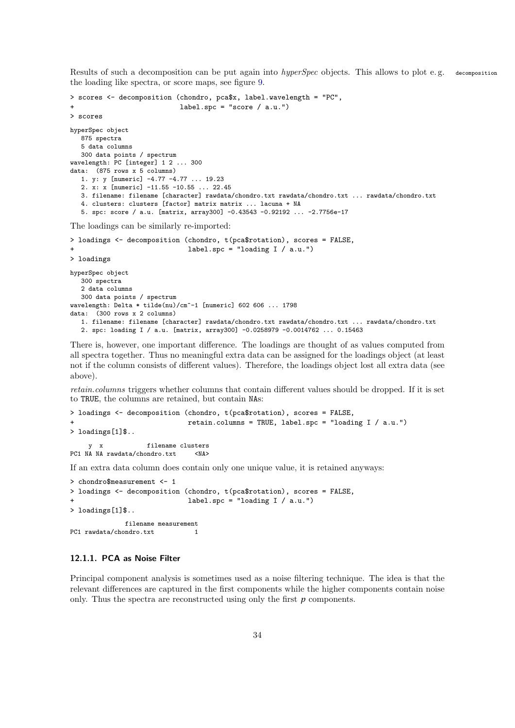Results of such a decomposition can be put again into *hyperSpec* objects. This allows to plot e. g. the loading like spectra, or score maps, see figure 9.

decomposition

```
> scores <- decomposition (chondro, pca$x, label.wavelength = "PC",
+                          label.spc = "score / a.u.")
> scores
hyperSpec object
   875 spectra
   5 data columns
   300 data points / spectrum
wavelength: PC [integer] 1 2 ... 300
data:  (875 rows x 5 columns)
   1. y: y [numeric] -4.77 -4.77 ... 19.23
   2. x: x [numeric] -11.55 -10.55 ... 22.45
   3. filename: filename [character] rawdata/chondro.txt rawdata/chondro.txt ... rawdata/chondro.txt
   4. clusters: clusters [factor] matrix matrix ... lacuna + NA
   5. spc: score / a.u. [matrix, array300] -0.43543 -0.92192 ... -2.7756e-17
```

The loadings can be similarly re-imported:

```
> loadings <- decomposition (chondro, t(pca$rotation), scores = FALSE,
+                            label.spc = "loading I / a.u.")
> loadings
hyperSpec object
   300 spectra
   2 data columns
   300 data points / spectrum
wavelength: Delta * tilde(nu)/cm^-1 [numeric] 602 606 ... 1798
data:  (300 rows x 2 columns)
   1. filename: filename [character] rawdata/chondro.txt rawdata/chondro.txt ... rawdata/chondro.txt
   2. spc: loading I / a.u. [matrix, array300] -0.0258979 -0.0014762 ... 0.15463
```

There is, however, one important difference. The loadings are thought of as values computed from all spectra together. Thus no meaningful extra data can be assigned for the loadings object (at least not if the column consists of different values). Therefore, the loadings object lost all extra data (see above).

*retain.columns* triggers whether columns that contain different values should be dropped. If it is set to TRUE, the columns are retained, but contain NAs:

```
> loadings <- decomposition (chondro, t(pca$rotation), scores = FALSE,
+                            retain.columns = TRUE, label.spc = "loading I / a.u.")
> loadings[1]$..
     y  x            filename clusters
PC1 NA NA rawdata/chondro.txt     <NA>
```

If an extra data column does contain only one unique value, it is retained anyways:

```
> chondro$measurement <- 1
> loadings <- decomposition (chondro, t(pca$rotation), scores = FALSE,
+                            label.spc = "loading I / a.u.")
> loadings[1]$..
               filename measurement
PC1 rawdata/chondro.txt           1
```

### 12.1.1. PCA as Noise Filter

Principal component analysis is sometimes used as a noise filtering technique. The idea is that the relevant differences are captured in the first components while the higher components contain noise only. Thus the spectra are reconstructed using only the first $p$ components.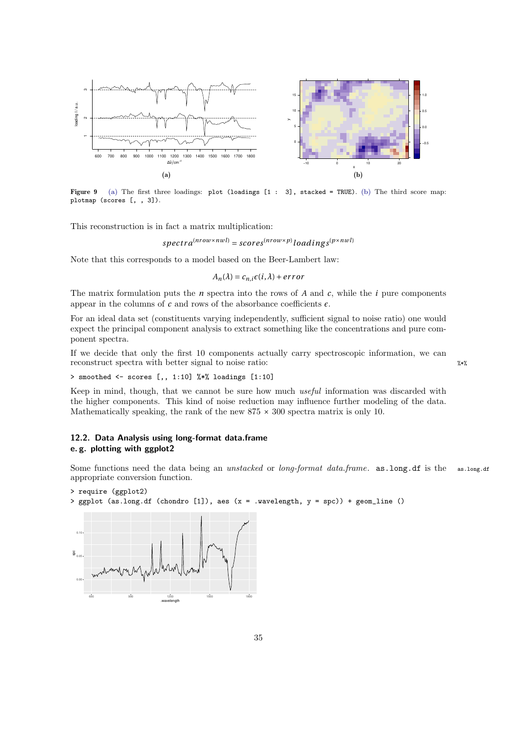Figure 9 (a) The first three loadings: `plot (loadings [1 : 3], stacked = TRUE)`. (b) The third score map: `plotmap (scores [, , 3])`.

This reconstruction is in fact a matrix multiplication:

$$spectra^{(nrow \times nwl)} = scores^{(nrow \times p)} loadings^{(p \times nwl)}$$

Note that this corresponds to a model based on the Beer-Lambert law:

$$A_n(\lambda) = c_{n,i} \epsilon(i, \lambda) + error$$

The matrix formulation puts the $n$ spectra into the rows of $A$ and $c$, while the $i$ pure components appear in the columns of $c$ and rows of the absorbance coefficients $\epsilon$.

For an ideal data set (constituents varying independently, sufficient signal to noise ratio) one would expect the principal component analysis to extract something like the concentrations and pure component spectra.

If we decide that only the first 10 components actually carry spectroscopic information, we can reconstruct spectra with better signal to noise ratio: %*%

```
> smoothed <- scores [,, 1:10] %*% loadings [1:10]
```

Keep in mind, though, that we cannot be sure how much *useful* information was discarded with the higher components. This kind of noise reduction may influence further modeling of the data. Mathematically speaking, the rank of the new 875 × 300 spectra matrix is only 10.

## 12.2. Data Analysis using long-format data.frame e. g. plotting with ggplot2

Some functions need the data being an *unstacked* or *long-format data.frame*. `as.long.df` is the appropriate conversion function. as.long.df

```
> require (ggplot2)
> ggplot (as.long.df (chondro [1]), aes (x = .wavelength, y = spc)) + geom_line ()
```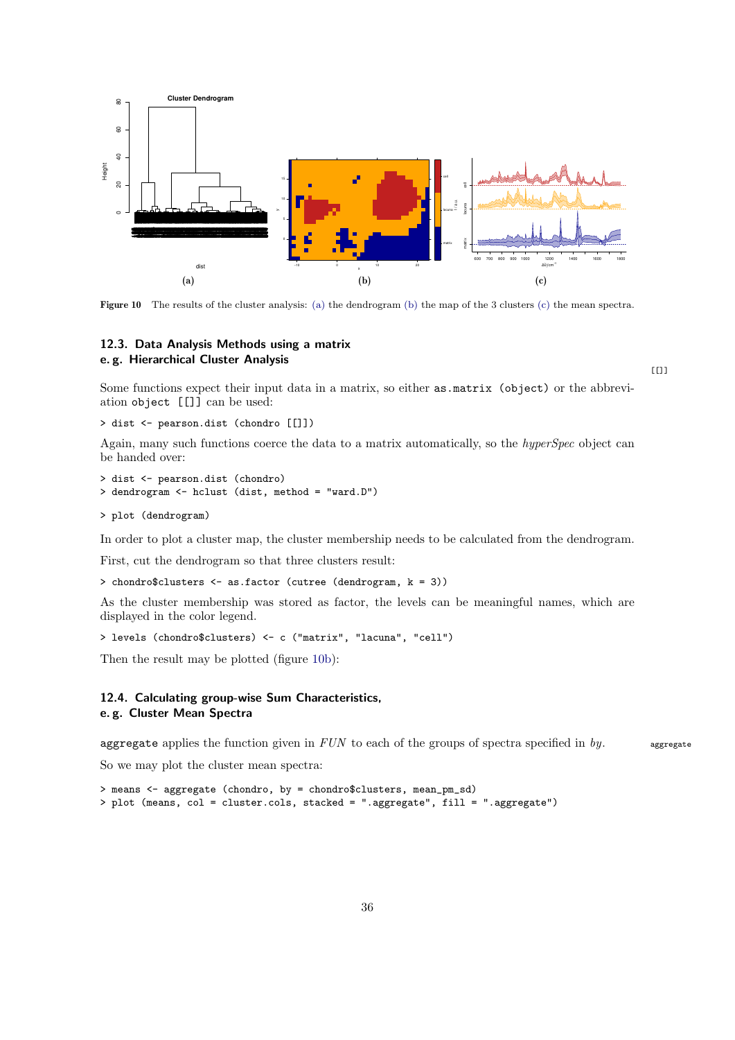Figure 10 The results of the cluster analysis: (a) the dendrogram (b) the map of the 3 clusters (c) the mean spectra.

### 12.3. Data Analysis Methods using a matrix e. g. Hierarchical Cluster Analysis

[[]]

Some functions expect their input data in a matrix, so either `as.matrix (object)` or the abbreviation `object [[]]` can be used:

```
> dist <- pearson.dist (chondro [[]])
```

Again, many such functions coerce the data to a matrix automatically, so the *hyperSpec* object can be handed over:

```
> dist <- pearson.dist (chondro)
> dendrogram <- hclust (dist, method = "ward.D")
```

```
> plot (dendrogram)
```

In order to plot a cluster map, the cluster membership needs to be calculated from the dendrogram.

First, cut the dendrogram so that three clusters result:

```
> chondro$clusters <- as.factor (cutree (dendrogram, k = 3))
```

As the cluster membership was stored as factor, the levels can be meaningful names, which are displayed in the color legend.

```
> levels (chondro$clusters) <- c ("matrix", "lacuna", "cell")
```

Then the result may be plotted (figure 10b):

### 12.4. Calculating group-wise Sum Characteristics, e. g. Cluster Mean Spectra

`aggregate` applies the function given in *FUN* to each of the groups of spectra specified in *by*.

aggregate

So we may plot the cluster mean spectra:

```
> means <- aggregate (chondro, by = chondro$clusters, mean_pm_sd)
> plot (means, col = cluster.cols, stacked = ".aggregate", fill = ".aggregate")
```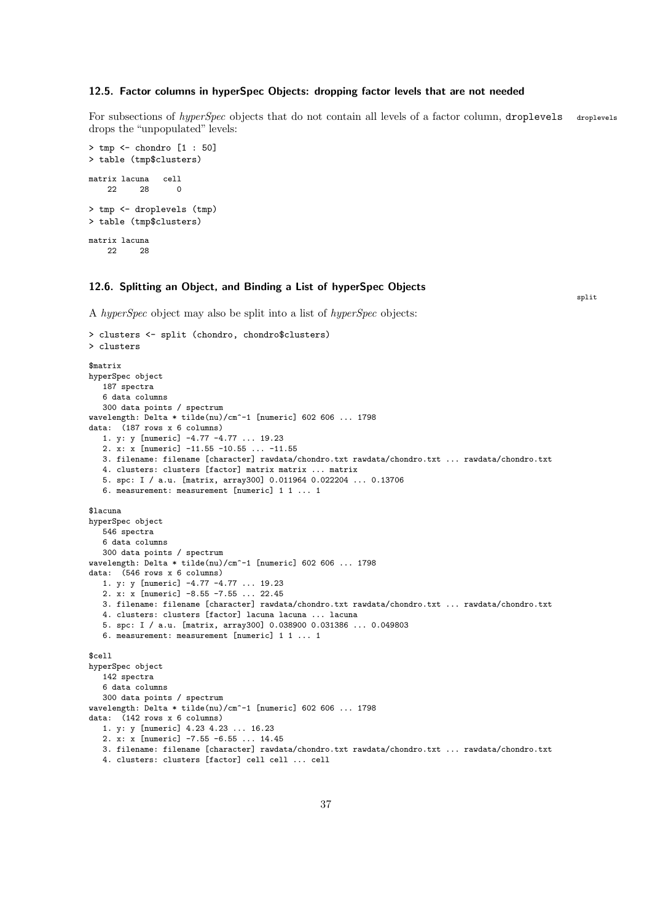### 12.5. Factor columns in hyperSpec Objects: dropping factor levels that are not needed

For subsections of *hyperSpec* objects that do not contain all levels of a factor column, `droplevels` drops the "unpopulated" levels:

```
> tmp <- chondro [1 : 50]
> table (tmp$clusters)

matrix lacuna   cell
    22     28      0

> tmp <- droplevels (tmp)
> table (tmp$clusters)

matrix lacuna
    22     28
```

### 12.6. Splitting an Object, and Binding a List of hyperSpec Objects

A *hyperSpec* object may also be split into a list of *hyperSpec* objects:

```
> clusters <- split (chondro, chondro$clusters)
> clusters

$matrix
hyperSpec object
   187 spectra
   6 data columns
   300 data points / spectrum
wavelength: Delta * tilde(nu)/cm^-1 [numeric] 602 606 ... 1798
data:  (187 rows x 6 columns)
   1. y: y [numeric] -4.77 -4.77 ... 19.23
   2. x: x [numeric] -11.55 -10.55 ... -11.55
   3. filename: filename [character] rawdata/chondro.txt rawdata/chondro.txt ... rawdata/chondro.txt
   4. clusters: clusters [factor] matrix matrix ... matrix
   5. spc: I / a.u. [matrix, array300] 0.011964 0.022204 ... 0.13706
   6. measurement: measurement [numeric] 1 1 ... 1

$lacuna
hyperSpec object
   546 spectra
   6 data columns
   300 data points / spectrum
wavelength: Delta * tilde(nu)/cm^-1 [numeric] 602 606 ... 1798
data:  (546 rows x 6 columns)
   1. y: y [numeric] -4.77 -4.77 ... 19.23
   2. x: x [numeric] -8.55 -7.55 ... 22.45
   3. filename: filename [character] rawdata/chondro.txt rawdata/chondro.txt ... rawdata/chondro.txt
   4. clusters: clusters [factor] lacuna lacuna ... lacuna
   5. spc: I / a.u. [matrix, array300] 0.038900 0.031386 ... 0.049803
   6. measurement: measurement [numeric] 1 1 ... 1

$cell
hyperSpec object
   142 spectra
   6 data columns
   300 data points / spectrum
wavelength: Delta * tilde(nu)/cm^-1 [numeric] 602 606 ... 1798
data:  (142 rows x 6 columns)
   1. y: y [numeric] 4.23 4.23 ... 16.23
   2. x: x [numeric] -7.55 -6.55 ... 14.45
   3. filename: filename [character] rawdata/chondro.txt rawdata/chondro.txt ... rawdata/chondro.txt
   4. clusters: clusters [factor] cell cell ... cell
```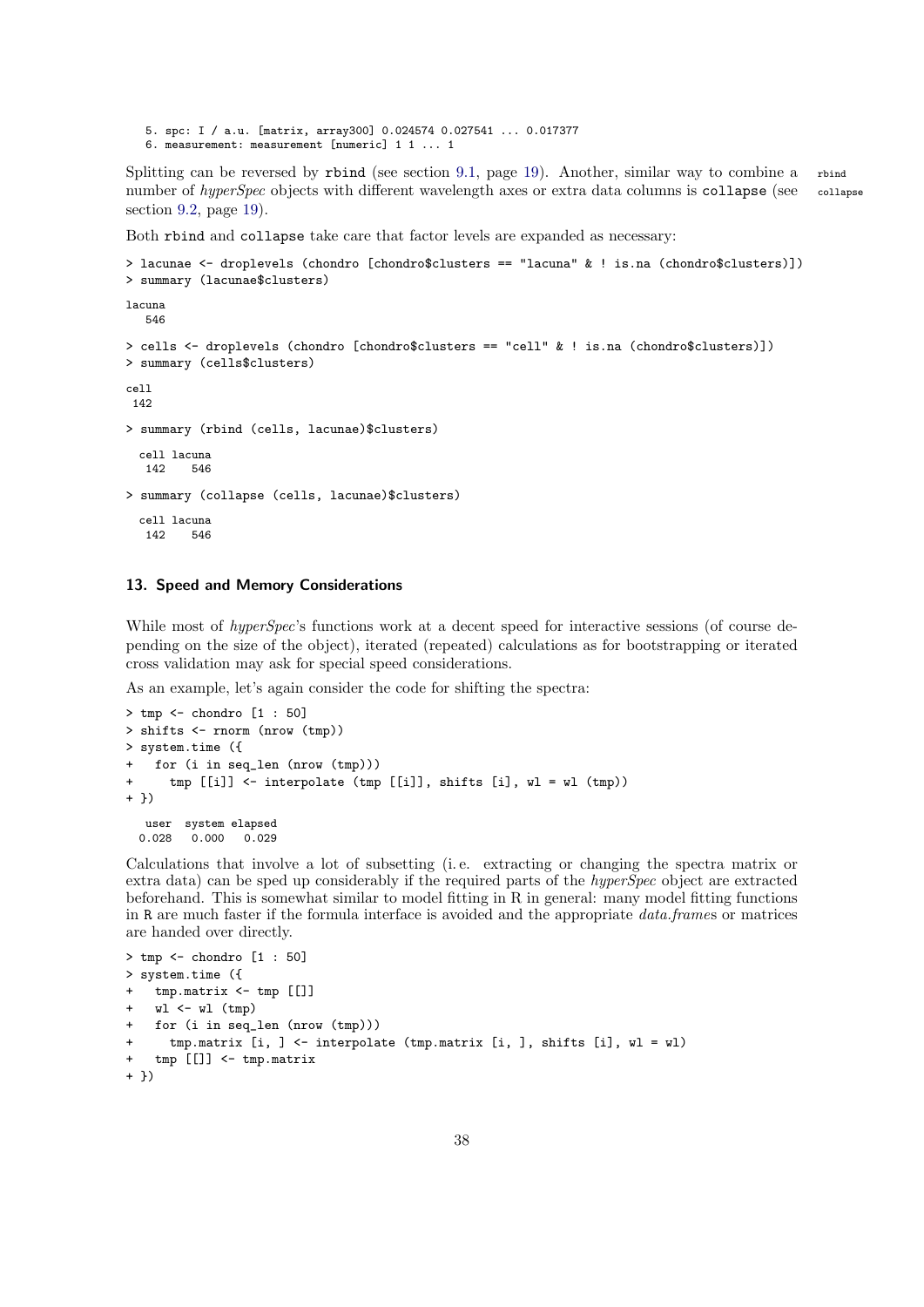```
   5. spc: I / a.u. [matrix, array300] 0.024574 0.027541 ... 0.017377
   6. measurement: measurement [numeric] 1 1 ... 1
```

Splitting can be reversed by rbind (see section 9.1, page 19). Another, similar way to combine a number of *hyperSpec* objects with different wavelength axes or extra data columns is collapse (see section 9.2, page 19).

rbind

collapse

Both rbind and collapse take care that factor levels are expanded as necessary:

```
> lacunae <- droplevels (chondro [chondro$clusters == "lacuna" & ! is.na (chondro$clusters)])
> summary (lacunae$clusters)

lacuna
   546

> cells <- droplevels (chondro [chondro$clusters == "cell" & ! is.na (chondro$clusters)])
> summary (cells$clusters)

cell
 142

> summary (rbind (cells, lacunae)$clusters)

  cell lacuna
   142    546

> summary (collapse (cells, lacunae)$clusters)

  cell lacuna
   142    546
```

## 13. Speed and Memory Considerations

While most of *hyperSpec*'s functions work at a decent speed for interactive sessions (of course depending on the size of the object), iterated (repeated) calculations as for bootstrapping or iterated cross validation may ask for special speed considerations.

As an example, let's again consider the code for shifting the spectra:

```
> tmp <- chondro [1 : 50]
> shifts <- rnorm (nrow (tmp))
> system.time ({
+   for (i in seq_len (nrow (tmp)))
+     tmp [[i]] <- interpolate (tmp [[i]], shifts [i], wl = wl (tmp))
+ })

   user  system elapsed
  0.028   0.000   0.029
```

Calculations that involve a lot of subsetting (i. e. extracting or changing the spectra matrix or extra data) can be sped up considerably if the required parts of the *hyperSpec* object are extracted beforehand. This is somewhat similar to model fitting in R in general: many model fitting functions in R are much faster if the formula interface is avoided and the appropriate *data.frame*s or matrices are handed over directly.

```
> tmp <- chondro [1 : 50]
> system.time ({
+   tmp.matrix <- tmp [[]]
+   wl <- wl (tmp)
+   for (i in seq_len (nrow (tmp)))
+     tmp.matrix [i, ] <- interpolate (tmp.matrix [i, ], shifts [i], wl = wl)
+   tmp [[]] <- tmp.matrix
+ })
```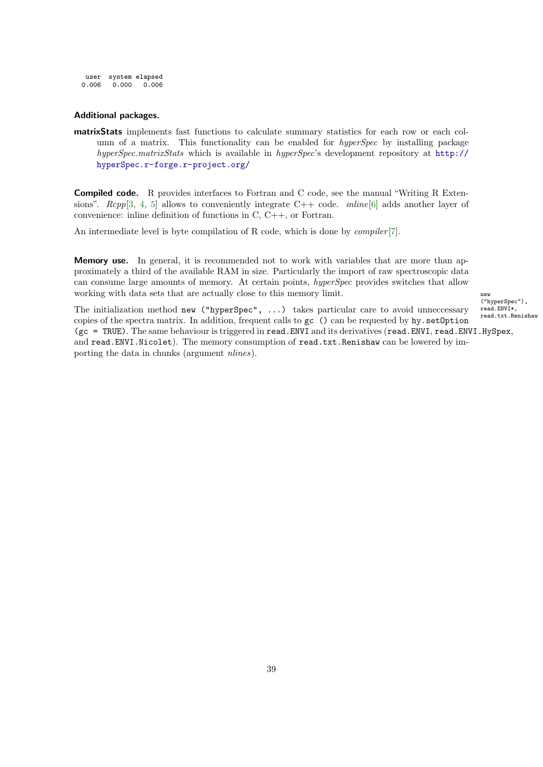```
   user  system elapsed 
  0.006   0.000   0.006 
```

**Additional packages.**

**matrixStats** implements fast functions to calculate summary statistics for each row or each column of a matrix. This functionality can be enabled for *hyperSpec* by installing package *hyperSpec.matrixStats* which is available in *hyperSpec*'s development repository at http://hyperSpec.r-forge.r-project.org/

**Compiled code.** R provides interfaces to Fortran and C code, see the manual "Writing R Extensions". *Rcpp*[3, 4, 5] allows to conveniently integrate C++ code. *inline*[6] adds another layer of convenience: inline definition of functions in C, C++, or Fortran.

An intermediate level is byte compilation of R code, which is done by *compiler*[7].

**Memory use.** In general, it is recommended not to work with variables that are more than approximately a third of the available RAM in size. Particularly the import of raw spectroscopic data can consume large amounts of memory. At certain points, *hyperSpec* provides switches that allow working with data sets that are actually close to this memory limit.

new ("hyperSpec"), read.ENVI*, read.txt.Renishaw

The initialization method `new ("hyperSpec", ...)` takes particular care to avoid unneccessary copies of the spectra matrix. In addition, frequent calls to `gc ()` can be requested by `hy.setOption (gc = TRUE)`. The same behaviour is triggered in `read.ENVI` and its derivatives (`read.ENVI`, `read.ENVI.HySpex`, and `read.ENVI.Nicolet`). The memory consumption of `read.txt.Renishaw` can be lowered by importing the data in chunks (argument *nlines*).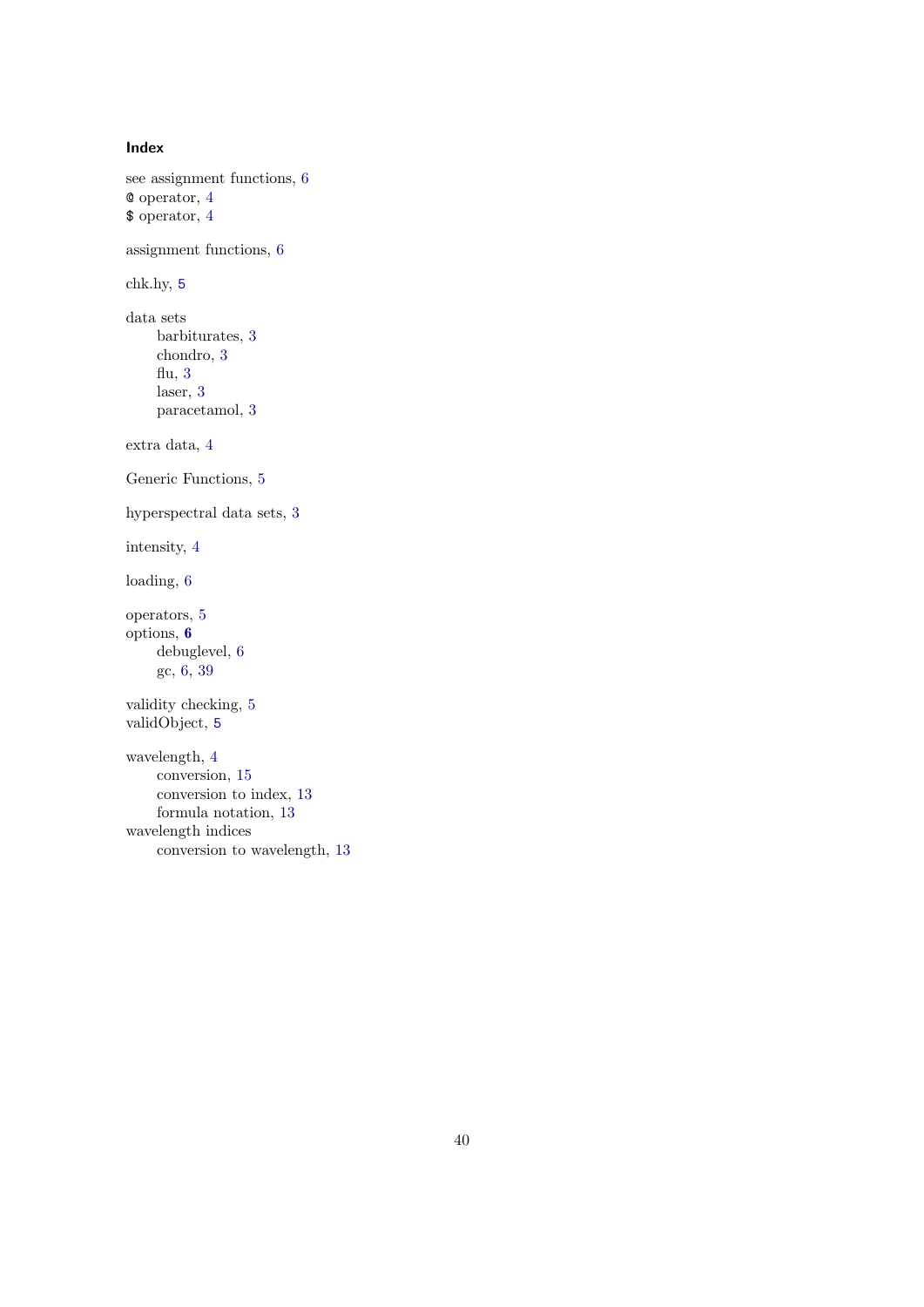# Index

see assignment functions, 6
@ operator, 4
$ operator, 4

assignment functions, 6

chk.hy, 5

data sets
- barbiturates, 3
- chondro, 3
- flu, 3
- laser, 3
- paracetamol, 3

extra data, 4

Generic Functions, 5

hyperspectral data sets, 3

intensity, 4

loading, 6

operators, 5
options, **6**
- debuglevel, 6
- gc, 6, 39

validity checking, 5
validObject, 5

wavelength, 4
- conversion, 15
- conversion to index, 13
- formula notation, 13

wavelength indices
- conversion to wavelength, 13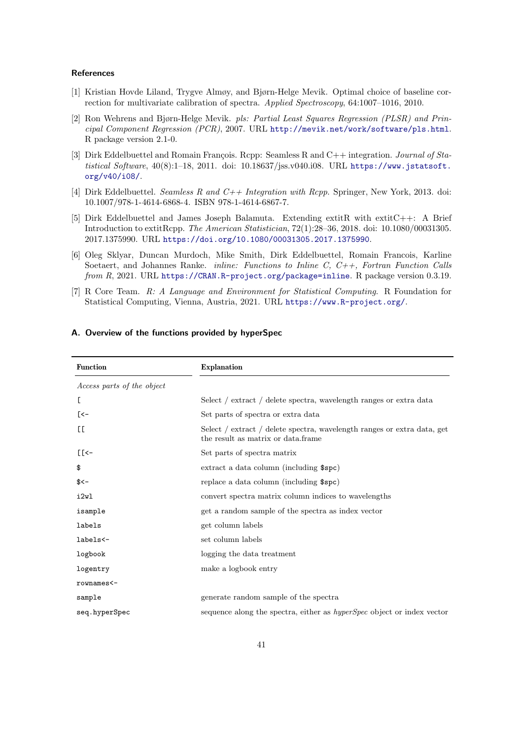### References

[1] Kristian Hovde Liland, Trygve Almøy, and Bjørn-Helge Mevik. Optimal choice of baseline correction for multivariate calibration of spectra. *Applied Spectroscopy*, 64:1007–1016, 2010.

[2] Ron Wehrens and Bjørn-Helge Mevik. *pls: Partial Least Squares Regression (PLSR) and Principal Component Regression (PCR)*, 2007. URL http://mevik.net/work/software/pls.html. R package version 2.1-0.

[3] Dirk Eddelbuettel and Romain François. Rcpp: Seamless R and C++ integration. *Journal of Statistical Software*, 40(8):1–18, 2011. doi: 10.18637/jss.v040.i08. URL https://www.jstatsoft.org/v40/i08/.

[4] Dirk Eddelbuettel. *Seamless R and C++ Integration with Rcpp*. Springer, New York, 2013. doi: 10.1007/978-1-4614-6868-4. ISBN 978-1-4614-6867-7.

[5] Dirk Eddelbuettel and James Joseph Balamuta. Extending extitR with extitC++: A Brief Introduction to extitRcpp. *The American Statistician*, 72(1):28–36, 2018. doi: 10.1080/00031305.2017.1375990. URL https://doi.org/10.1080/00031305.2017.1375990.

[6] Oleg Sklyar, Duncan Murdoch, Mike Smith, Dirk Eddelbuettel, Romain Francois, Karline Soetaert, and Johannes Ranke. *inline: Functions to Inline C, C++, Fortran Function Calls from R*, 2021. URL https://CRAN.R-project.org/package=inline. R package version 0.3.19.

[7] R Core Team. *R: A Language and Environment for Statistical Computing*. R Foundation for Statistical Computing, Vienna, Austria, 2021. URL https://www.R-project.org/.

## A. Overview of the functions provided by hyperSpec

| Function | Explanation |
|---|---|
| *Access parts of the object* | |
| `[` | Select / extract / delete spectra, wavelength ranges or extra data |
| `[<-` | Set parts of spectra or extra data |
| `[[` | Select / extract / delete spectra, wavelength ranges or extra data, get the result as matrix or data.frame |
| `[[<-` | Set parts of spectra matrix |
| `$` | extract a data column (including `$spc`) |
| `$<-` | replace a data column (including `$spc`) |
| `i2wl` | convert spectra matrix column indices to wavelengths |
| `isample` | get a random sample of the spectra as index vector |
| `labels` | get column labels |
| `labels<-` | set column labels |
| `logbook` | logging the data treatment |
| `logentry` | make a logbook entry |
| `rownames<-` | |
| `sample` | generate random sample of the spectra |
| `seq.hyperSpec` | sequence along the spectra, either as *hyperSpec* object or index vector |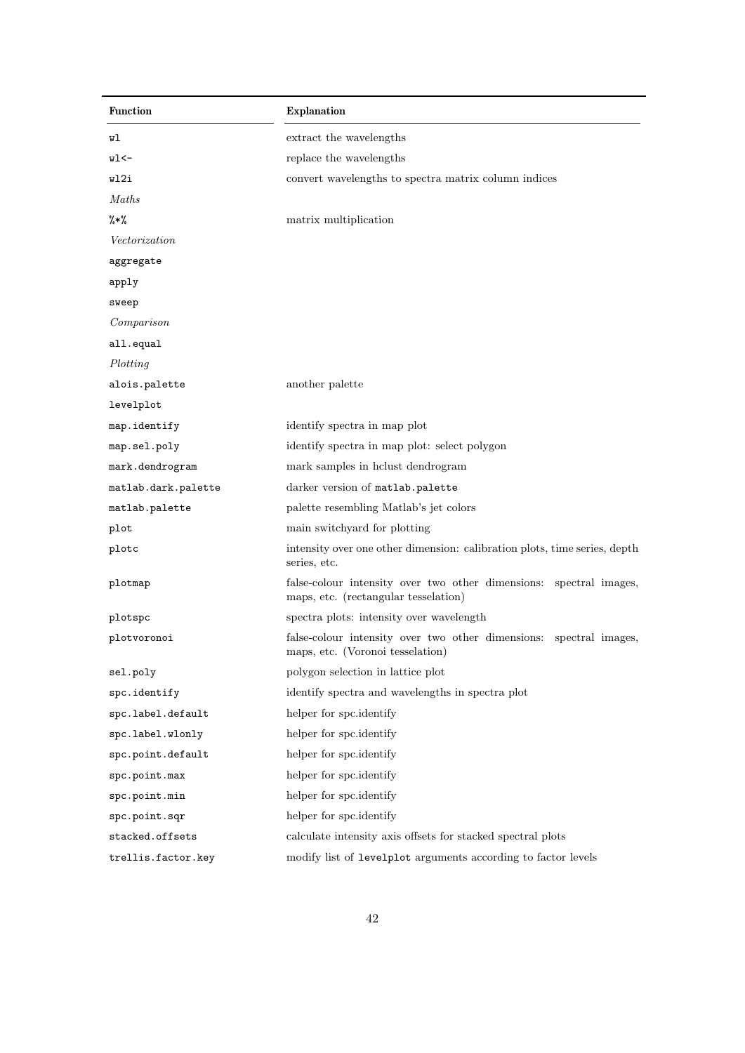| Function | Explanation |
|---|---|
| `wl` | extract the wavelengths |
| `wl<-` | replace the wavelengths |
| `wl2i` | convert wavelengths to spectra matrix column indices |
| *Maths* | |
| `%*%` | matrix multiplication |
| *Vectorization* | |
| `aggregate` | |
| `apply` | |
| `sweep` | |
| *Comparison* | |
| `all.equal` | |
| *Plotting* | |
| `alois.palette` | another palette |
| `levelplot` | |
| `map.identify` | identify spectra in map plot |
| `map.sel.poly` | identify spectra in map plot: select polygon |
| `mark.dendrogram` | mark samples in hclust dendrogram |
| `matlab.dark.palette` | darker version of `matlab.palette` |
| `matlab.palette` | palette resembling Matlab's jet colors |
| `plot` | main switchyard for plotting |
| `plotc` | intensity over one other dimension: calibration plots, time series, depth series, etc. |
| `plotmap` | false-colour intensity over two other dimensions: spectral images, maps, etc. (rectangular tesselation) |
| `plotspc` | spectra plots: intensity over wavelength |
| `plotvoronoi` | false-colour intensity over two other dimensions: spectral images, maps, etc. (Voronoi tesselation) |
| `sel.poly` | polygon selection in lattice plot |
| `spc.identify` | identify spectra and wavelengths in spectra plot |
| `spc.label.default` | helper for spc.identify |
| `spc.label.wlonly` | helper for spc.identify |
| `spc.point.default` | helper for spc.identify |
| `spc.point.max` | helper for spc.identify |
| `spc.point.min` | helper for spc.identify |
| `spc.point.sqr` | helper for spc.identify |
| `stacked.offsets` | calculate intensity axis offsets for stacked spectral plots |
| `trellis.factor.key` | modify list of `levelplot` arguments according to factor levels |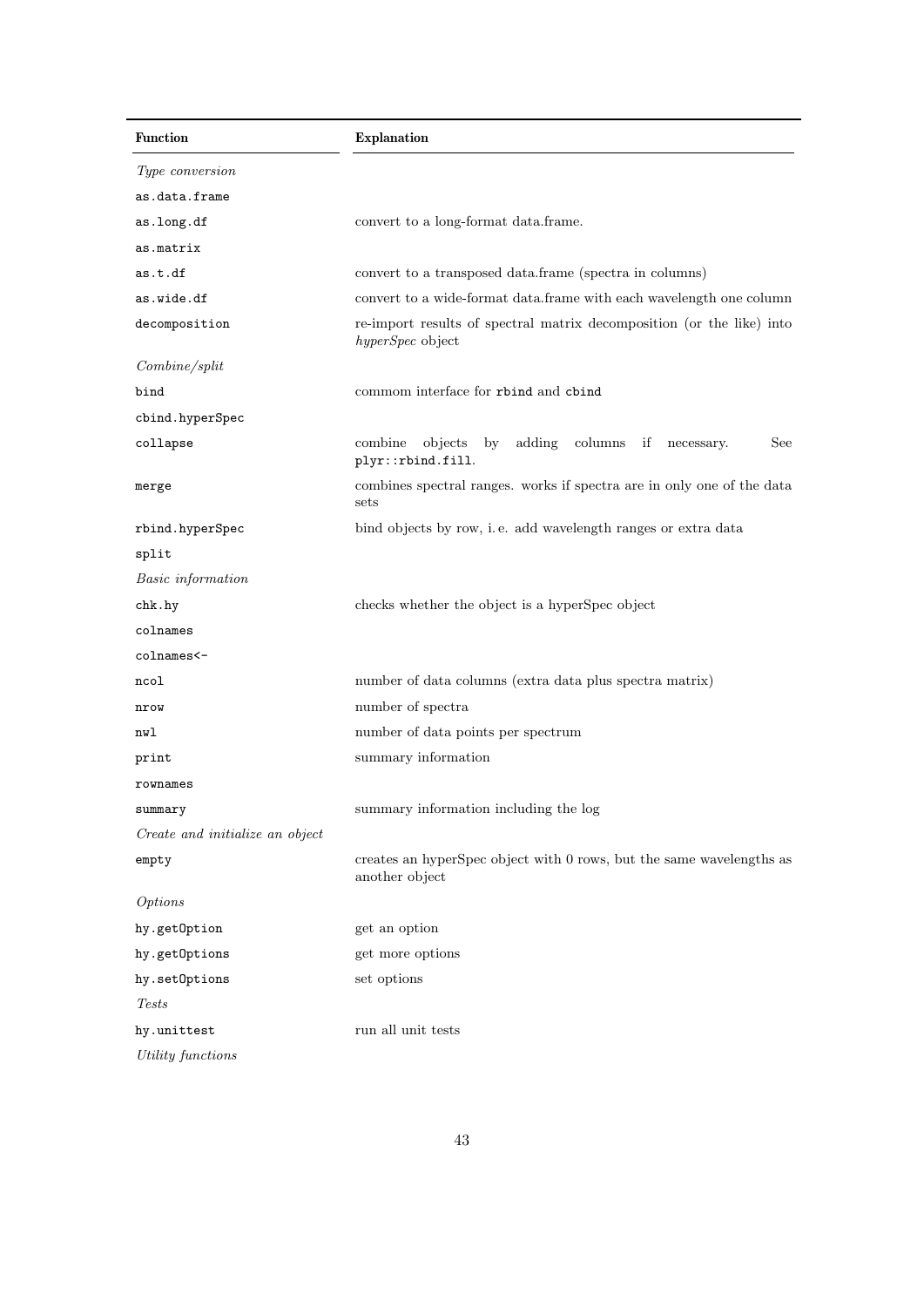| Function | Explanation |
| --- | --- |
| *Type conversion* | |
| `as.data.frame` | |
| `as.long.df` | convert to a long-format data.frame. |
| `as.matrix` | |
| `as.t.df` | convert to a transposed data.frame (spectra in columns) |
| `as.wide.df` | convert to a wide-format data.frame with each wavelength one column |
| `decomposition` | re-import results of spectral matrix decomposition (or the like) into *hyperSpec* object |
| *Combine/split* | |
| `bind` | commom interface for `rbind` and `cbind` |
| `cbind.hyperSpec` | |
| `collapse` | combine objects by adding columns if necessary. See `plyr::rbind.fill`. |
| `merge` | combines spectral ranges. works if spectra are in only one of the data sets |
| `rbind.hyperSpec` | bind objects by row, i. e. add wavelength ranges or extra data |
| `split` | |
| *Basic information* | |
| `chk.hy` | checks whether the object is a hyperSpec object |
| `colnames` | |
| `colnames<-` | |
| `ncol` | number of data columns (extra data plus spectra matrix) |
| `nrow` | number of spectra |
| `nwl` | number of data points per spectrum |
| `print` | summary information |
| `rownames` | |
| `summary` | summary information including the log |
| *Create and initialize an object* | |
| `empty` | creates an hyperSpec object with 0 rows, but the same wavelengths as another object |
| *Options* | |
| `hy.getOption` | get an option |
| `hy.getOptions` | get more options |
| `hy.setOptions` | set options |
| *Tests* | |
| `hy.unittest` | run all unit tests |
| *Utility functions* | |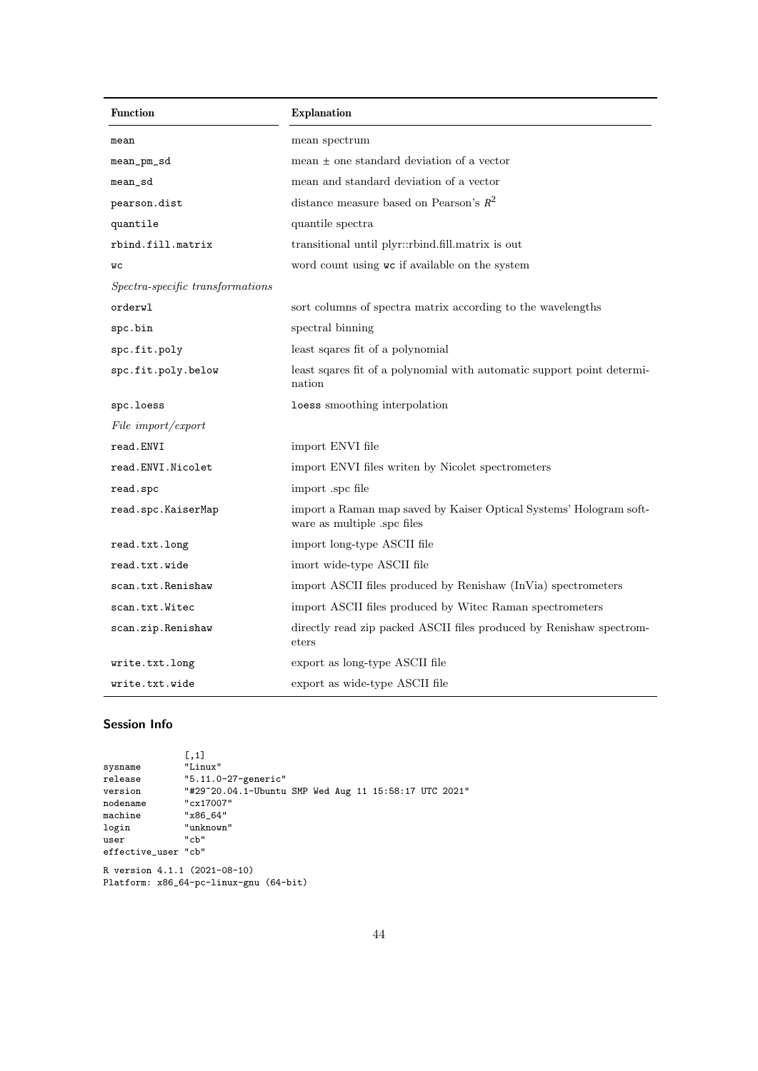| Function | Explanation |
| --- | --- |
| `mean` | mean spectrum |
| `mean_pm_sd` | mean ± one standard deviation of a vector |
| `mean_sd` | mean and standard deviation of a vector |
| `pearson.dist` | distance measure based on Pearson's $R^2$ |
| `quantile` | quantile spectra |
| `rbind.fill.matrix` | transitional until plyr::rbind.fill.matrix is out |
| `wc` | word count using `wc` if available on the system |
| *Spectra-specific transformations* | |
| `orderwl` | sort columns of spectra matrix according to the wavelengths |
| `spc.bin` | spectral binning |
| `spc.fit.poly` | least sqares fit of a polynomial |
| `spc.fit.poly.below` | least sqares fit of a polynomial with automatic support point determination |
| `spc.loess` | `loess` smoothing interpolation |
| *File import/export* | |
| `read.ENVI` | import ENVI file |
| `read.ENVI.Nicolet` | import ENVI files writen by Nicolet spectrometers |
| `read.spc` | import .spc file |
| `read.spc.KaiserMap` | import a Raman map saved by Kaiser Optical Systems' Hologram software as multiple .spc files |
| `read.txt.long` | import long-type ASCII file |
| `read.txt.wide` | imort wide-type ASCII file |
| `scan.txt.Renishaw` | import ASCII files produced by Renishaw (InVia) spectrometers |
| `scan.txt.Witec` | import ASCII files produced by Witec Raman spectrometers |
| `scan.zip.Renishaw` | directly read zip packed ASCII files produced by Renishaw spectrometers |
| `write.txt.long` | export as long-type ASCII file |
| `write.txt.wide` | export as wide-type ASCII file |

## Session Info

```
               [,1]
sysname        "Linux"
release        "5.11.0-27-generic"
version        "#29~20.04.1-Ubuntu SMP Wed Aug 11 15:58:17 UTC 2021"
nodename       "cx17007"
machine        "x86_64"
login          "unknown"
user           "cb"
effective_user "cb"

R version 4.1.1 (2021-08-10)
Platform: x86_64-pc-linux-gnu (64-bit)
```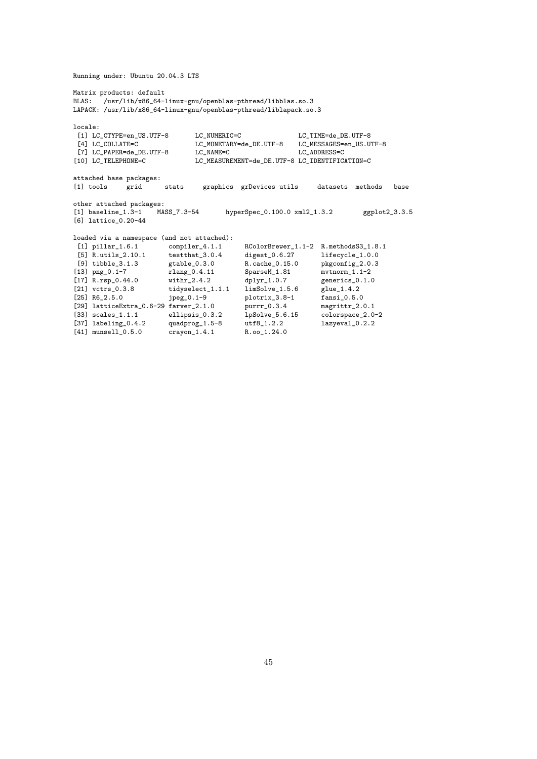```
Running under: Ubuntu 20.04.3 LTS

Matrix products: default
BLAS:   /usr/lib/x86_64-linux-gnu/openblas-pthread/libblas.so.3
LAPACK: /usr/lib/x86_64-linux-gnu/openblas-pthread/liblapack.so.3

locale:
 [1] LC_CTYPE=en_US.UTF-8       LC_NUMERIC=C               LC_TIME=de_DE.UTF-8
 [4] LC_COLLATE=C               LC_MONETARY=de_DE.UTF-8    LC_MESSAGES=en_US.UTF-8
 [7] LC_PAPER=de_DE.UTF-8       LC_NAME=C                  LC_ADDRESS=C
[10] LC_TELEPHONE=C             LC_MEASUREMENT=de_DE.UTF-8 LC_IDENTIFICATION=C

attached base packages:
[1] tools     grid      stats     graphics  grDevices utils     datasets  methods   base

other attached packages:
[1] baseline_1.3-1    MASS_7.3-54       hyperSpec_0.100.0 xml2_1.3.2        ggplot2_3.3.5
[6] lattice_0.20-44

loaded via a namespace (and not attached):
 [1] pillar_1.6.1         compiler_4.1.1       RColorBrewer_1.1-2  R.methodsS3_1.8.1
 [5] R.utils_2.10.1       testthat_3.0.4       digest_0.6.27       lifecycle_1.0.0
 [9] tibble_3.1.3         gtable_0.3.0         R.cache_0.15.0      pkgconfig_2.0.3
[13] png_0.1-7            rlang_0.4.11         SparseM_1.81        mvtnorm_1.1-2
[17] R.rsp_0.44.0         withr_2.4.2          dplyr_1.0.7         generics_0.1.0
[21] vctrs_0.3.8          tidyselect_1.1.1     limSolve_1.5.6      glue_1.4.2
[25] R6_2.5.0             jpeg_0.1-9           plotrix_3.8-1       fansi_0.5.0
[29] latticeExtra_0.6-29 farver_2.1.0          purrr_0.3.4         magrittr_2.0.1
[33] scales_1.1.1         ellipsis_0.3.2       lpSolve_5.6.15      colorspace_2.0-2
[37] labeling_0.4.2       quadprog_1.5-8       utf8_1.2.2          lazyeval_0.2.2
[41] munsell_0.5.0        crayon_1.4.1         R.oo_1.24.0
```